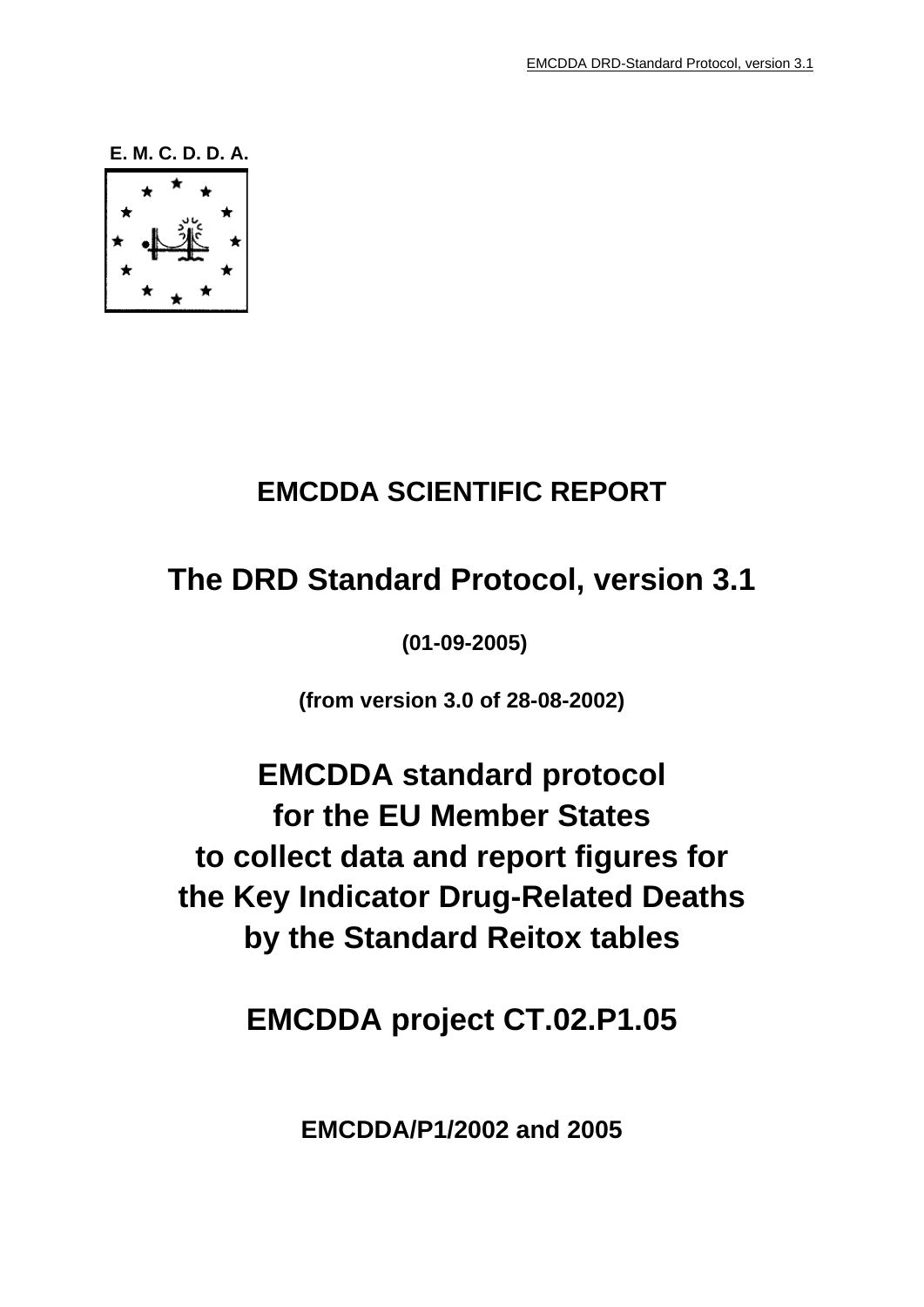E. M. C. D. D. A.

# EMCDDA SCIENTIFIC REPORT

## The DRD Standard Protocol, version 3.1

**(01-09-2005)**

**(from version 3.0 of 28-08-2002)**

## EMCDDA standard protocol for the EU Member States to collect data and report figures for the Key Indicator Drug-Related Deaths by the Standard Reitox tables

## EMCDDA project CT.02.P1.05

**EMCDDA/P1/2002 and 2005**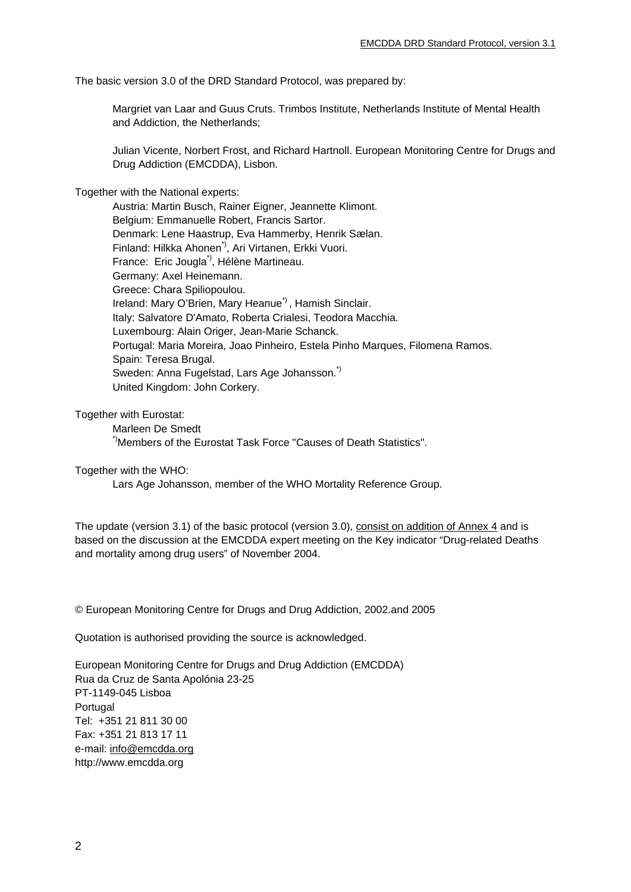The basic version 3.0 of the DRD Standard Protocol, was prepared by:

Margriet van Laar and Guus Cruts. Trimbos Institute, Netherlands Institute of Mental Health and Addiction, the Netherlands;

Julian Vicente, Norbert Frost, and Richard Hartnoll. European Monitoring Centre for Drugs and Drug Addiction (EMCDDA), Lisbon.

Together with the National experts:

Austria: Martin Busch, Rainer Eigner, Jeannette Klimont.
Belgium: Emmanuelle Robert, Francis Sartor.
Denmark: Lene Haastrup, Eva Hammerby, Henrik Sælan.
Finland: Hilkka Ahonen*), Ari Virtanen, Erkki Vuori.
France: Eric Jougla*), Hélène Martineau.
Germany: Axel Heinemann.
Greece: Chara Spiliopoulou.
Ireland: Mary O'Brien, Mary Heanue*), Hamish Sinclair.
Italy: Salvatore D'Amato, Roberta Crialesi, Teodora Macchia.
Luxembourg: Alain Origer, Jean-Marie Schanck.
Portugal: Maria Moreira, Joao Pinheiro, Estela Pinho Marques, Filomena Ramos.
Spain: Teresa Brugal.
Sweden: Anna Fugelstad, Lars Age Johansson.*)
United Kingdom: John Corkery.

Together with Eurostat:

Marleen De Smedt
*)Members of the Eurostat Task Force "Causes of Death Statistics".

Together with the WHO:

Lars Age Johansson, member of the WHO Mortality Reference Group.

The update (version 3.1) of the basic protocol (version 3.0), consist on addition of Annex 4 and is based on the discussion at the EMCDDA expert meeting on the Key indicator "Drug-related Deaths and mortality among drug users" of November 2004.

© European Monitoring Centre for Drugs and Drug Addiction, 2002.and 2005

Quotation is authorised providing the source is acknowledged.

European Monitoring Centre for Drugs and Drug Addiction (EMCDDA)
Rua da Cruz de Santa Apolónia 23-25
PT-1149-045 Lisboa
Portugal
Tel: +351 21 811 30 00
Fax: +351 21 813 17 11
e-mail: info@emcdda.org
http://www.emcdda.org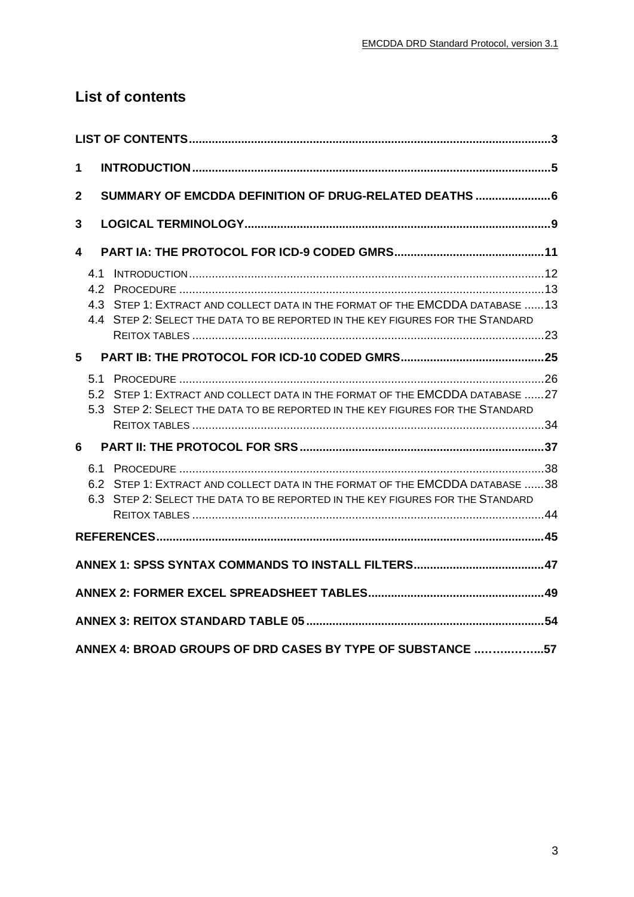## List of contents

LIST OF CONTENTS ..... 3

1 INTRODUCTION ..... 5

2 SUMMARY OF EMCDDA DEFINITION OF DRUG-RELATED DEATHS ..... 6

3 LOGICAL TERMINOLOGY ..... 9

4 PART IA: THE PROTOCOL FOR ICD-9 CODED GMRS ..... 11

- 4.1 INTRODUCTION ..... 12
- 4.2 PROCEDURE ..... 13
- 4.3 STEP 1: EXTRACT AND COLLECT DATA IN THE FORMAT OF THE EMCDDA DATABASE ..... 13
- 4.4 STEP 2: SELECT THE DATA TO BE REPORTED IN THE KEY FIGURES FOR THE STANDARD REITOX TABLES ..... 23

5 PART IB: THE PROTOCOL FOR ICD-10 CODED GMRS ..... 25

- 5.1 PROCEDURE ..... 26
- 5.2 STEP 1: EXTRACT AND COLLECT DATA IN THE FORMAT OF THE EMCDDA DATABASE ..... 27
- 5.3 STEP 2: SELECT THE DATA TO BE REPORTED IN THE KEY FIGURES FOR THE STANDARD REITOX TABLES ..... 34

6 PART II: THE PROTOCOL FOR SRS ..... 37

- 6.1 PROCEDURE ..... 38
- 6.2 STEP 1: EXTRACT AND COLLECT DATA IN THE FORMAT OF THE EMCDDA DATABASE ..... 38
- 6.3 STEP 2: SELECT THE DATA TO BE REPORTED IN THE KEY FIGURES FOR THE STANDARD REITOX TABLES ..... 44

REFERENCES ..... 45

ANNEX 1: SPSS SYNTAX COMMANDS TO INSTALL FILTERS ..... 47

ANNEX 2: FORMER EXCEL SPREADSHEET TABLES ..... 49

ANNEX 3: REITOX STANDARD TABLE 05 ..... 54

ANNEX 4: BROAD GROUPS OF DRD CASES BY TYPE OF SUBSTANCE ..... 57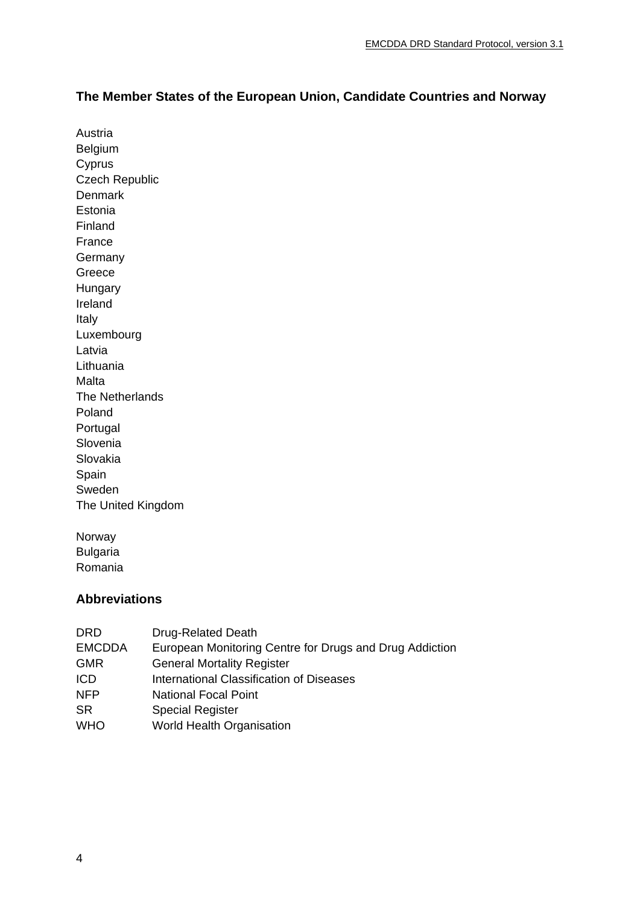## The Member States of the European Union, Candidate Countries and Norway

Austria
Belgium
Cyprus
Czech Republic
Denmark
Estonia
Finland
France
Germany
Greece
Hungary
Ireland
Italy
Luxembourg
Latvia
Lithuania
Malta
The Netherlands
Poland
Portugal
Slovenia
Slovakia
Spain
Sweden
The United Kingdom

Norway
Bulgaria
Romania

## Abbreviations

| | |
|---|---|
| DRD | Drug-Related Death |
| EMCDDA | European Monitoring Centre for Drugs and Drug Addiction |
| GMR | General Mortality Register |
| ICD | International Classification of Diseases |
| NFP | National Focal Point |
| SR | Special Register |
| WHO | World Health Organisation |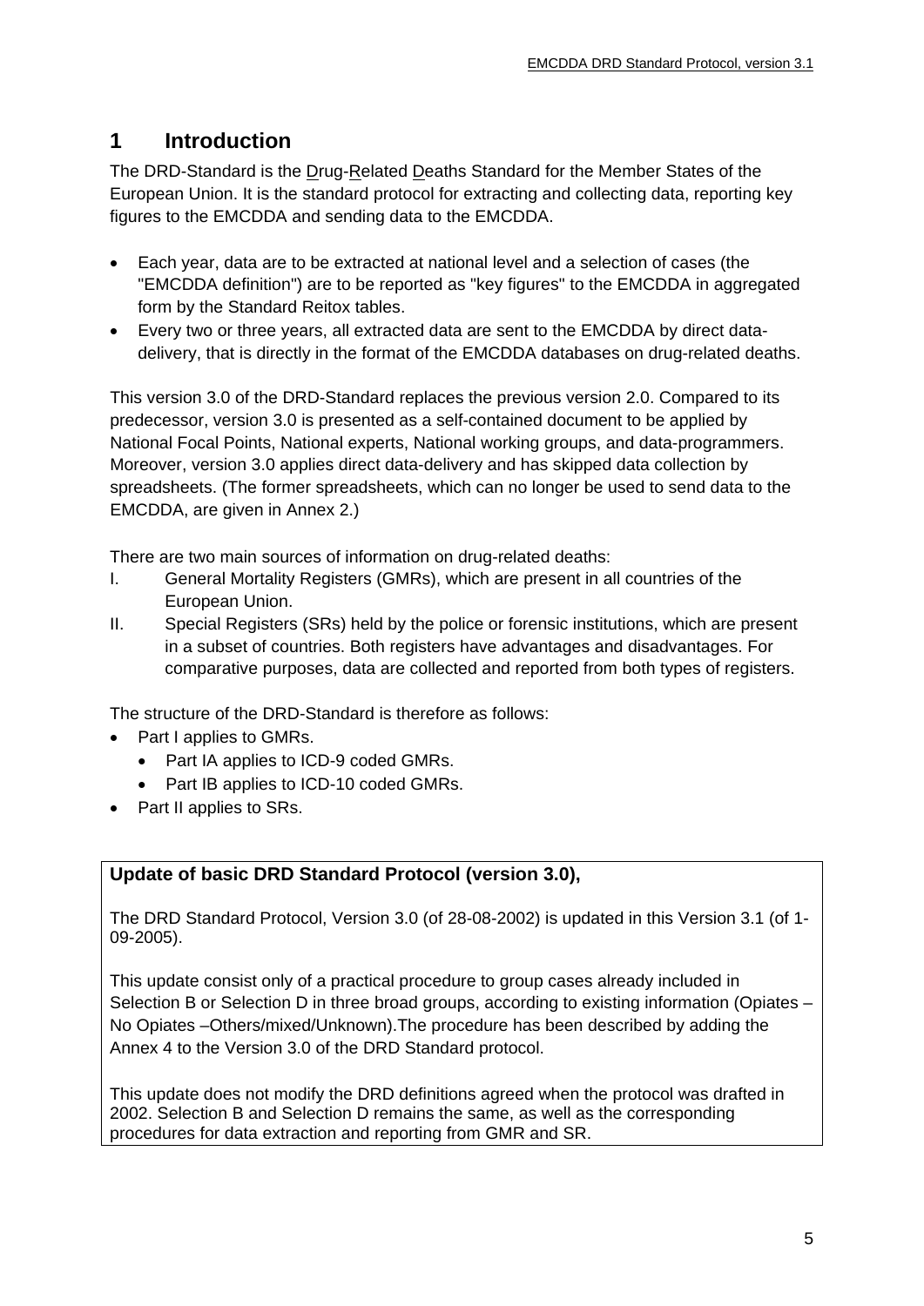# 1 Introduction

The DRD-Standard is the Drug-Related Deaths Standard for the Member States of the European Union. It is the standard protocol for extracting and collecting data, reporting key figures to the EMCDDA and sending data to the EMCDDA.

- Each year, data are to be extracted at national level and a selection of cases (the "EMCDDA definition") are to be reported as "key figures" to the EMCDDA in aggregated form by the Standard Reitox tables.
- Every two or three years, all extracted data are sent to the EMCDDA by direct data-delivery, that is directly in the format of the EMCDDA databases on drug-related deaths.

This version 3.0 of the DRD-Standard replaces the previous version 2.0. Compared to its predecessor, version 3.0 is presented as a self-contained document to be applied by National Focal Points, National experts, National working groups, and data-programmers. Moreover, version 3.0 applies direct data-delivery and has skipped data collection by spreadsheets. (The former spreadsheets, which can no longer be used to send data to the EMCDDA, are given in Annex 2.)

There are two main sources of information on drug-related deaths:

I. General Mortality Registers (GMRs), which are present in all countries of the European Union.

II. Special Registers (SRs) held by the police or forensic institutions, which are present in a subset of countries. Both registers have advantages and disadvantages. For comparative purposes, data are collected and reported from both types of registers.

The structure of the DRD-Standard is therefore as follows:

- Part I applies to GMRs.
  - Part IA applies to ICD-9 coded GMRs.
  - Part IB applies to ICD-10 coded GMRs.
- Part II applies to SRs.

**Update of basic DRD Standard Protocol (version 3.0),**

The DRD Standard Protocol, Version 3.0 (of 28-08-2002) is updated in this Version 3.1 (of 1-09-2005).

This update consist only of a practical procedure to group cases already included in Selection B or Selection D in three broad groups, according to existing information (Opiates – No Opiates –Others/mixed/Unknown).The procedure has been described by adding the Annex 4 to the Version 3.0 of the DRD Standard protocol.

This update does not modify the DRD definitions agreed when the protocol was drafted in 2002. Selection B and Selection D remains the same, as well as the corresponding procedures for data extraction and reporting from GMR and SR.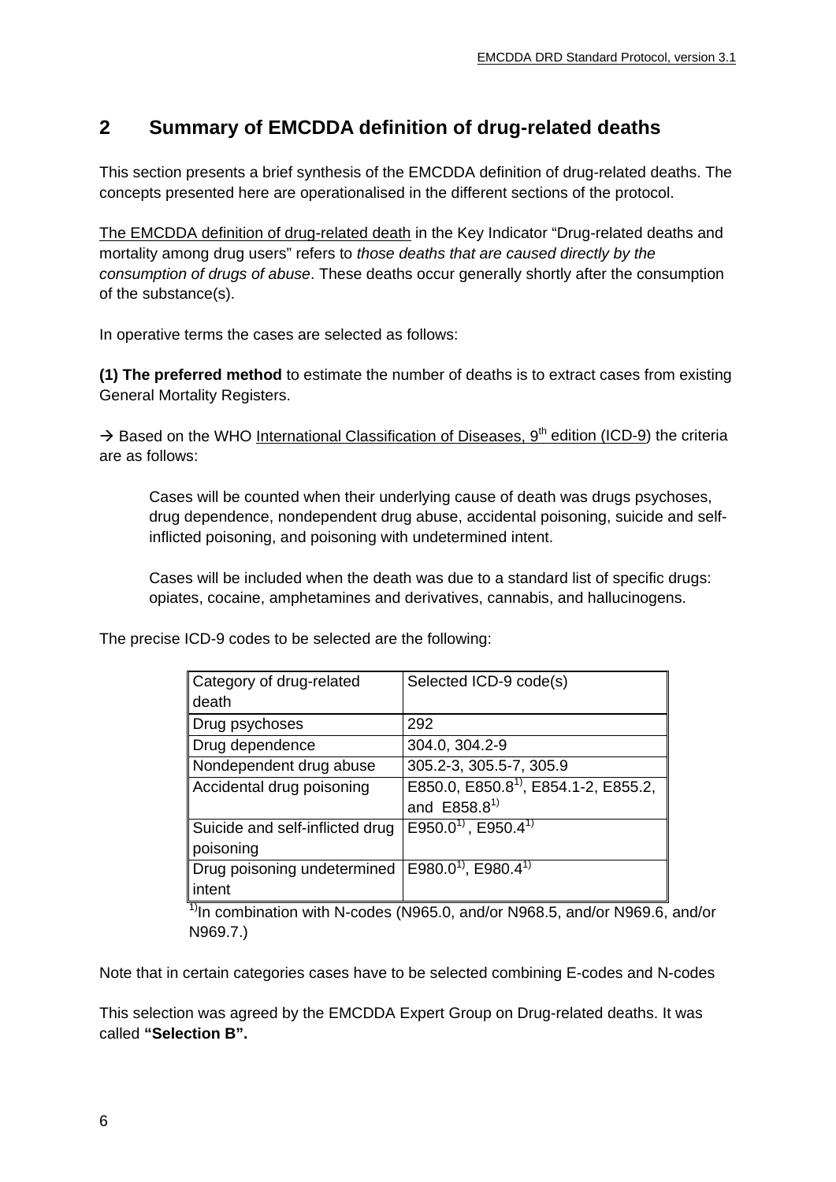## 2 Summary of EMCDDA definition of drug-related deaths

This section presents a brief synthesis of the EMCDDA definition of drug-related deaths. The concepts presented here are operationalised in the different sections of the protocol.

The EMCDDA definition of drug-related death in the Key Indicator "Drug-related deaths and mortality among drug users" refers to *those deaths that are caused directly by the consumption of drugs of abuse*. These deaths occur generally shortly after the consumption of the substance(s).

In operative terms the cases are selected as follows:

**(1) The preferred method** to estimate the number of deaths is to extract cases from existing General Mortality Registers.

→ Based on the WHO International Classification of Diseases, 9th edition (ICD-9) the criteria are as follows:

> Cases will be counted when their underlying cause of death was drugs psychoses, drug dependence, nondependent drug abuse, accidental poisoning, suicide and self-inflicted poisoning, and poisoning with undetermined intent.
>
> Cases will be included when the death was due to a standard list of specific drugs: opiates, cocaine, amphetamines and derivatives, cannabis, and hallucinogens.

The precise ICD-9 codes to be selected are the following:

| Category of drug-related death | Selected ICD-9 code(s) |
|---|---|
| Drug psychoses | 292 |
| Drug dependence | 304.0, 304.2-9 |
| Nondependent drug abuse | 305.2-3, 305.5-7, 305.9 |
| Accidental drug poisoning | E850.0, E850.8[1)], E854.1-2, E855.2, and E858.8[1)] |
| Suicide and self-inflicted drug poisoning | E950.0[1)], E950.4[1)] |
| Drug poisoning undetermined intent | E980.0[1)], E980.4[1)] |

[1)]In combination with N-codes (N965.0, and/or N968.5, and/or N969.6, and/or N969.7.)

Note that in certain categories cases have to be selected combining E-codes and N-codes

This selection was agreed by the EMCDDA Expert Group on Drug-related deaths. It was called **"Selection B".**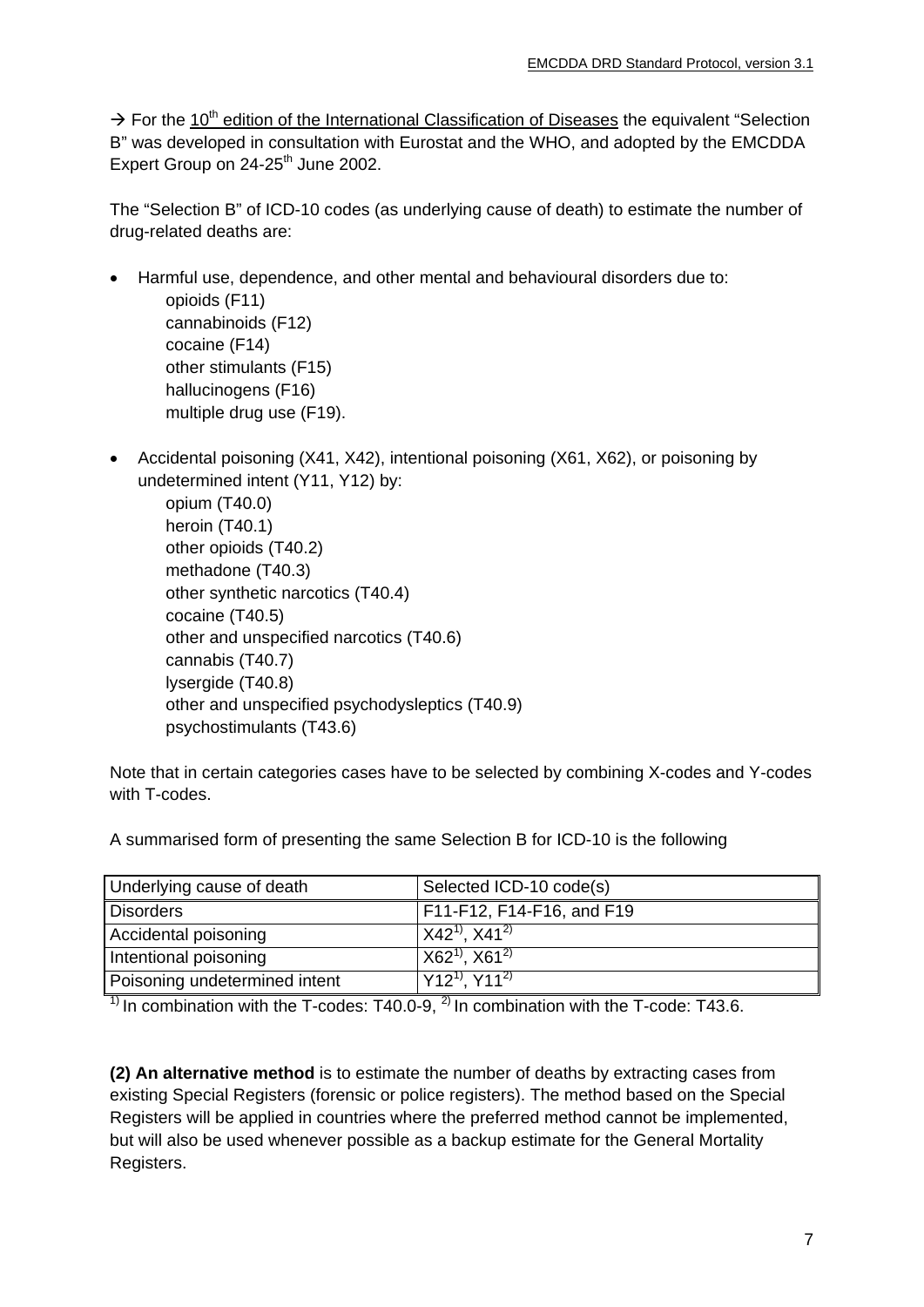→ For the 10th edition of the International Classification of Diseases the equivalent "Selection B" was developed in consultation with Eurostat and the WHO, and adopted by the EMCDDA Expert Group on 24-25th June 2002.

The "Selection B" of ICD-10 codes (as underlying cause of death) to estimate the number of drug-related deaths are:

- Harmful use, dependence, and other mental and behavioural disorders due to:
  opioids (F11)
  cannabinoids (F12)
  cocaine (F14)
  other stimulants (F15)
  hallucinogens (F16)
  multiple drug use (F19).

- Accidental poisoning (X41, X42), intentional poisoning (X61, X62), or poisoning by undetermined intent (Y11, Y12) by:
  opium (T40.0)
  heroin (T40.1)
  other opioids (T40.2)
  methadone (T40.3)
  other synthetic narcotics (T40.4)
  cocaine (T40.5)
  other and unspecified narcotics (T40.6)
  cannabis (T40.7)
  lysergide (T40.8)
  other and unspecified psychodysleptics (T40.9)
  psychostimulants (T43.6)

Note that in certain categories cases have to be selected by combining X-codes and Y-codes with T-codes.

A summarised form of presenting the same Selection B for ICD-10 is the following

| Underlying cause of death | Selected ICD-10 code(s) |
|---|---|
| Disorders | F11-F12, F14-F16, and F19 |
| Accidental poisoning | X42[1)], X41[2)] |
| Intentional poisoning | X62[1)], X61[2)] |
| Poisoning undetermined intent | Y12[1)], Y11[2)] |

[1)] In combination with the T-codes: T40.0-9, [2)] In combination with the T-code: T43.6.

**(2) An alternative method** is to estimate the number of deaths by extracting cases from existing Special Registers (forensic or police registers). The method based on the Special Registers will be applied in countries where the preferred method cannot be implemented, but will also be used whenever possible as a backup estimate for the General Mortality Registers.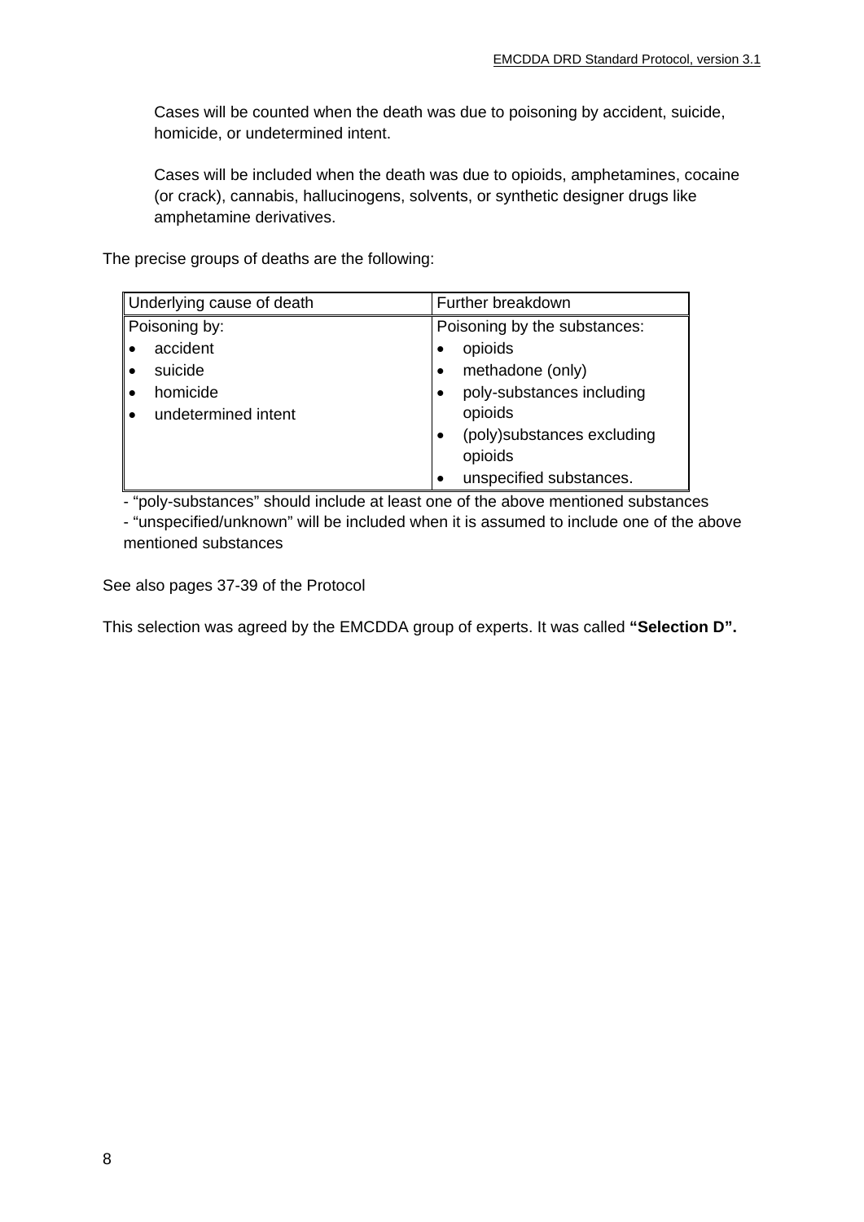Cases will be counted when the death was due to poisoning by accident, suicide, homicide, or undetermined intent.

Cases will be included when the death was due to opioids, amphetamines, cocaine (or crack), cannabis, hallucinogens, solvents, or synthetic designer drugs like amphetamine derivatives.

The precise groups of deaths are the following:

| Underlying cause of death | Further breakdown |
| --- | --- |
| Poisoning by:<br>• accident<br>• suicide<br>• homicide<br>• undetermined intent | Poisoning by the substances:<br>• opioids<br>• methadone (only)<br>• poly-substances including opioids<br>• (poly)substances excluding opioids<br>• unspecified substances. |

- "poly-substances" should include at least one of the above mentioned substances
- "unspecified/unknown" will be included when it is assumed to include one of the above mentioned substances

See also pages 37-39 of the Protocol

This selection was agreed by the EMCDDA group of experts. It was called **"Selection D".**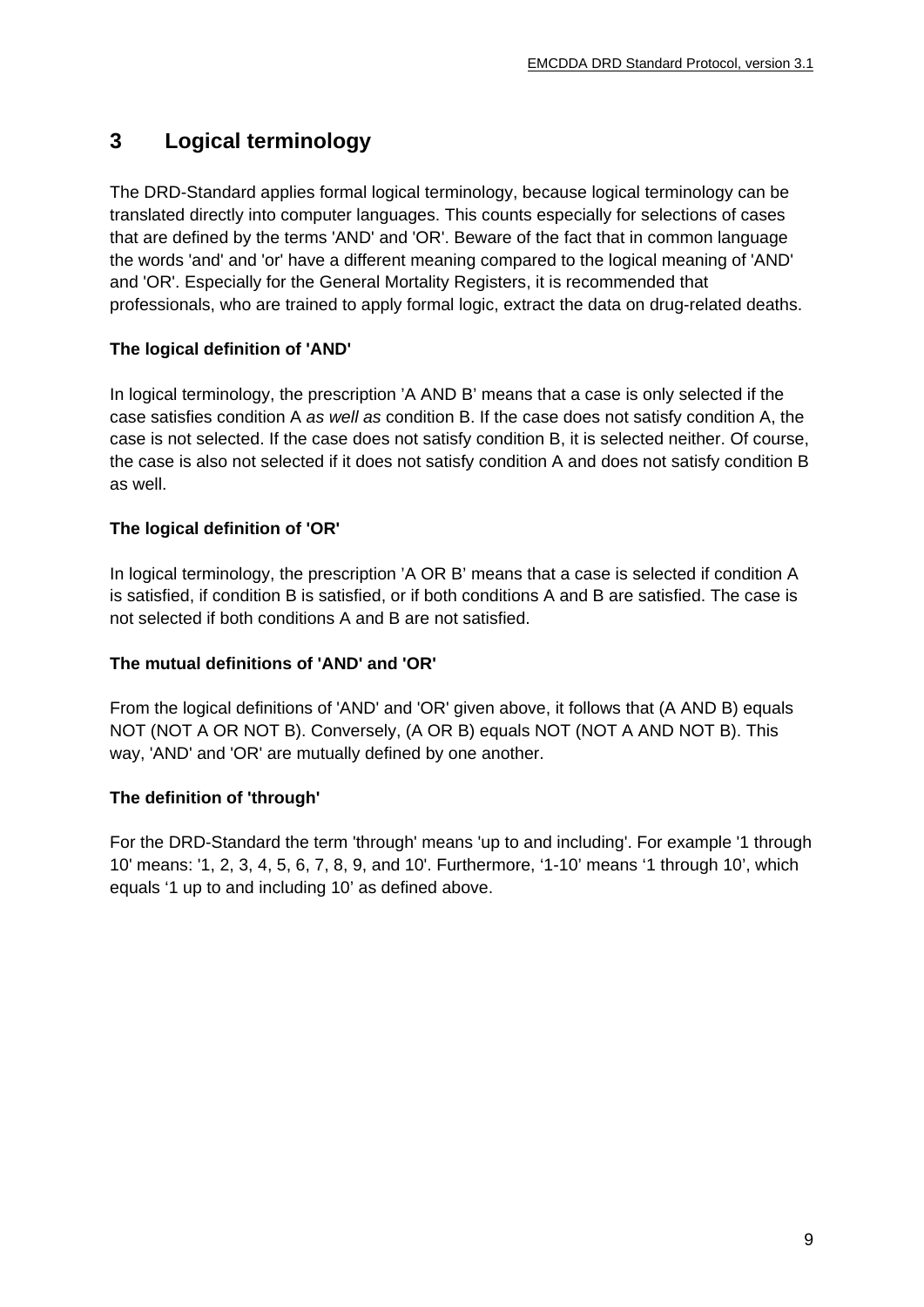# 3 Logical terminology

The DRD-Standard applies formal logical terminology, because logical terminology can be translated directly into computer languages. This counts especially for selections of cases that are defined by the terms 'AND' and 'OR'. Beware of the fact that in common language the words 'and' and 'or' have a different meaning compared to the logical meaning of 'AND' and 'OR'. Especially for the General Mortality Registers, it is recommended that professionals, who are trained to apply formal logic, extract the data on drug-related deaths.

**The logical definition of 'AND'**

In logical terminology, the prescription 'A AND B' means that a case is only selected if the case satisfies condition A *as well as* condition B. If the case does not satisfy condition A, the case is not selected. If the case does not satisfy condition B, it is selected neither. Of course, the case is also not selected if it does not satisfy condition A and does not satisfy condition B as well.

**The logical definition of 'OR'**

In logical terminology, the prescription 'A OR B' means that a case is selected if condition A is satisfied, if condition B is satisfied, or if both conditions A and B are satisfied. The case is not selected if both conditions A and B are not satisfied.

**The mutual definitions of 'AND' and 'OR'**

From the logical definitions of 'AND' and 'OR' given above, it follows that (A AND B) equals NOT (NOT A OR NOT B). Conversely, (A OR B) equals NOT (NOT A AND NOT B). This way, 'AND' and 'OR' are mutually defined by one another.

**The definition of 'through'**

For the DRD-Standard the term 'through' means 'up to and including'. For example '1 through 10' means: '1, 2, 3, 4, 5, 6, 7, 8, 9, and 10'. Furthermore, '1-10' means '1 through 10', which equals '1 up to and including 10' as defined above.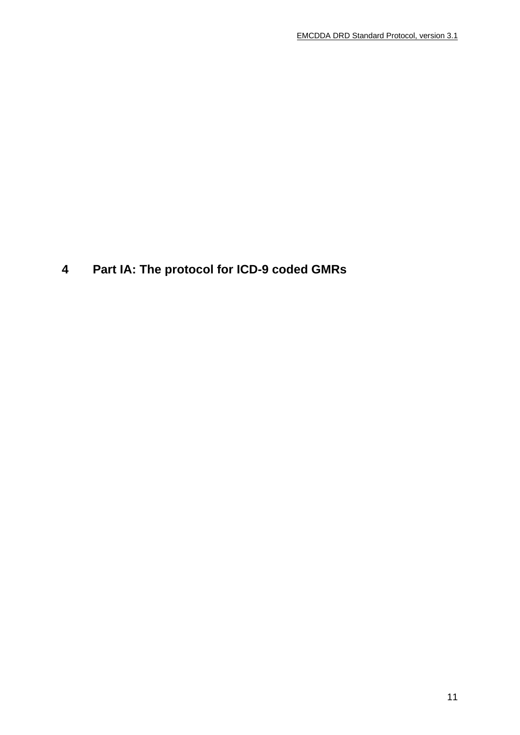# 4 Part IA: The protocol for ICD-9 coded GMRs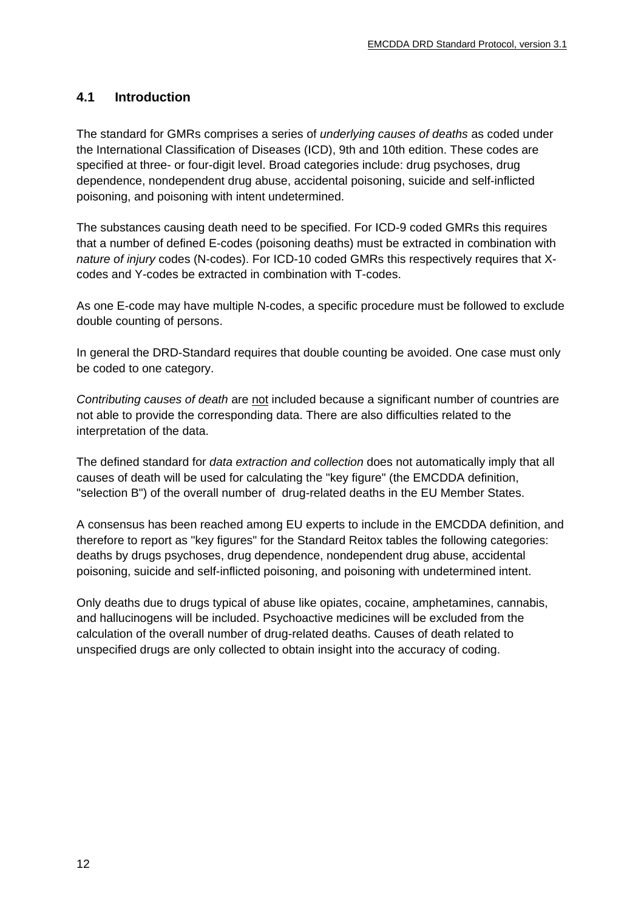## 4.1 Introduction

The standard for GMRs comprises a series of *underlying causes of deaths* as coded under the International Classification of Diseases (ICD), 9th and 10th edition. These codes are specified at three- or four-digit level. Broad categories include: drug psychoses, drug dependence, nondependent drug abuse, accidental poisoning, suicide and self-inflicted poisoning, and poisoning with intent undetermined.

The substances causing death need to be specified. For ICD-9 coded GMRs this requires that a number of defined E-codes (poisoning deaths) must be extracted in combination with *nature of injury* codes (N-codes). For ICD-10 coded GMRs this respectively requires that X-codes and Y-codes be extracted in combination with T-codes.

As one E-code may have multiple N-codes, a specific procedure must be followed to exclude double counting of persons.

In general the DRD-Standard requires that double counting be avoided. One case must only be coded to one category.

*Contributing causes of death* are <u>not</u> included because a significant number of countries are not able to provide the corresponding data. There are also difficulties related to the interpretation of the data.

The defined standard for *data extraction and collection* does not automatically imply that all causes of death will be used for calculating the "key figure" (the EMCDDA definition, "selection B") of the overall number of drug-related deaths in the EU Member States.

A consensus has been reached among EU experts to include in the EMCDDA definition, and therefore to report as "key figures" for the Standard Reitox tables the following categories: deaths by drugs psychoses, drug dependence, nondependent drug abuse, accidental poisoning, suicide and self-inflicted poisoning, and poisoning with undetermined intent.

Only deaths due to drugs typical of abuse like opiates, cocaine, amphetamines, cannabis, and hallucinogens will be included. Psychoactive medicines will be excluded from the calculation of the overall number of drug-related deaths. Causes of death related to unspecified drugs are only collected to obtain insight into the accuracy of coding.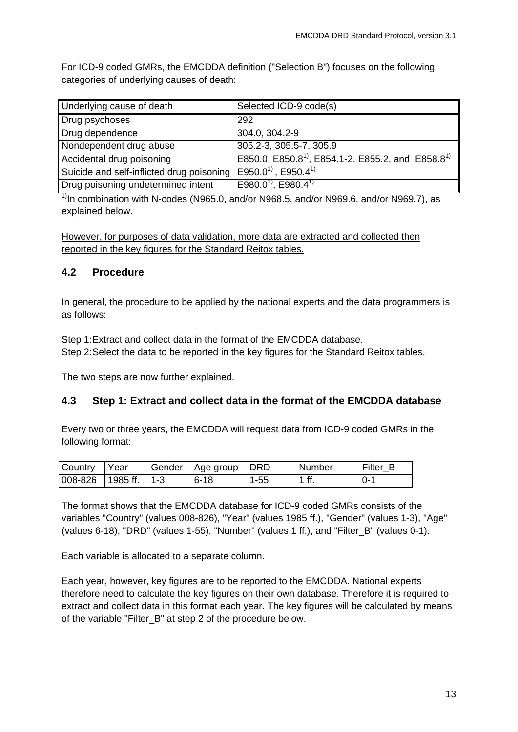For ICD-9 coded GMRs, the EMCDDA definition ("Selection B") focuses on the following categories of underlying causes of death:

| Underlying cause of death | Selected ICD-9 code(s) |
|---|---|
| Drug psychoses | 292 |
| Drug dependence | 304.0, 304.2-9 |
| Nondependent drug abuse | 305.2-3, 305.5-7, 305.9 |
| Accidental drug poisoning | E850.0, E850.8[1)], E854.1-2, E855.2, and E858.8[1)] |
| Suicide and self-inflicted drug poisoning | E950.0[1)], E950.4[1)] |
| Drug poisoning undetermined intent | E980.0[1)], E980.4[1)] |

[1)]In combination with N-codes (N965.0, and/or N968.5, and/or N969.6, and/or N969.7), as explained below.

<u>However, for purposes of data validation, more data are extracted and collected then reported in the key figures for the Standard Reitox tables.</u>

## 4.2 Procedure

In general, the procedure to be applied by the national experts and the data programmers is as follows:

Step 1: Extract and collect data in the format of the EMCDDA database.
Step 2: Select the data to be reported in the key figures for the Standard Reitox tables.

The two steps are now further explained.

## 4.3 Step 1: Extract and collect data in the format of the EMCDDA database

Every two or three years, the EMCDDA will request data from ICD-9 coded GMRs in the following format:

| Country | Year | Gender | Age group | DRD | Number | Filter_B |
|---|---|---|---|---|---|---|
| 008-826 | 1985 ff. | 1-3 | 6-18 | 1-55 | 1 ff. | 0-1 |

The format shows that the EMCDDA database for ICD-9 coded GMRs consists of the variables "Country" (values 008-826), "Year" (values 1985 ff.), "Gender" (values 1-3), "Age" (values 6-18), "DRD" (values 1-55), "Number" (values 1 ff.), and "Filter_B" (values 0-1).

Each variable is allocated to a separate column.

Each year, however, key figures are to be reported to the EMCDDA. National experts therefore need to calculate the key figures on their own database. Therefore it is required to extract and collect data in this format each year. The key figures will be calculated by means of the variable "Filter_B" at step 2 of the procedure below.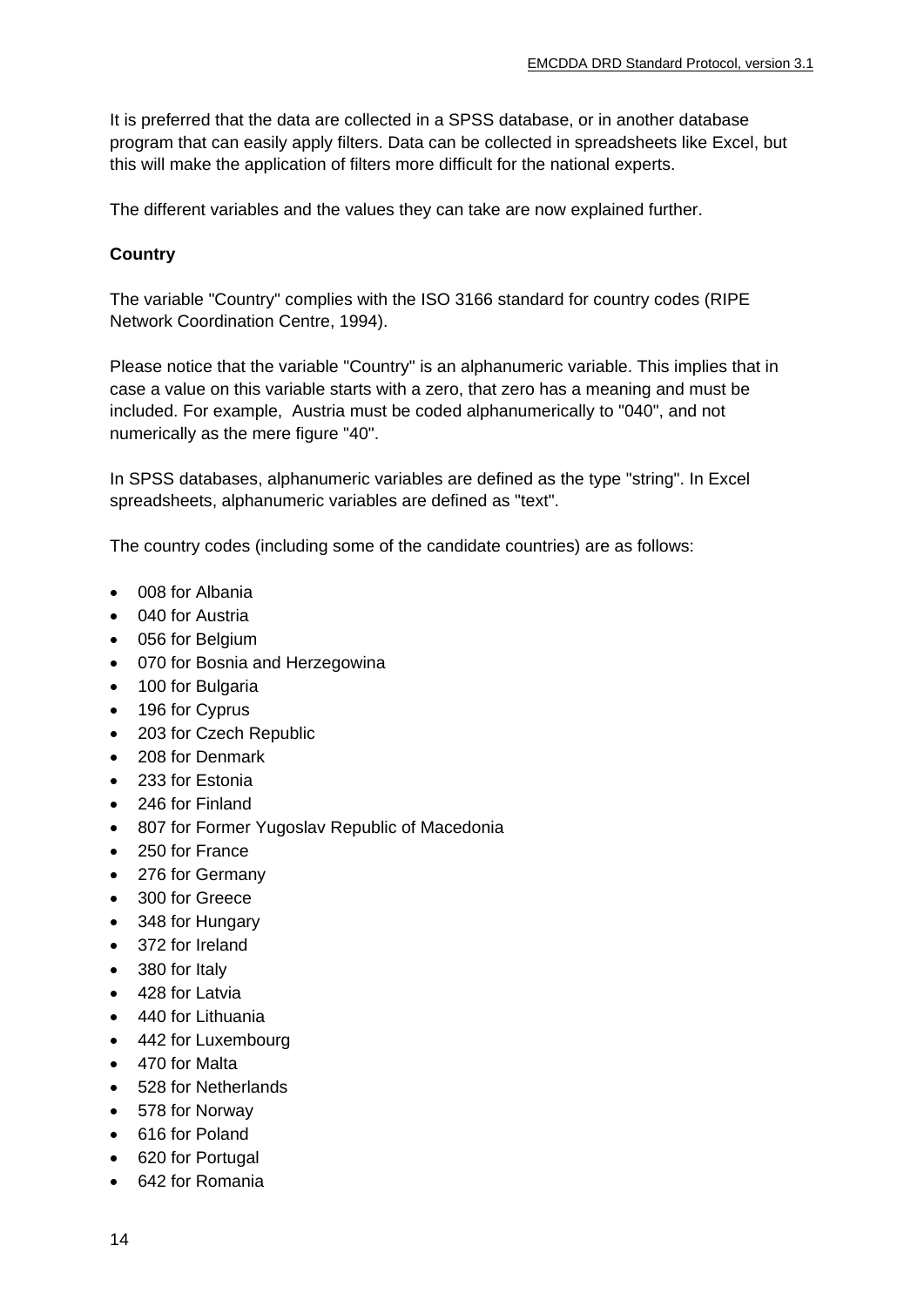It is preferred that the data are collected in a SPSS database, or in another database program that can easily apply filters. Data can be collected in spreadsheets like Excel, but this will make the application of filters more difficult for the national experts.

The different variables and the values they can take are now explained further.

**Country**

The variable "Country" complies with the ISO 3166 standard for country codes (RIPE Network Coordination Centre, 1994).

Please notice that the variable "Country" is an alphanumeric variable. This implies that in case a value on this variable starts with a zero, that zero has a meaning and must be included. For example, Austria must be coded alphanumerically to "040", and not numerically as the mere figure "40".

In SPSS databases, alphanumeric variables are defined as the type "string". In Excel spreadsheets, alphanumeric variables are defined as "text".

The country codes (including some of the candidate countries) are as follows:

- 008 for Albania
- 040 for Austria
- 056 for Belgium
- 070 for Bosnia and Herzegowina
- 100 for Bulgaria
- 196 for Cyprus
- 203 for Czech Republic
- 208 for Denmark
- 233 for Estonia
- 246 for Finland
- 807 for Former Yugoslav Republic of Macedonia
- 250 for France
- 276 for Germany
- 300 for Greece
- 348 for Hungary
- 372 for Ireland
- 380 for Italy
- 428 for Latvia
- 440 for Lithuania
- 442 for Luxembourg
- 470 for Malta
- 528 for Netherlands
- 578 for Norway
- 616 for Poland
- 620 for Portugal
- 642 for Romania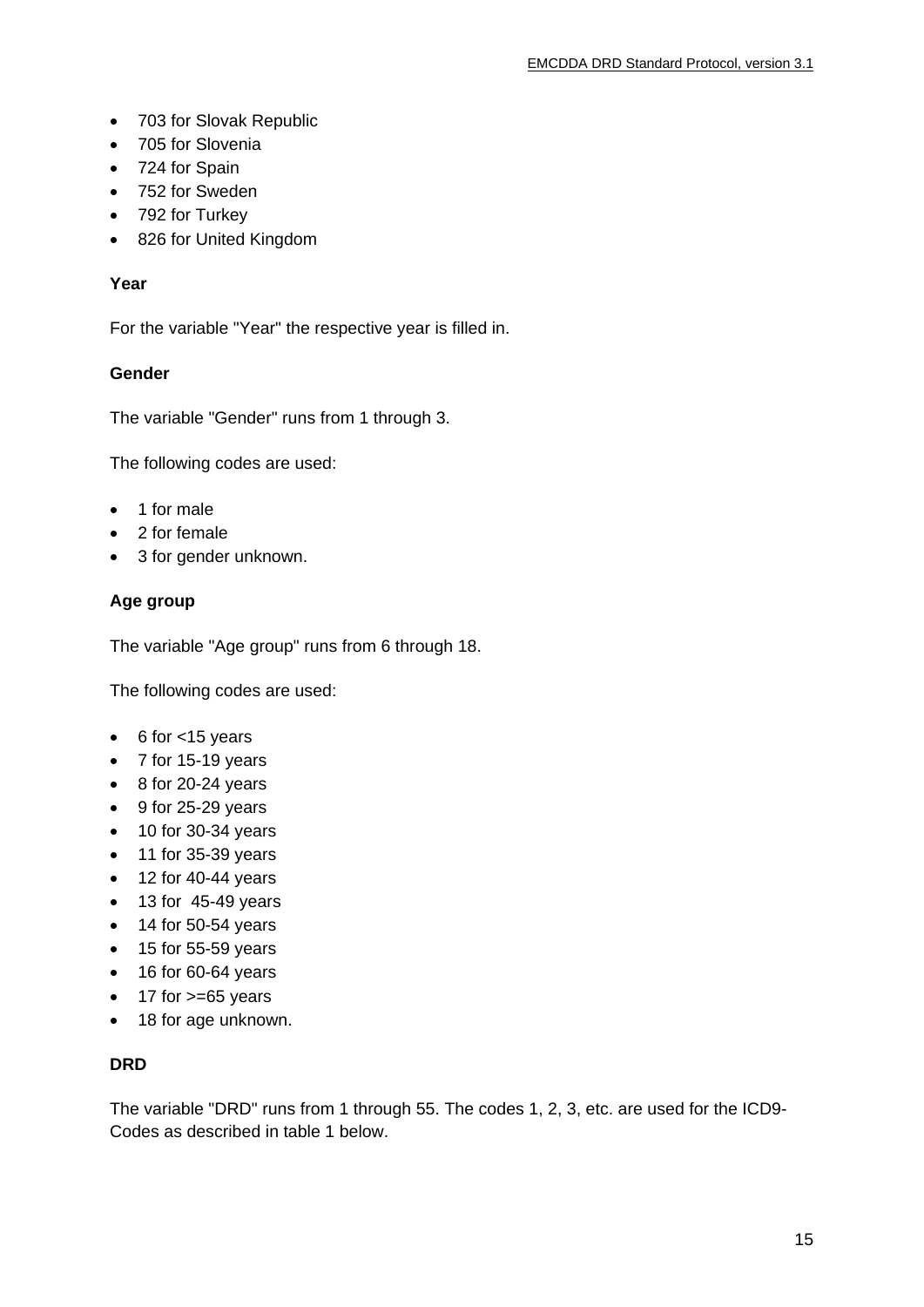- 703 for Slovak Republic
- 705 for Slovenia
- 724 for Spain
- 752 for Sweden
- 792 for Turkey
- 826 for United Kingdom

**Year**

For the variable "Year" the respective year is filled in.

**Gender**

The variable "Gender" runs from 1 through 3.

The following codes are used:

- 1 for male
- 2 for female
- 3 for gender unknown.

**Age group**

The variable "Age group" runs from 6 through 18.

The following codes are used:

- 6 for <15 years
- 7 for 15-19 years
- 8 for 20-24 years
- 9 for 25-29 years
- 10 for 30-34 years
- 11 for 35-39 years
- 12 for 40-44 years
- 13 for 45-49 years
- 14 for 50-54 years
- 15 for 55-59 years
- 16 for 60-64 years
- 17 for >=65 years
- 18 for age unknown.

**DRD**

The variable "DRD" runs from 1 through 55. The codes 1, 2, 3, etc. are used for the ICD9-Codes as described in table 1 below.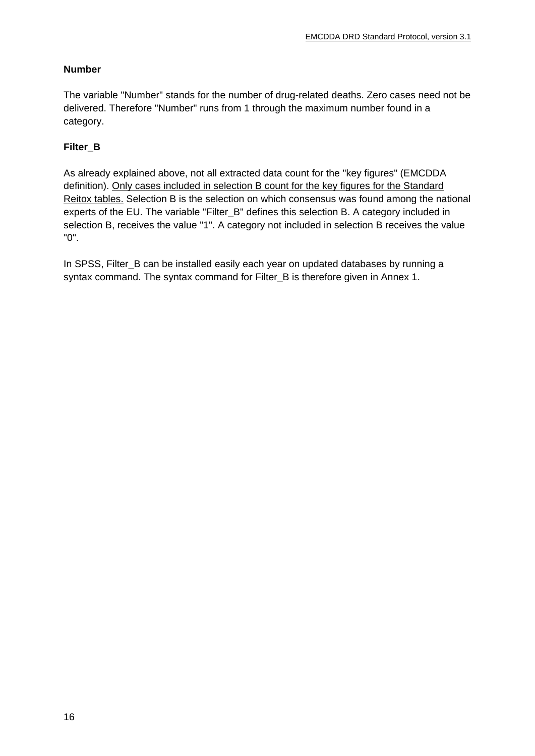**Number**

The variable "Number" stands for the number of drug-related deaths. Zero cases need not be delivered. Therefore "Number" runs from 1 through the maximum number found in a category.

**Filter_B**

As already explained above, not all extracted data count for the "key figures" (EMCDDA definition). Only cases included in selection B count for the key figures for the Standard Reitox tables. Selection B is the selection on which consensus was found among the national experts of the EU. The variable "Filter_B" defines this selection B. A category included in selection B, receives the value "1". A category not included in selection B receives the value "0".

In SPSS, Filter_B can be installed easily each year on updated databases by running a syntax command. The syntax command for Filter_B is therefore given in Annex 1.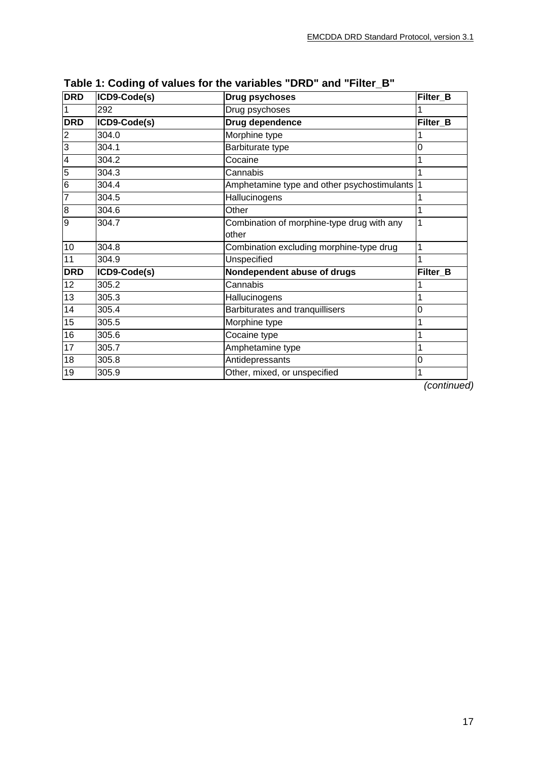**Table 1: Coding of values for the variables "DRD" and "Filter_B"**

| DRD | ICD9-Code(s) | Drug psychoses | Filter_B |
|---|---|---|---|
| 1 | 292 | Drug psychoses | 1 |
| **DRD** | **ICD9-Code(s)** | **Drug dependence** | **Filter_B** |
| 2 | 304.0 | Morphine type | 1 |
| 3 | 304.1 | Barbiturate type | 0 |
| 4 | 304.2 | Cocaine | 1 |
| 5 | 304.3 | Cannabis | 1 |
| 6 | 304.4 | Amphetamine type and other psychostimulants | 1 |
| 7 | 304.5 | Hallucinogens | 1 |
| 8 | 304.6 | Other | 1 |
| 9 | 304.7 | Combination of morphine-type drug with any other | 1 |
| 10 | 304.8 | Combination excluding morphine-type drug | 1 |
| 11 | 304.9 | Unspecified | 1 |
| **DRD** | **ICD9-Code(s)** | **Nondependent abuse of drugs** | **Filter_B** |
| 12 | 305.2 | Cannabis | 1 |
| 13 | 305.3 | Hallucinogens | 1 |
| 14 | 305.4 | Barbiturates and tranquillisers | 0 |
| 15 | 305.5 | Morphine type | 1 |
| 16 | 305.6 | Cocaine type | 1 |
| 17 | 305.7 | Amphetamine type | 1 |
| 18 | 305.8 | Antidepressants | 0 |
| 19 | 305.9 | Other, mixed, or unspecified | 1 |

*(continued)*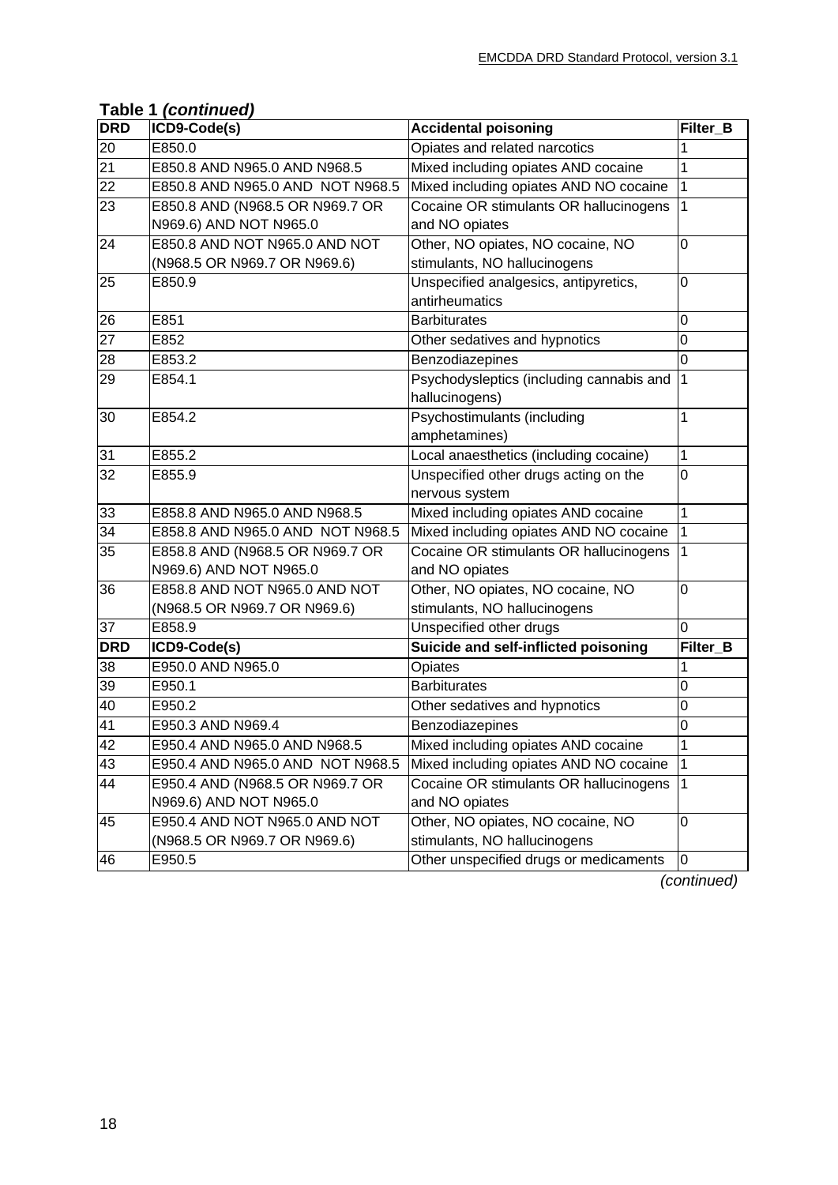**Table 1 *(continued)***

| DRD | ICD9-Code(s) | Accidental poisoning | Filter_B |
|---|---|---|---|
| 20 | E850.0 | Opiates and related narcotics | 1 |
| 21 | E850.8 AND N965.0 AND N968.5 | Mixed including opiates AND cocaine | 1 |
| 22 | E850.8 AND N965.0 AND NOT N968.5 | Mixed including opiates AND NO cocaine | 1 |
| 23 | E850.8 AND (N968.5 OR N969.7 OR N969.6) AND NOT N965.0 | Cocaine OR stimulants OR hallucinogens and NO opiates | 1 |
| 24 | E850.8 AND NOT N965.0 AND NOT (N968.5 OR N969.7 OR N969.6) | Other, NO opiates, NO cocaine, NO stimulants, NO hallucinogens | 0 |
| 25 | E850.9 | Unspecified analgesics, antipyretics, antirheumatics | 0 |
| 26 | E851 | Barbiturates | 0 |
| 27 | E852 | Other sedatives and hypnotics | 0 |
| 28 | E853.2 | Benzodiazepines | 0 |
| 29 | E854.1 | Psychodysleptics (including cannabis and hallucinogens) | 1 |
| 30 | E854.2 | Psychostimulants (including amphetamines) | 1 |
| 31 | E855.2 | Local anaesthetics (including cocaine) | 1 |
| 32 | E855.9 | Unspecified other drugs acting on the nervous system | 0 |
| 33 | E858.8 AND N965.0 AND N968.5 | Mixed including opiates AND cocaine | 1 |
| 34 | E858.8 AND N965.0 AND NOT N968.5 | Mixed including opiates AND NO cocaine | 1 |
| 35 | E858.8 AND (N968.5 OR N969.7 OR N969.6) AND NOT N965.0 | Cocaine OR stimulants OR hallucinogens and NO opiates | 1 |
| 36 | E858.8 AND NOT N965.0 AND NOT (N968.5 OR N969.7 OR N969.6) | Other, NO opiates, NO cocaine, NO stimulants, NO hallucinogens | 0 |
| 37 | E858.9 | Unspecified other drugs | 0 |
| **DRD** | **ICD9-Code(s)** | **Suicide and self-inflicted poisoning** | **Filter_B** |
| 38 | E950.0 AND N965.0 | Opiates | 1 |
| 39 | E950.1 | Barbiturates | 0 |
| 40 | E950.2 | Other sedatives and hypnotics | 0 |
| 41 | E950.3 AND N969.4 | Benzodiazepines | 0 |
| 42 | E950.4 AND N965.0 AND N968.5 | Mixed including opiates AND cocaine | 1 |
| 43 | E950.4 AND N965.0 AND NOT N968.5 | Mixed including opiates AND NO cocaine | 1 |
| 44 | E950.4 AND (N968.5 OR N969.7 OR N969.6) AND NOT N965.0 | Cocaine OR stimulants OR hallucinogens and NO opiates | 1 |
| 45 | E950.4 AND NOT N965.0 AND NOT (N968.5 OR N969.7 OR N969.6) | Other, NO opiates, NO cocaine, NO stimulants, NO hallucinogens | 0 |
| 46 | E950.5 | Other unspecified drugs or medicaments | 0 |

*(continued)*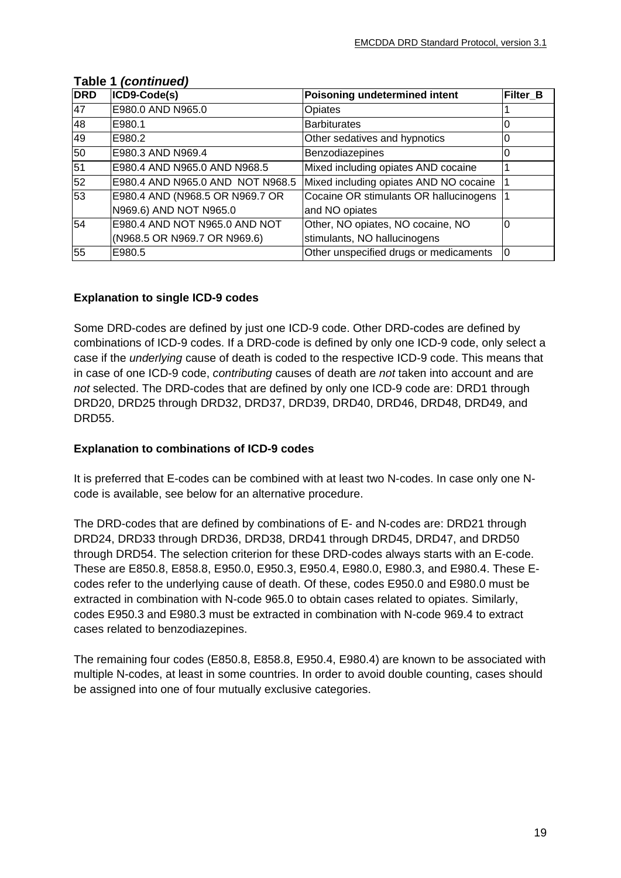**Table 1** ***(continued)***

| DRD | ICD9-Code(s) | Poisoning undetermined intent | Filter_B |
|---|---|---|---|
| 47 | E980.0 AND N965.0 | Opiates | 1 |
| 48 | E980.1 | Barbiturates | 0 |
| 49 | E980.2 | Other sedatives and hypnotics | 0 |
| 50 | E980.3 AND N969.4 | Benzodiazepines | 0 |
| 51 | E980.4 AND N965.0 AND N968.5 | Mixed including opiates AND cocaine | 1 |
| 52 | E980.4 AND N965.0 AND NOT N968.5 | Mixed including opiates AND NO cocaine | 1 |
| 53 | E980.4 AND (N968.5 OR N969.7 OR N969.6) AND NOT N965.0 | Cocaine OR stimulants OR hallucinogens and NO opiates | 1 |
| 54 | E980.4 AND NOT N965.0 AND NOT (N968.5 OR N969.7 OR N969.6) | Other, NO opiates, NO cocaine, NO stimulants, NO hallucinogens | 0 |
| 55 | E980.5 | Other unspecified drugs or medicaments | 0 |

**Explanation to single ICD-9 codes**

Some DRD-codes are defined by just one ICD-9 code. Other DRD-codes are defined by combinations of ICD-9 codes. If a DRD-code is defined by only one ICD-9 code, only select a case if the *underlying* cause of death is coded to the respective ICD-9 code. This means that in case of one ICD-9 code, *contributing* causes of death are *not* taken into account and are *not* selected. The DRD-codes that are defined by only one ICD-9 code are: DRD1 through DRD20, DRD25 through DRD32, DRD37, DRD39, DRD40, DRD46, DRD48, DRD49, and DRD55.

**Explanation to combinations of ICD-9 codes**

It is preferred that E-codes can be combined with at least two N-codes. In case only one N-code is available, see below for an alternative procedure.

The DRD-codes that are defined by combinations of E- and N-codes are: DRD21 through DRD24, DRD33 through DRD36, DRD38, DRD41 through DRD45, DRD47, and DRD50 through DRD54. The selection criterion for these DRD-codes always starts with an E-code. These are E850.8, E858.8, E950.0, E950.3, E950.4, E980.0, E980.3, and E980.4. These E-codes refer to the underlying cause of death. Of these, codes E950.0 and E980.0 must be extracted in combination with N-code 965.0 to obtain cases related to opiates. Similarly, codes E950.3 and E980.3 must be extracted in combination with N-code 969.4 to extract cases related to benzodiazepines.

The remaining four codes (E850.8, E858.8, E950.4, E980.4) are known to be associated with multiple N-codes, at least in some countries. In order to avoid double counting, cases should be assigned into one of four mutually exclusive categories.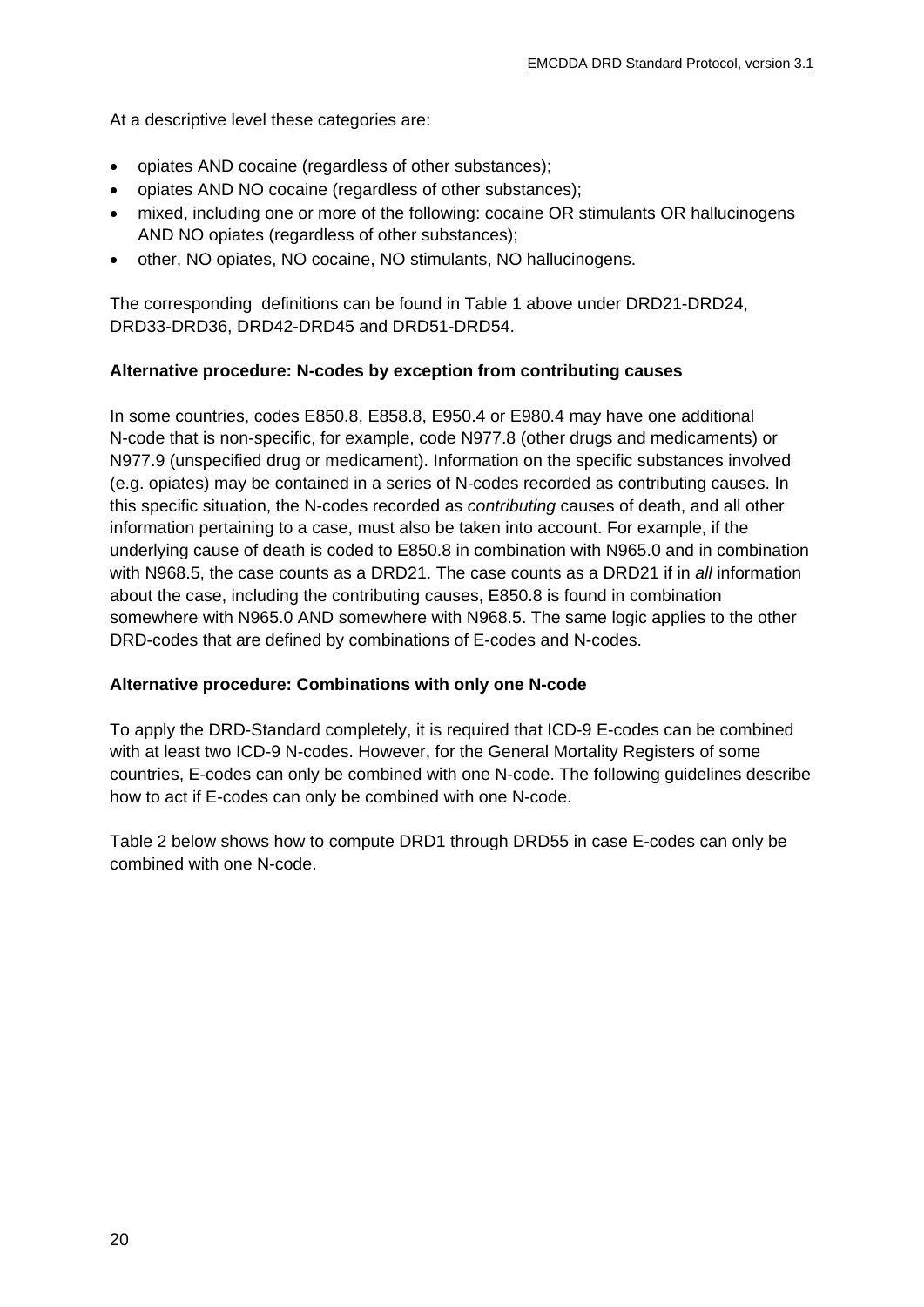At a descriptive level these categories are:

- opiates AND cocaine (regardless of other substances);
- opiates AND NO cocaine (regardless of other substances);
- mixed, including one or more of the following: cocaine OR stimulants OR hallucinogens AND NO opiates (regardless of other substances);
- other, NO opiates, NO cocaine, NO stimulants, NO hallucinogens.

The corresponding definitions can be found in Table 1 above under DRD21-DRD24, DRD33-DRD36, DRD42-DRD45 and DRD51-DRD54.

**Alternative procedure: N-codes by exception from contributing causes**

In some countries, codes E850.8, E858.8, E950.4 or E980.4 may have one additional N-code that is non-specific, for example, code N977.8 (other drugs and medicaments) or N977.9 (unspecified drug or medicament). Information on the specific substances involved (e.g. opiates) may be contained in a series of N-codes recorded as contributing causes. In this specific situation, the N-codes recorded as *contributing* causes of death, and all other information pertaining to a case, must also be taken into account. For example, if the underlying cause of death is coded to E850.8 in combination with N965.0 and in combination with N968.5, the case counts as a DRD21. The case counts as a DRD21 if in *all* information about the case, including the contributing causes, E850.8 is found in combination somewhere with N965.0 AND somewhere with N968.5. The same logic applies to the other DRD-codes that are defined by combinations of E-codes and N-codes.

**Alternative procedure: Combinations with only one N-code**

To apply the DRD-Standard completely, it is required that ICD-9 E-codes can be combined with at least two ICD-9 N-codes. However, for the General Mortality Registers of some countries, E-codes can only be combined with one N-code. The following guidelines describe how to act if E-codes can only be combined with one N-code.

Table 2 below shows how to compute DRD1 through DRD55 in case E-codes can only be combined with one N-code.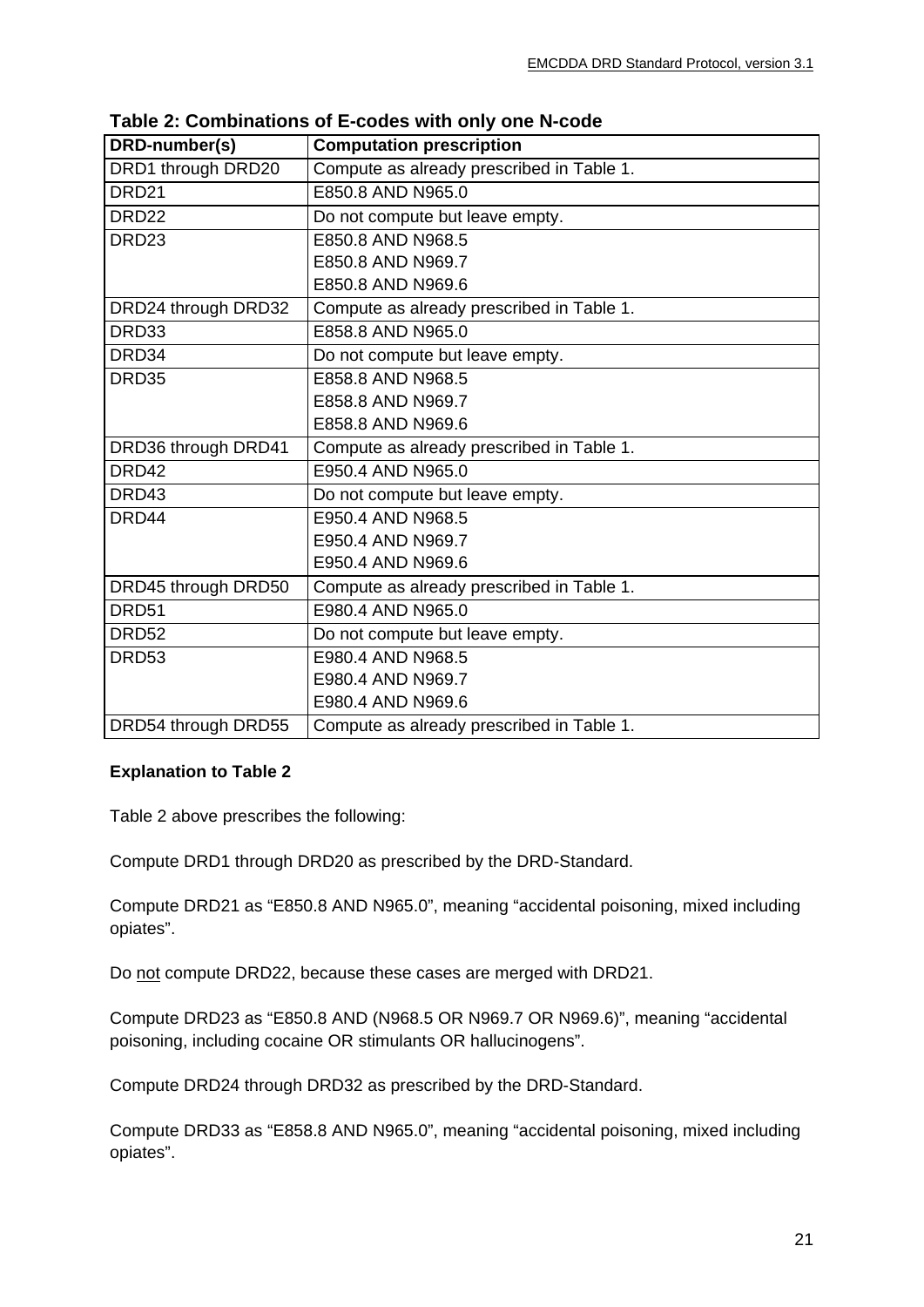**Table 2: Combinations of E-codes with only one N-code**

| DRD-number(s) | Computation prescription |
|---|---|
| DRD1 through DRD20 | Compute as already prescribed in Table 1. |
| DRD21 | E850.8 AND N965.0 |
| DRD22 | Do not compute but leave empty. |
| DRD23 | E850.8 AND N968.5<br>E850.8 AND N969.7<br>E850.8 AND N969.6 |
| DRD24 through DRD32 | Compute as already prescribed in Table 1. |
| DRD33 | E858.8 AND N965.0 |
| DRD34 | Do not compute but leave empty. |
| DRD35 | E858.8 AND N968.5<br>E858.8 AND N969.7<br>E858.8 AND N969.6 |
| DRD36 through DRD41 | Compute as already prescribed in Table 1. |
| DRD42 | E950.4 AND N965.0 |
| DRD43 | Do not compute but leave empty. |
| DRD44 | E950.4 AND N968.5<br>E950.4 AND N969.7<br>E950.4 AND N969.6 |
| DRD45 through DRD50 | Compute as already prescribed in Table 1. |
| DRD51 | E980.4 AND N965.0 |
| DRD52 | Do not compute but leave empty. |
| DRD53 | E980.4 AND N968.5<br>E980.4 AND N969.7<br>E980.4 AND N969.6 |
| DRD54 through DRD55 | Compute as already prescribed in Table 1. |

**Explanation to Table 2**

Table 2 above prescribes the following:

Compute DRD1 through DRD20 as prescribed by the DRD-Standard.

Compute DRD21 as “E850.8 AND N965.0”, meaning “accidental poisoning, mixed including opiates”.

Do not compute DRD22, because these cases are merged with DRD21.

Compute DRD23 as “E850.8 AND (N968.5 OR N969.7 OR N969.6)”, meaning “accidental poisoning, including cocaine OR stimulants OR hallucinogens”.

Compute DRD24 through DRD32 as prescribed by the DRD-Standard.

Compute DRD33 as “E858.8 AND N965.0”, meaning “accidental poisoning, mixed including opiates”.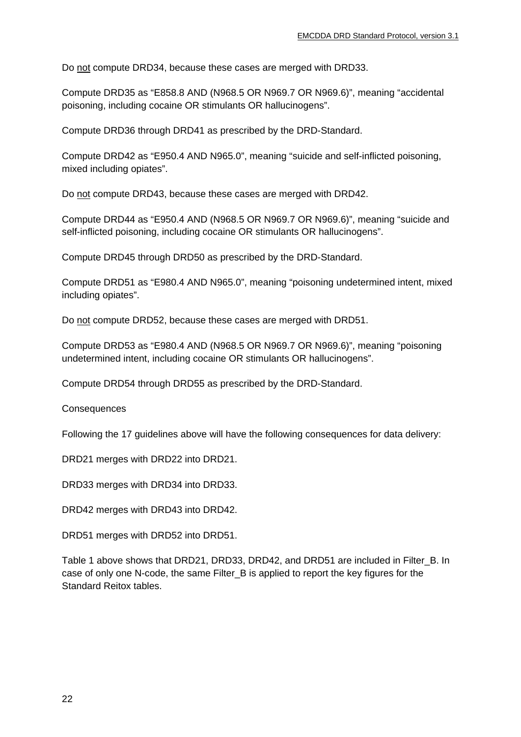Do not compute DRD34, because these cases are merged with DRD33.

Compute DRD35 as “E858.8 AND (N968.5 OR N969.7 OR N969.6)”, meaning “accidental poisoning, including cocaine OR stimulants OR hallucinogens”.

Compute DRD36 through DRD41 as prescribed by the DRD-Standard.

Compute DRD42 as “E950.4 AND N965.0”, meaning “suicide and self-inflicted poisoning, mixed including opiates”.

Do not compute DRD43, because these cases are merged with DRD42.

Compute DRD44 as “E950.4 AND (N968.5 OR N969.7 OR N969.6)”, meaning “suicide and self-inflicted poisoning, including cocaine OR stimulants OR hallucinogens”.

Compute DRD45 through DRD50 as prescribed by the DRD-Standard.

Compute DRD51 as “E980.4 AND N965.0”, meaning “poisoning undetermined intent, mixed including opiates”.

Do not compute DRD52, because these cases are merged with DRD51.

Compute DRD53 as “E980.4 AND (N968.5 OR N969.7 OR N969.6)”, meaning “poisoning undetermined intent, including cocaine OR stimulants OR hallucinogens”.

Compute DRD54 through DRD55 as prescribed by the DRD-Standard.

Consequences

Following the 17 guidelines above will have the following consequences for data delivery:

DRD21 merges with DRD22 into DRD21.

DRD33 merges with DRD34 into DRD33.

DRD42 merges with DRD43 into DRD42.

DRD51 merges with DRD52 into DRD51.

Table 1 above shows that DRD21, DRD33, DRD42, and DRD51 are included in Filter_B. In case of only one N-code, the same Filter_B is applied to report the key figures for the Standard Reitox tables.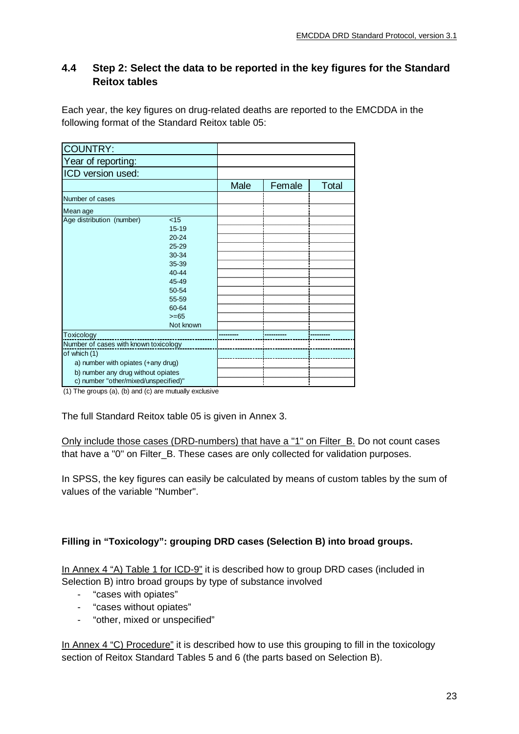## 4.4 Step 2: Select the data to be reported in the key figures for the Standard Reitox tables

Each year, the key figures on drug-related deaths are reported to the EMCDDA in the following format of the Standard Reitox table 05:

| COUNTRY: | | | | |
|---|---|---|---|---|
| Year of reporting: | | | | |
| ICD version used: | | | | |
| | | Male | Female | Total |
| Number of cases | | | | |
| Mean age | | | | |
| Age distribution (number) | <15 | | | |
| | 15-19 | | | |
| | 20-24 | | | |
| | 25-29 | | | |
| | 30-34 | | | |
| | 35-39 | | | |
| | 40-44 | | | |
| | 45-49 | | | |
| | 50-54 | | | |
| | 55-59 | | | |
| | 60-64 | | | |
| | >=65 | | | |
| | Not known | | | |
| Toxicology | | --------- | ---------- | --------- |
| Number of cases with known toxicology | | | | |
| of which (1) | | | | |
| a) number with opiates (+any drug) | | | | |
| b) number any drug without opiates | | | | |
| c) number "other/mixed/unspecified)" | | | | |

(1) The groups (a), (b) and (c) are mutually exclusive

The full Standard Reitox table 05 is given in Annex 3.

Only include those cases (DRD-numbers) that have a "1" on Filter_B. Do not count cases that have a "0" on Filter_B. These cases are only collected for validation purposes.

In SPSS, the key figures can easily be calculated by means of custom tables by the sum of values of the variable "Number".

**Filling in "Toxicology": grouping DRD cases (Selection B) into broad groups.**

In Annex 4 "A) Table 1 for ICD-9" it is described how to group DRD cases (included in Selection B) intro broad groups by type of substance involved

- "cases with opiates"
- "cases without opiates"
- "other, mixed or unspecified"

In Annex 4 "C) Procedure" it is described how to use this grouping to fill in the toxicology section of Reitox Standard Tables 5 and 6 (the parts based on Selection B).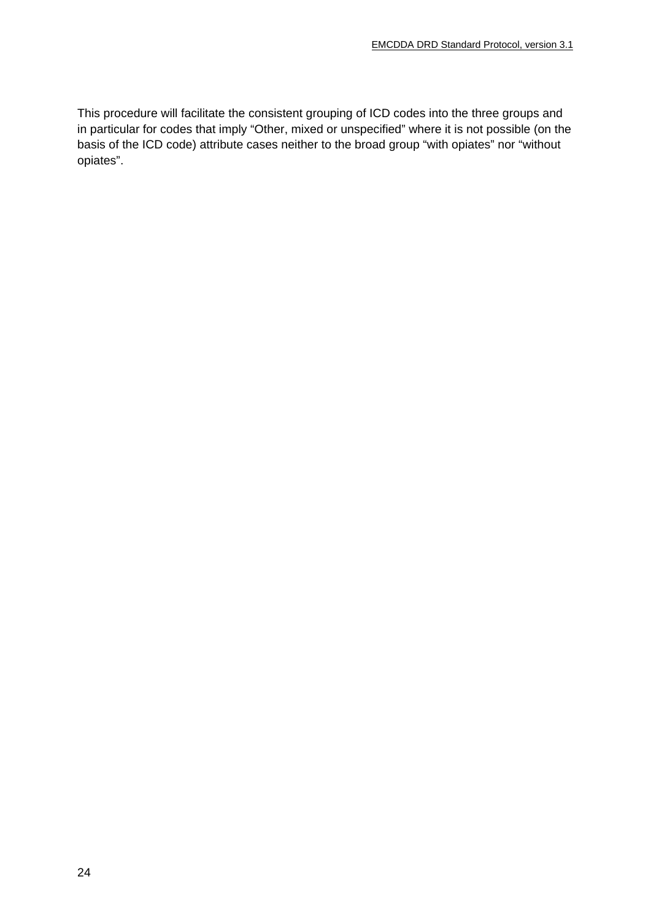This procedure will facilitate the consistent grouping of ICD codes into the three groups and in particular for codes that imply “Other, mixed or unspecified” where it is not possible (on the basis of the ICD code) attribute cases neither to the broad group “with opiates” nor “without opiates”.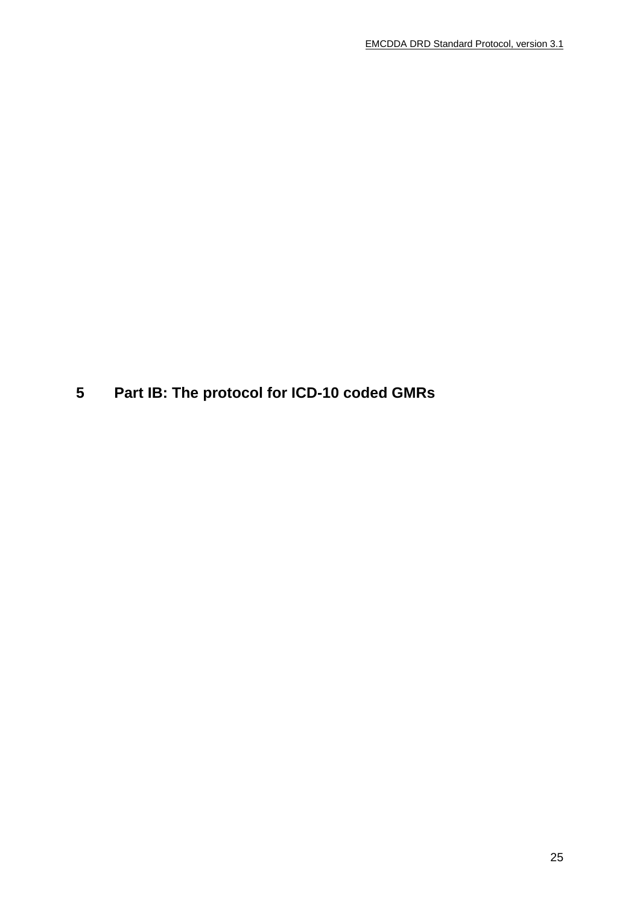# 5 Part IB: The protocol for ICD-10 coded GMRs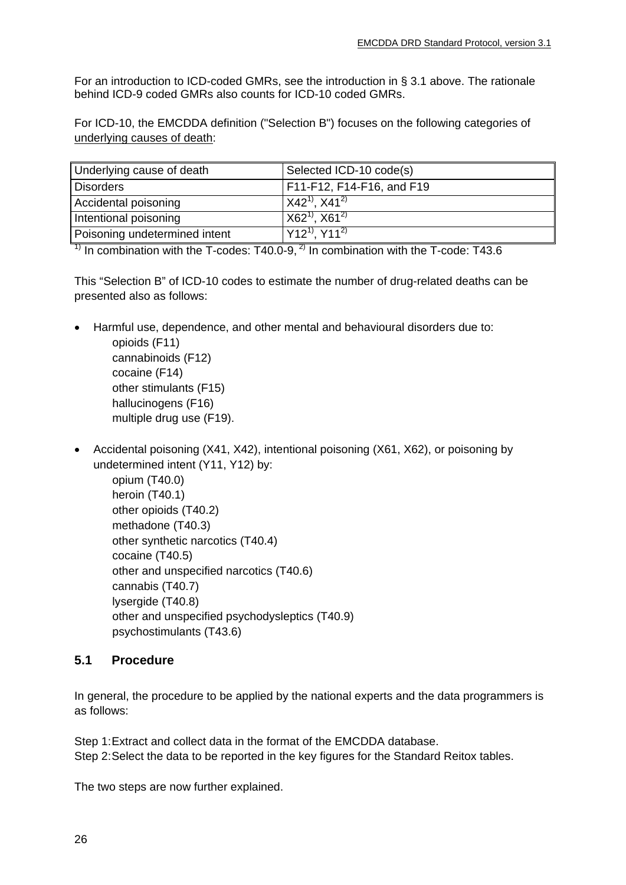For an introduction to ICD-coded GMRs, see the introduction in § 3.1 above. The rationale behind ICD-9 coded GMRs also counts for ICD-10 coded GMRs.

For ICD-10, the EMCDDA definition ("Selection B") focuses on the following categories of underlying causes of death:

| Underlying cause of death | Selected ICD-10 code(s) |
|---|---|
| Disorders | F11-F12, F14-F16, and F19 |
| Accidental poisoning | X42[1)], X41[2)] |
| Intentional poisoning | X62[1)], X61[2)] |
| Poisoning undetermined intent | Y12[1)], Y11[2)] |

[1)] In combination with the T-codes: T40.0-9, [2)] In combination with the T-code: T43.6

This "Selection B" of ICD-10 codes to estimate the number of drug-related deaths can be presented also as follows:

- Harmful use, dependence, and other mental and behavioural disorders due to:
  - opioids (F11)
  - cannabinoids (F12)
  - cocaine (F14)
  - other stimulants (F15)
  - hallucinogens (F16)
  - multiple drug use (F19).

- Accidental poisoning (X41, X42), intentional poisoning (X61, X62), or poisoning by undetermined intent (Y11, Y12) by:
  - opium (T40.0)
  - heroin (T40.1)
  - other opioids (T40.2)
  - methadone (T40.3)
  - other synthetic narcotics (T40.4)
  - cocaine (T40.5)
  - other and unspecified narcotics (T40.6)
  - cannabis (T40.7)
  - lysergide (T40.8)
  - other and unspecified psychodysleptics (T40.9)
  - psychostimulants (T43.6)

## 5.1 Procedure

In general, the procedure to be applied by the national experts and the data programmers is as follows:

Step 1: Extract and collect data in the format of the EMCDDA database.
Step 2: Select the data to be reported in the key figures for the Standard Reitox tables.

The two steps are now further explained.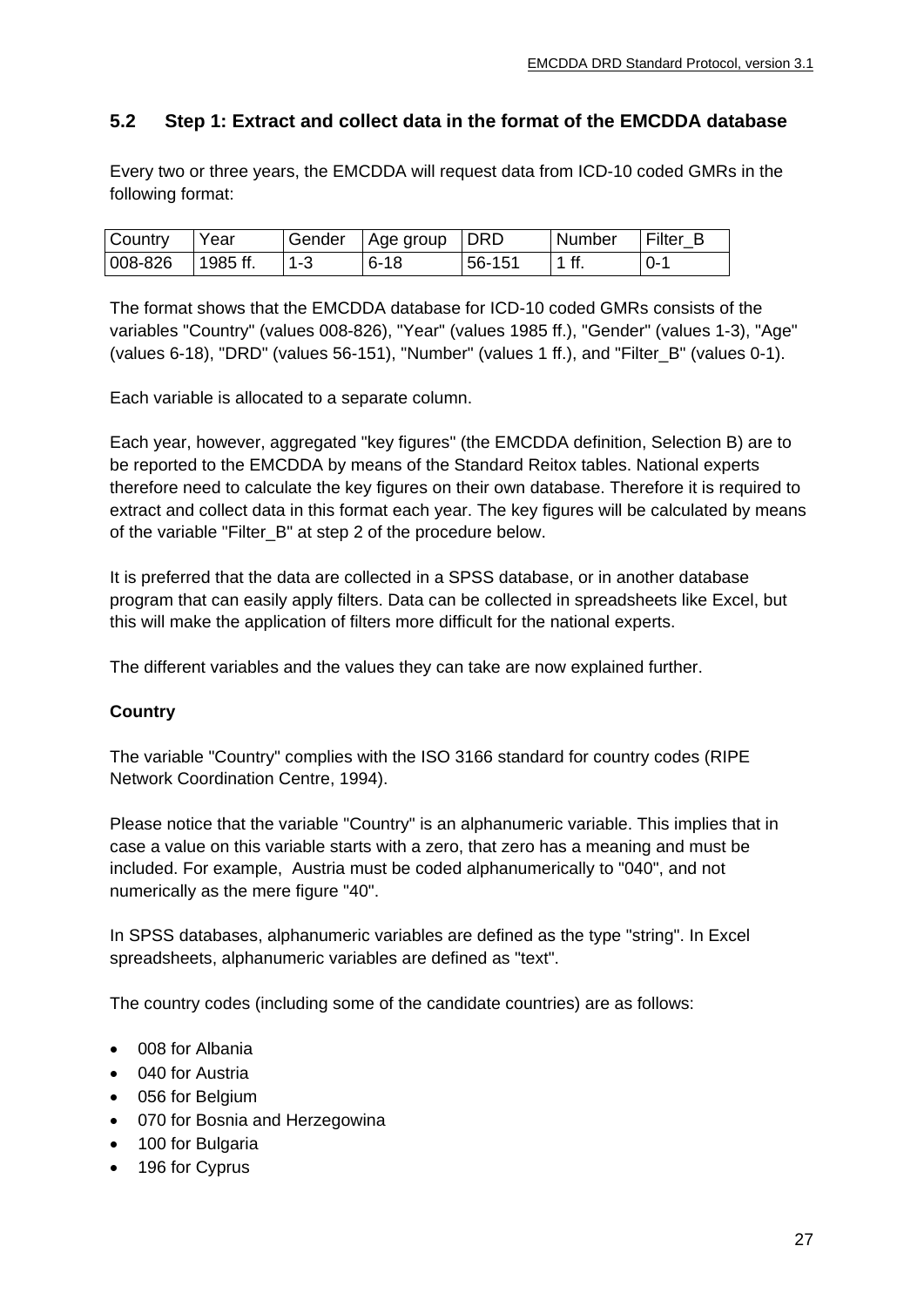## 5.2 Step 1: Extract and collect data in the format of the EMCDDA database

Every two or three years, the EMCDDA will request data from ICD-10 coded GMRs in the following format:

| Country | Year | Gender | Age group | DRD | Number | Filter_B |
|---|---|---|---|---|---|---|
| 008-826 | 1985 ff. | 1-3 | 6-18 | 56-151 | 1 ff. | 0-1 |

The format shows that the EMCDDA database for ICD-10 coded GMRs consists of the variables "Country" (values 008-826), "Year" (values 1985 ff.), "Gender" (values 1-3), "Age" (values 6-18), "DRD" (values 56-151), "Number" (values 1 ff.), and "Filter_B" (values 0-1).

Each variable is allocated to a separate column.

Each year, however, aggregated "key figures" (the EMCDDA definition, Selection B) are to be reported to the EMCDDA by means of the Standard Reitox tables. National experts therefore need to calculate the key figures on their own database. Therefore it is required to extract and collect data in this format each year. The key figures will be calculated by means of the variable "Filter_B" at step 2 of the procedure below.

It is preferred that the data are collected in a SPSS database, or in another database program that can easily apply filters. Data can be collected in spreadsheets like Excel, but this will make the application of filters more difficult for the national experts.

The different variables and the values they can take are now explained further.

**Country**

The variable "Country" complies with the ISO 3166 standard for country codes (RIPE Network Coordination Centre, 1994).

Please notice that the variable "Country" is an alphanumeric variable. This implies that in case a value on this variable starts with a zero, that zero has a meaning and must be included. For example, Austria must be coded alphanumerically to "040", and not numerically as the mere figure "40".

In SPSS databases, alphanumeric variables are defined as the type "string". In Excel spreadsheets, alphanumeric variables are defined as "text".

The country codes (including some of the candidate countries) are as follows:

- 008 for Albania
- 040 for Austria
- 056 for Belgium
- 070 for Bosnia and Herzegowina
- 100 for Bulgaria
- 196 for Cyprus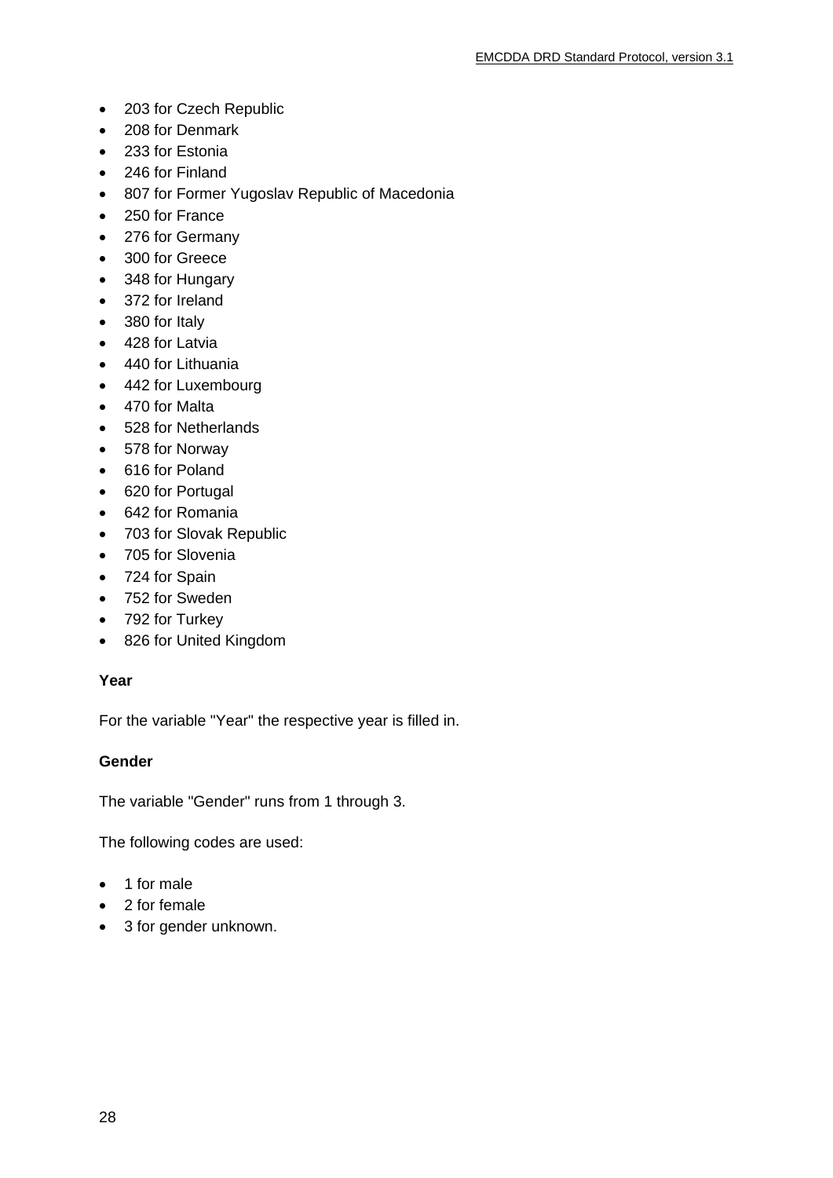- 203 for Czech Republic
- 208 for Denmark
- 233 for Estonia
- 246 for Finland
- 807 for Former Yugoslav Republic of Macedonia
- 250 for France
- 276 for Germany
- 300 for Greece
- 348 for Hungary
- 372 for Ireland
- 380 for Italy
- 428 for Latvia
- 440 for Lithuania
- 442 for Luxembourg
- 470 for Malta
- 528 for Netherlands
- 578 for Norway
- 616 for Poland
- 620 for Portugal
- 642 for Romania
- 703 for Slovak Republic
- 705 for Slovenia
- 724 for Spain
- 752 for Sweden
- 792 for Turkey
- 826 for United Kingdom

**Year**

For the variable "Year" the respective year is filled in.

**Gender**

The variable "Gender" runs from 1 through 3.

The following codes are used:

- 1 for male
- 2 for female
- 3 for gender unknown.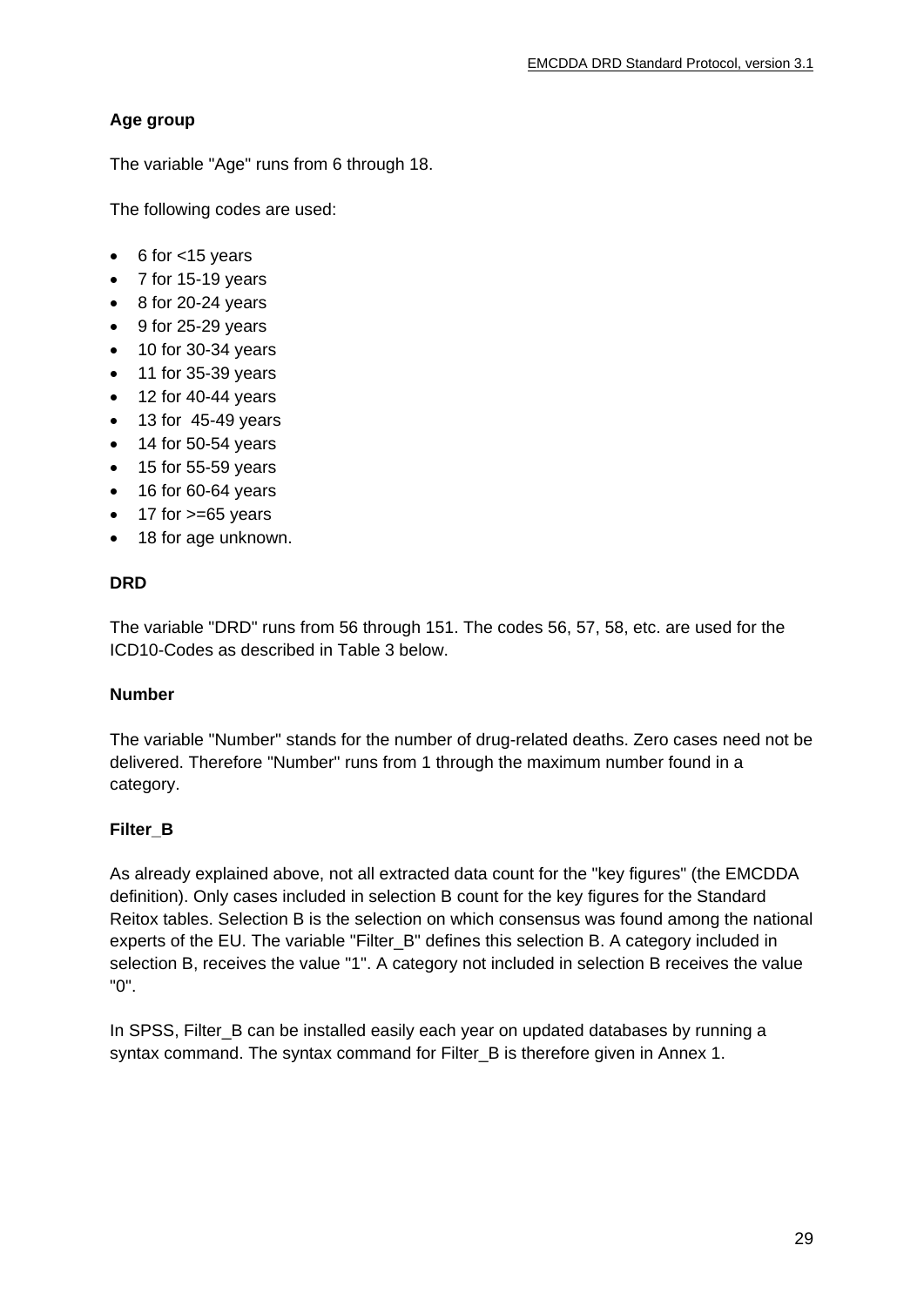### Age group

The variable "Age" runs from 6 through 18.

The following codes are used:

- 6 for <15 years
- 7 for 15-19 years
- 8 for 20-24 years
- 9 for 25-29 years
- 10 for 30-34 years
- 11 for 35-39 years
- 12 for 40-44 years
- 13 for 45-49 years
- 14 for 50-54 years
- 15 for 55-59 years
- 16 for 60-64 years
- 17 for >=65 years
- 18 for age unknown.

### DRD

The variable "DRD" runs from 56 through 151. The codes 56, 57, 58, etc. are used for the ICD10-Codes as described in Table 3 below.

### Number

The variable "Number" stands for the number of drug-related deaths. Zero cases need not be delivered. Therefore "Number" runs from 1 through the maximum number found in a category.

### Filter_B

As already explained above, not all extracted data count for the "key figures" (the EMCDDA definition). Only cases included in selection B count for the key figures for the Standard Reitox tables. Selection B is the selection on which consensus was found among the national experts of the EU. The variable "Filter_B" defines this selection B. A category included in selection B, receives the value "1". A category not included in selection B receives the value "0".

In SPSS, Filter_B can be installed easily each year on updated databases by running a syntax command. The syntax command for Filter_B is therefore given in Annex 1.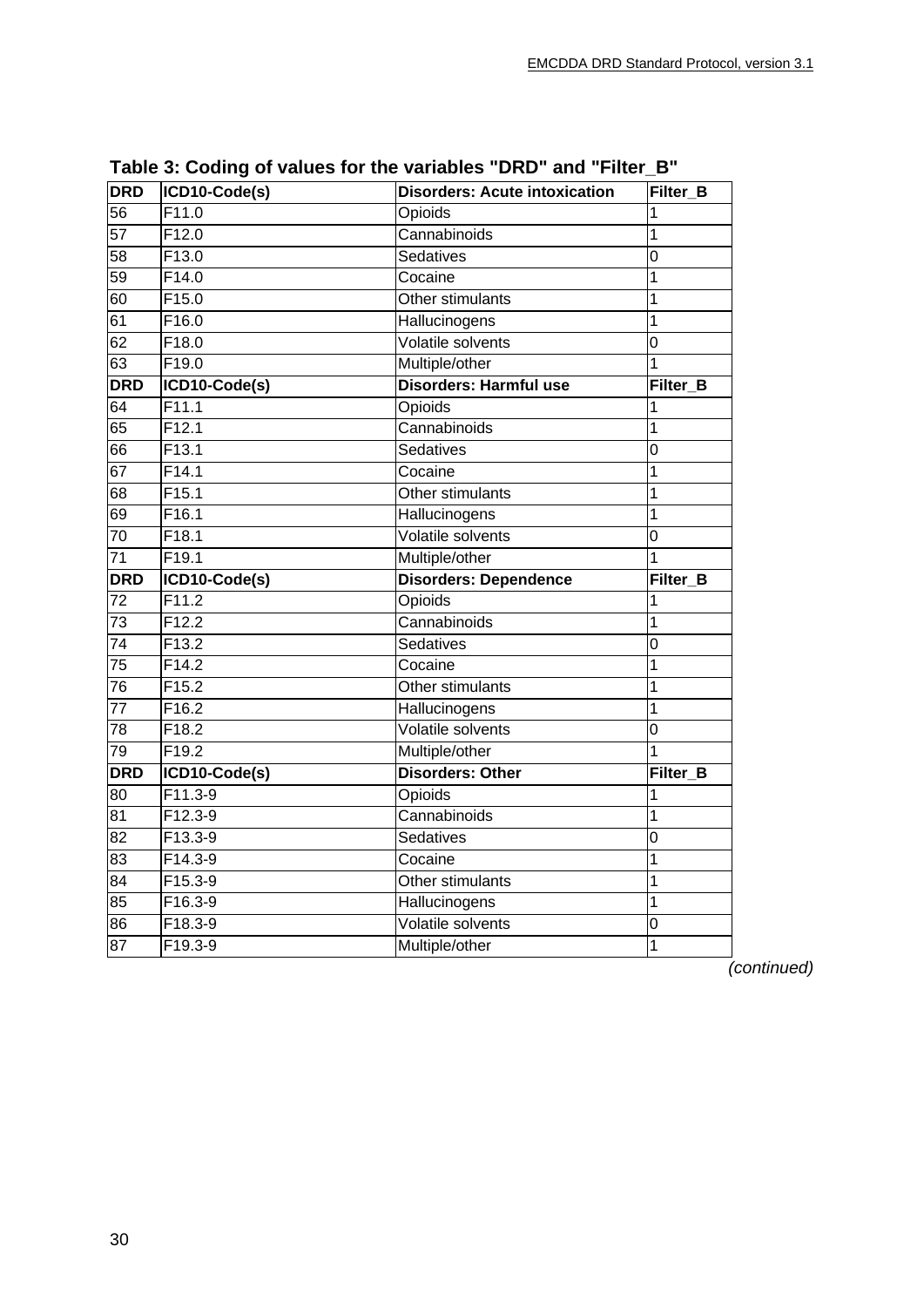**Table 3: Coding of values for the variables "DRD" and "Filter_B"**

| DRD | ICD10-Code(s) | Disorders: Acute intoxication | Filter_B |
|---|---|---|---|
| 56 | F11.0 | Opioids | 1 |
| 57 | F12.0 | Cannabinoids | 1 |
| 58 | F13.0 | Sedatives | 0 |
| 59 | F14.0 | Cocaine | 1 |
| 60 | F15.0 | Other stimulants | 1 |
| 61 | F16.0 | Hallucinogens | 1 |
| 62 | F18.0 | Volatile solvents | 0 |
| 63 | F19.0 | Multiple/other | 1 |
| **DRD** | **ICD10-Code(s)** | **Disorders: Harmful use** | **Filter_B** |
| 64 | F11.1 | Opioids | 1 |
| 65 | F12.1 | Cannabinoids | 1 |
| 66 | F13.1 | Sedatives | 0 |
| 67 | F14.1 | Cocaine | 1 |
| 68 | F15.1 | Other stimulants | 1 |
| 69 | F16.1 | Hallucinogens | 1 |
| 70 | F18.1 | Volatile solvents | 0 |
| 71 | F19.1 | Multiple/other | 1 |
| **DRD** | **ICD10-Code(s)** | **Disorders: Dependence** | **Filter_B** |
| 72 | F11.2 | Opioids | 1 |
| 73 | F12.2 | Cannabinoids | 1 |
| 74 | F13.2 | Sedatives | 0 |
| 75 | F14.2 | Cocaine | 1 |
| 76 | F15.2 | Other stimulants | 1 |
| 77 | F16.2 | Hallucinogens | 1 |
| 78 | F18.2 | Volatile solvents | 0 |
| 79 | F19.2 | Multiple/other | 1 |
| **DRD** | **ICD10-Code(s)** | **Disorders: Other** | **Filter_B** |
| 80 | F11.3-9 | Opioids | 1 |
| 81 | F12.3-9 | Cannabinoids | 1 |
| 82 | F13.3-9 | Sedatives | 0 |
| 83 | F14.3-9 | Cocaine | 1 |
| 84 | F15.3-9 | Other stimulants | 1 |
| 85 | F16.3-9 | Hallucinogens | 1 |
| 86 | F18.3-9 | Volatile solvents | 0 |
| 87 | F19.3-9 | Multiple/other | 1 |

*(continued)*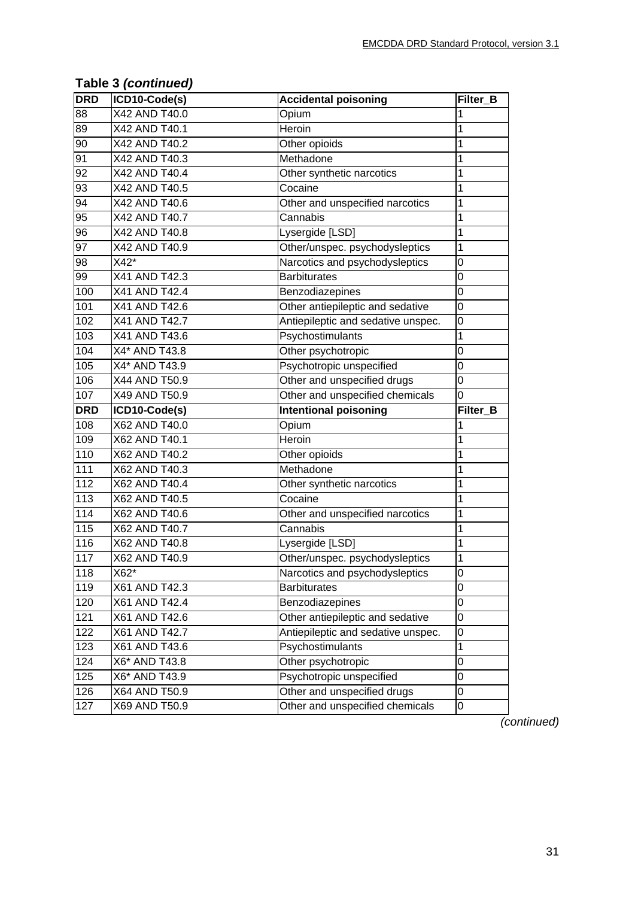**Table 3 *(continued)***

| DRD | ICD10-Code(s) | Accidental poisoning | Filter_B |
|---|---|---|---|
| 88 | X42 AND T40.0 | Opium | 1 |
| 89 | X42 AND T40.1 | Heroin | 1 |
| 90 | X42 AND T40.2 | Other opioids | 1 |
| 91 | X42 AND T40.3 | Methadone | 1 |
| 92 | X42 AND T40.4 | Other synthetic narcotics | 1 |
| 93 | X42 AND T40.5 | Cocaine | 1 |
| 94 | X42 AND T40.6 | Other and unspecified narcotics | 1 |
| 95 | X42 AND T40.7 | Cannabis | 1 |
| 96 | X42 AND T40.8 | Lysergide [LSD] | 1 |
| 97 | X42 AND T40.9 | Other/unspec. psychodysleptics | 1 |
| 98 | X42* | Narcotics and psychodysleptics | 0 |
| 99 | X41 AND T42.3 | Barbiturates | 0 |
| 100 | X41 AND T42.4 | Benzodiazepines | 0 |
| 101 | X41 AND T42.6 | Other antiepileptic and sedative | 0 |
| 102 | X41 AND T42.7 | Antiepileptic and sedative unspec. | 0 |
| 103 | X41 AND T43.6 | Psychostimulants | 1 |
| 104 | X4* AND T43.8 | Other psychotropic | 0 |
| 105 | X4* AND T43.9 | Psychotropic unspecified | 0 |
| 106 | X44 AND T50.9 | Other and unspecified drugs | 0 |
| 107 | X49 AND T50.9 | Other and unspecified chemicals | 0 |
| **DRD** | **ICD10-Code(s)** | **Intentional poisoning** | **Filter_B** |
| 108 | X62 AND T40.0 | Opium | 1 |
| 109 | X62 AND T40.1 | Heroin | 1 |
| 110 | X62 AND T40.2 | Other opioids | 1 |
| 111 | X62 AND T40.3 | Methadone | 1 |
| 112 | X62 AND T40.4 | Other synthetic narcotics | 1 |
| 113 | X62 AND T40.5 | Cocaine | 1 |
| 114 | X62 AND T40.6 | Other and unspecified narcotics | 1 |
| 115 | X62 AND T40.7 | Cannabis | 1 |
| 116 | X62 AND T40.8 | Lysergide [LSD] | 1 |
| 117 | X62 AND T40.9 | Other/unspec. psychodysleptics | 1 |
| 118 | X62* | Narcotics and psychodysleptics | 0 |
| 119 | X61 AND T42.3 | Barbiturates | 0 |
| 120 | X61 AND T42.4 | Benzodiazepines | 0 |
| 121 | X61 AND T42.6 | Other antiepileptic and sedative | 0 |
| 122 | X61 AND T42.7 | Antiepileptic and sedative unspec. | 0 |
| 123 | X61 AND T43.6 | Psychostimulants | 1 |
| 124 | X6* AND T43.8 | Other psychotropic | 0 |
| 125 | X6* AND T43.9 | Psychotropic unspecified | 0 |
| 126 | X64 AND T50.9 | Other and unspecified drugs | 0 |
| 127 | X69 AND T50.9 | Other and unspecified chemicals | 0 |

*(continued)*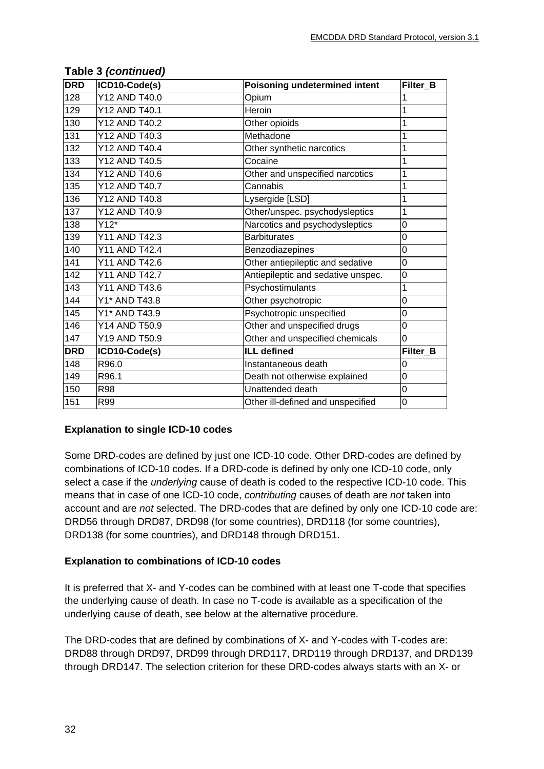**Table 3 *(continued)***

| DRD | ICD10-Code(s) | Poisoning undetermined intent | Filter_B |
|---|---|---|---|
| 128 | Y12 AND T40.0 | Opium | 1 |
| 129 | Y12 AND T40.1 | Heroin | 1 |
| 130 | Y12 AND T40.2 | Other opioids | 1 |
| 131 | Y12 AND T40.3 | Methadone | 1 |
| 132 | Y12 AND T40.4 | Other synthetic narcotics | 1 |
| 133 | Y12 AND T40.5 | Cocaine | 1 |
| 134 | Y12 AND T40.6 | Other and unspecified narcotics | 1 |
| 135 | Y12 AND T40.7 | Cannabis | 1 |
| 136 | Y12 AND T40.8 | Lysergide [LSD] | 1 |
| 137 | Y12 AND T40.9 | Other/unspec. psychodysleptics | 1 |
| 138 | Y12* | Narcotics and psychodysleptics | 0 |
| 139 | Y11 AND T42.3 | Barbiturates | 0 |
| 140 | Y11 AND T42.4 | Benzodiazepines | 0 |
| 141 | Y11 AND T42.6 | Other antiepileptic and sedative | 0 |
| 142 | Y11 AND T42.7 | Antiepileptic and sedative unspec. | 0 |
| 143 | Y11 AND T43.6 | Psychostimulants | 1 |
| 144 | Y1* AND T43.8 | Other psychotropic | 0 |
| 145 | Y1* AND T43.9 | Psychotropic unspecified | 0 |
| 146 | Y14 AND T50.9 | Other and unspecified drugs | 0 |
| 147 | Y19 AND T50.9 | Other and unspecified chemicals | 0 |
| **DRD** | **ICD10-Code(s)** | **ILL defined** | **Filter_B** |
| 148 | R96.0 | Instantaneous death | 0 |
| 149 | R96.1 | Death not otherwise explained | 0 |
| 150 | R98 | Unattended death | 0 |
| 151 | R99 | Other ill-defined and unspecified | 0 |

**Explanation to single ICD-10 codes**

Some DRD-codes are defined by just one ICD-10 code. Other DRD-codes are defined by combinations of ICD-10 codes. If a DRD-code is defined by only one ICD-10 code, only select a case if the *underlying* cause of death is coded to the respective ICD-10 code. This means that in case of one ICD-10 code, *contributing* causes of death are *not* taken into account and are *not* selected. The DRD-codes that are defined by only one ICD-10 code are: DRD56 through DRD87, DRD98 (for some countries), DRD118 (for some countries), DRD138 (for some countries), and DRD148 through DRD151.

**Explanation to combinations of ICD-10 codes**

It is preferred that X- and Y-codes can be combined with at least one T-code that specifies the underlying cause of death. In case no T-code is available as a specification of the underlying cause of death, see below at the alternative procedure.

The DRD-codes that are defined by combinations of X- and Y-codes with T-codes are: DRD88 through DRD97, DRD99 through DRD117, DRD119 through DRD137, and DRD139 through DRD147. The selection criterion for these DRD-codes always starts with an X- or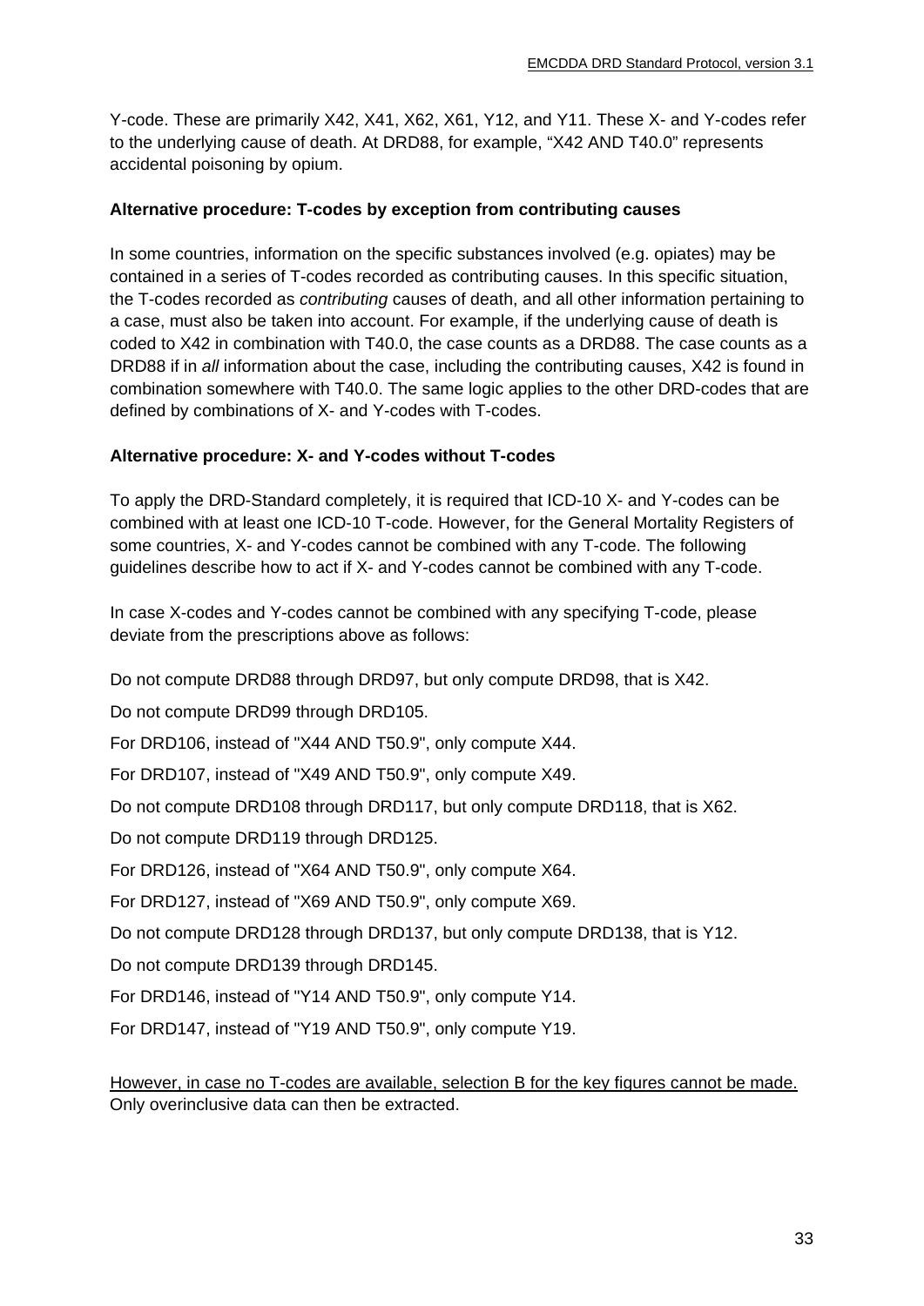Y-code. These are primarily X42, X41, X62, X61, Y12, and Y11. These X- and Y-codes refer to the underlying cause of death. At DRD88, for example, “X42 AND T40.0” represents accidental poisoning by opium.

**Alternative procedure: T-codes by exception from contributing causes**

In some countries, information on the specific substances involved (e.g. opiates) may be contained in a series of T-codes recorded as contributing causes. In this specific situation, the T-codes recorded as *contributing* causes of death, and all other information pertaining to a case, must also be taken into account. For example, if the underlying cause of death is coded to X42 in combination with T40.0, the case counts as a DRD88. The case counts as a DRD88 if in *all* information about the case, including the contributing causes, X42 is found in combination somewhere with T40.0. The same logic applies to the other DRD-codes that are defined by combinations of X- and Y-codes with T-codes.

**Alternative procedure: X- and Y-codes without T-codes**

To apply the DRD-Standard completely, it is required that ICD-10 X- and Y-codes can be combined with at least one ICD-10 T-code. However, for the General Mortality Registers of some countries, X- and Y-codes cannot be combined with any T-code. The following guidelines describe how to act if X- and Y-codes cannot be combined with any T-code.

In case X-codes and Y-codes cannot be combined with any specifying T-code, please deviate from the prescriptions above as follows:

Do not compute DRD88 through DRD97, but only compute DRD98, that is X42.

Do not compute DRD99 through DRD105.

For DRD106, instead of "X44 AND T50.9", only compute X44.

For DRD107, instead of "X49 AND T50.9", only compute X49.

Do not compute DRD108 through DRD117, but only compute DRD118, that is X62.

Do not compute DRD119 through DRD125.

For DRD126, instead of "X64 AND T50.9", only compute X64.

For DRD127, instead of "X69 AND T50.9", only compute X69.

Do not compute DRD128 through DRD137, but only compute DRD138, that is Y12.

Do not compute DRD139 through DRD145.

For DRD146, instead of "Y14 AND T50.9", only compute Y14.

For DRD147, instead of "Y19 AND T50.9", only compute Y19.

<u>However, in case no T-codes are available, selection B for the key figures cannot be made.</u> Only overinclusive data can then be extracted.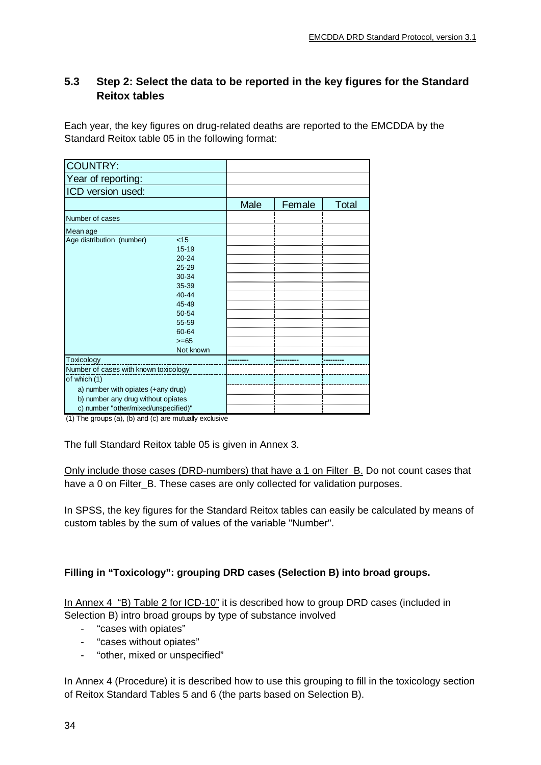## 5.3 Step 2: Select the data to be reported in the key figures for the Standard Reitox tables

Each year, the key figures on drug-related deaths are reported to the EMCDDA by the Standard Reitox table 05 in the following format:

| COUNTRY: | | | | |
|---|---|---|---|---|
| Year of reporting: | | | | |
| ICD version used: | | | | |
| | | Male | Female | Total |
| Number of cases | | | | |
| Mean age | | | | |
| Age distribution (number) | <15 | | | |
| | 15-19 | | | |
| | 20-24 | | | |
| | 25-29 | | | |
| | 30-34 | | | |
| | 35-39 | | | |
| | 40-44 | | | |
| | 45-49 | | | |
| | 50-54 | | | |
| | 55-59 | | | |
| | 60-64 | | | |
| | >=65 | | | |
| | Not known | | | |
| Toxicology | | --------- | ---------- | --------- |
| Number of cases with known toxicology | | | | |
| of which (1) | | | | |
| a) number with opiates (+any drug) | | | | |
| b) number any drug without opiates | | | | |
| c) number "other/mixed/unspecified)" | | | | |

(1) The groups (a), (b) and (c) are mutually exclusive

The full Standard Reitox table 05 is given in Annex 3.

Only include those cases (DRD-numbers) that have a 1 on Filter_B. Do not count cases that have a 0 on Filter_B. These cases are only collected for validation purposes.

In SPSS, the key figures for the Standard Reitox tables can easily be calculated by means of custom tables by the sum of values of the variable "Number".

**Filling in "Toxicology": grouping DRD cases (Selection B) into broad groups.**

In Annex 4 "B) Table 2 for ICD-10" it is described how to group DRD cases (included in Selection B) intro broad groups by type of substance involved

- "cases with opiates"
- "cases without opiates"
- "other, mixed or unspecified"

In Annex 4 (Procedure) it is described how to use this grouping to fill in the toxicology section of Reitox Standard Tables 5 and 6 (the parts based on Selection B).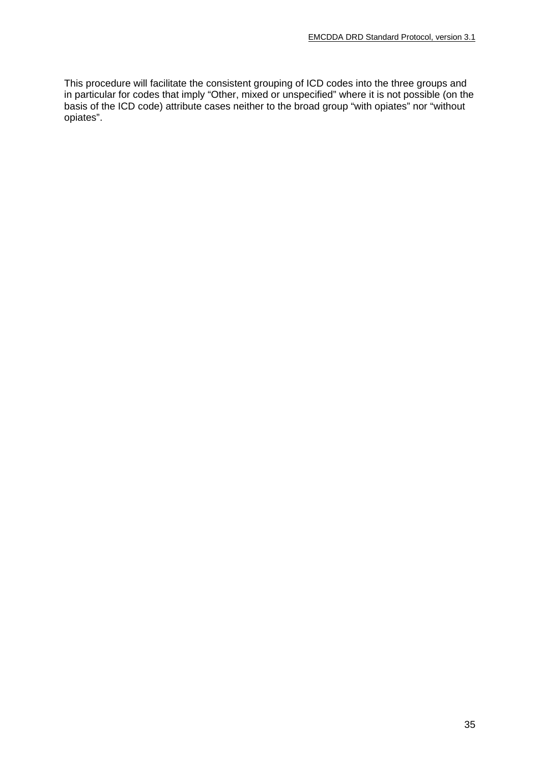This procedure will facilitate the consistent grouping of ICD codes into the three groups and in particular for codes that imply “Other, mixed or unspecified” where it is not possible (on the basis of the ICD code) attribute cases neither to the broad group “with opiates” nor “without opiates”.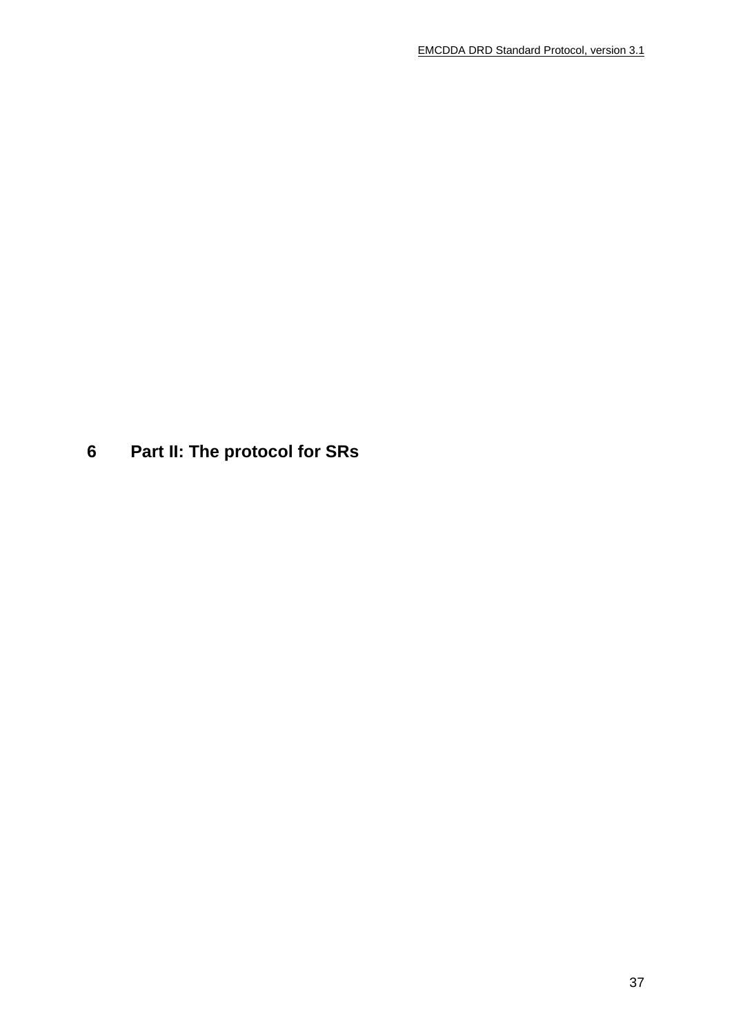# 6 Part II: The protocol for SRs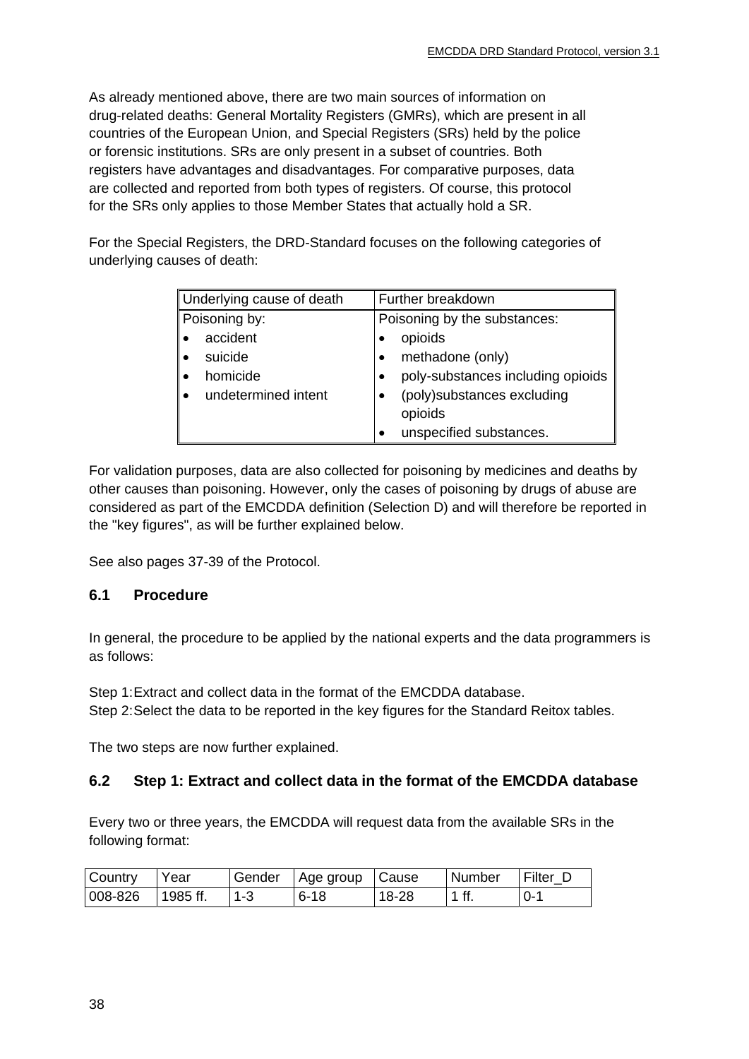As already mentioned above, there are two main sources of information on drug-related deaths: General Mortality Registers (GMRs), which are present in all countries of the European Union, and Special Registers (SRs) held by the police or forensic institutions. SRs are only present in a subset of countries. Both registers have advantages and disadvantages. For comparative purposes, data are collected and reported from both types of registers. Of course, this protocol for the SRs only applies to those Member States that actually hold a SR.

For the Special Registers, the DRD-Standard focuses on the following categories of underlying causes of death:

| Underlying cause of death | Further breakdown |
|---|---|
| Poisoning by:<br>• accident<br>• suicide<br>• homicide<br>• undetermined intent | Poisoning by the substances:<br>• opioids<br>• methadone (only)<br>• poly-substances including opioids<br>• (poly)substances excluding opioids<br>• unspecified substances. |

For validation purposes, data are also collected for poisoning by medicines and deaths by other causes than poisoning. However, only the cases of poisoning by drugs of abuse are considered as part of the EMCDDA definition (Selection D) and will therefore be reported in the "key figures", as will be further explained below.

See also pages 37-39 of the Protocol.

### 6.1 Procedure

In general, the procedure to be applied by the national experts and the data programmers is as follows:

Step 1: Extract and collect data in the format of the EMCDDA database.
Step 2: Select the data to be reported in the key figures for the Standard Reitox tables.

The two steps are now further explained.

### 6.2 Step 1: Extract and collect data in the format of the EMCDDA database

Every two or three years, the EMCDDA will request data from the available SRs in the following format:

| Country | Year | Gender | Age group | Cause | Number | Filter_D |
|---|---|---|---|---|---|---|
| 008-826 | 1985 ff. | 1-3 | 6-18 | 18-28 | 1 ff. | 0-1 |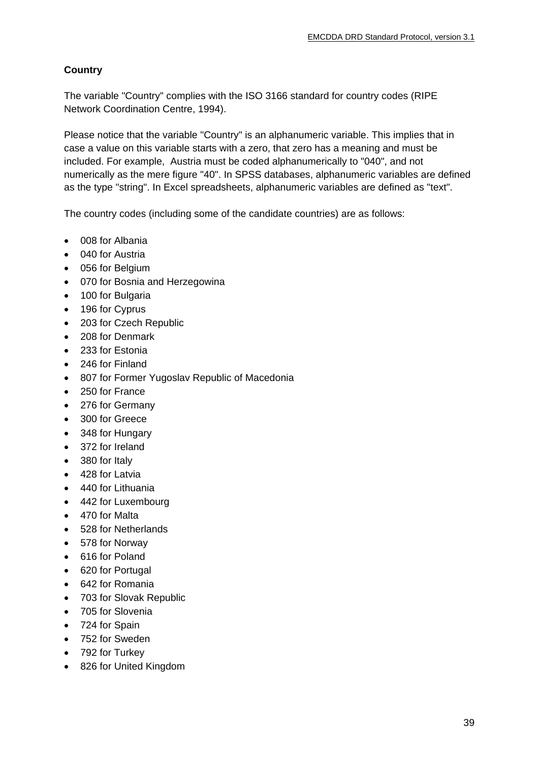**Country**

The variable "Country" complies with the ISO 3166 standard for country codes (RIPE Network Coordination Centre, 1994).

Please notice that the variable "Country" is an alphanumeric variable. This implies that in case a value on this variable starts with a zero, that zero has a meaning and must be included. For example, Austria must be coded alphanumerically to "040", and not numerically as the mere figure "40". In SPSS databases, alphanumeric variables are defined as the type "string". In Excel spreadsheets, alphanumeric variables are defined as "text".

The country codes (including some of the candidate countries) are as follows:

- 008 for Albania
- 040 for Austria
- 056 for Belgium
- 070 for Bosnia and Herzegowina
- 100 for Bulgaria
- 196 for Cyprus
- 203 for Czech Republic
- 208 for Denmark
- 233 for Estonia
- 246 for Finland
- 807 for Former Yugoslav Republic of Macedonia
- 250 for France
- 276 for Germany
- 300 for Greece
- 348 for Hungary
- 372 for Ireland
- 380 for Italy
- 428 for Latvia
- 440 for Lithuania
- 442 for Luxembourg
- 470 for Malta
- 528 for Netherlands
- 578 for Norway
- 616 for Poland
- 620 for Portugal
- 642 for Romania
- 703 for Slovak Republic
- 705 for Slovenia
- 724 for Spain
- 752 for Sweden
- 792 for Turkey
- 826 for United Kingdom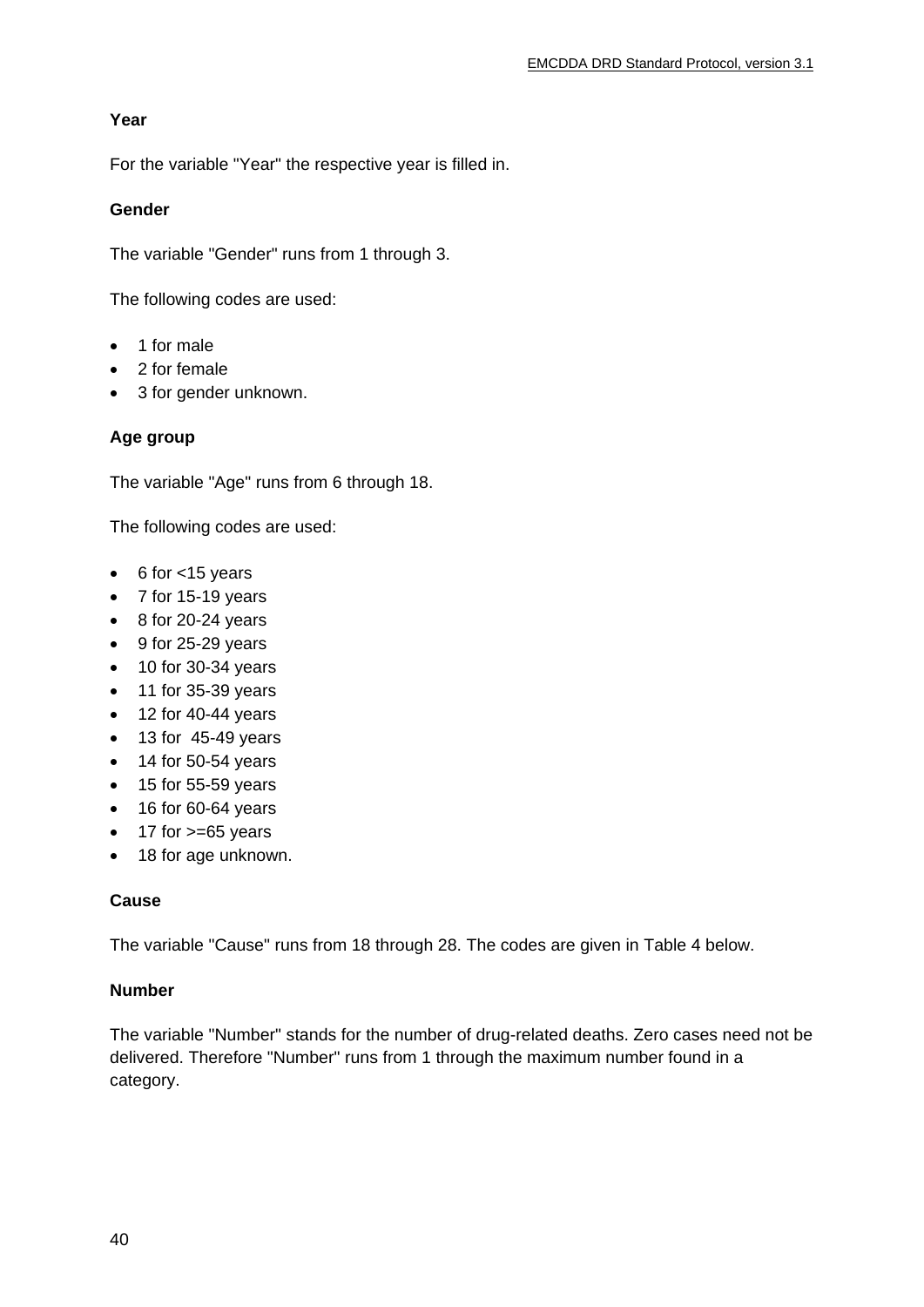**Year**

For the variable "Year" the respective year is filled in.

**Gender**

The variable "Gender" runs from 1 through 3.

The following codes are used:

- 1 for male
- 2 for female
- 3 for gender unknown.

**Age group**

The variable "Age" runs from 6 through 18.

The following codes are used:

- 6 for <15 years
- 7 for 15-19 years
- 8 for 20-24 years
- 9 for 25-29 years
- 10 for 30-34 years
- 11 for 35-39 years
- 12 for 40-44 years
- 13 for 45-49 years
- 14 for 50-54 years
- 15 for 55-59 years
- 16 for 60-64 years
- 17 for >=65 years
- 18 for age unknown.

**Cause**

The variable "Cause" runs from 18 through 28. The codes are given in Table 4 below.

**Number**

The variable "Number" stands for the number of drug-related deaths. Zero cases need not be delivered. Therefore "Number" runs from 1 through the maximum number found in a category.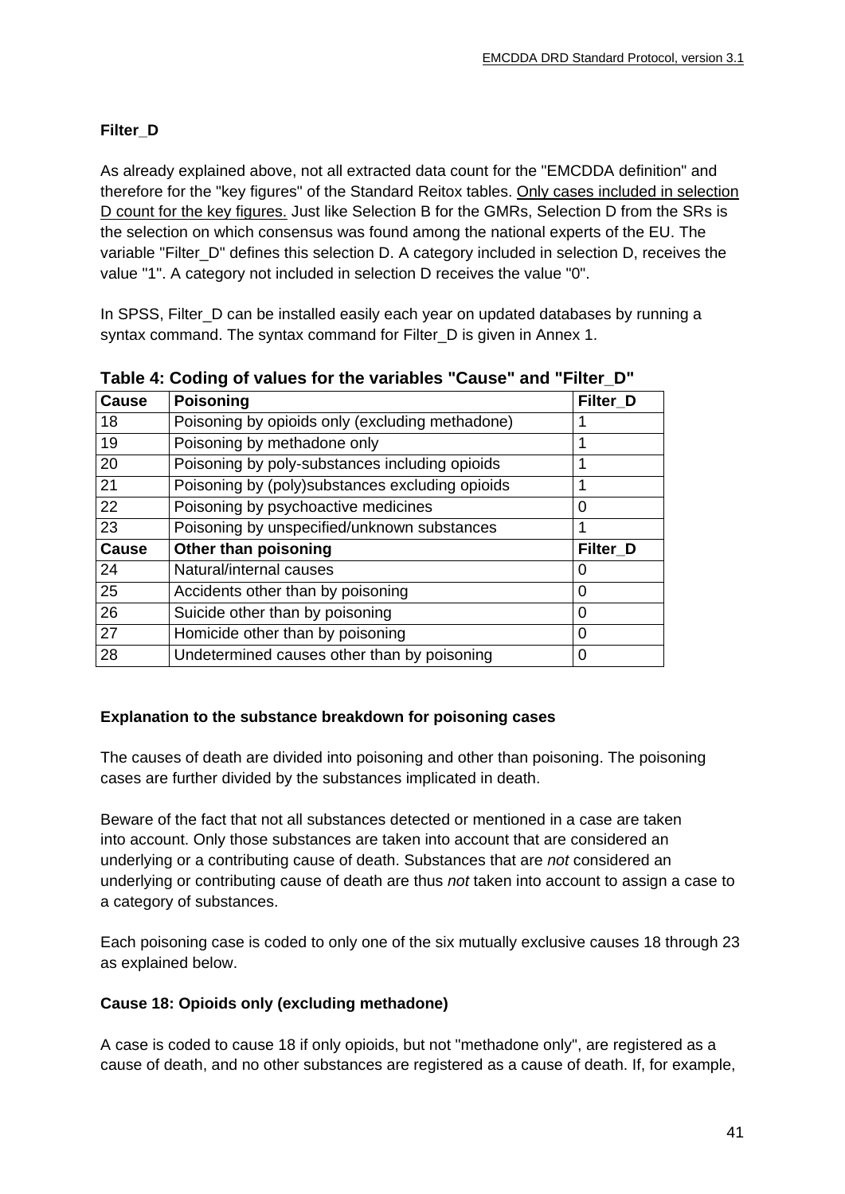**Filter_D**

As already explained above, not all extracted data count for the "EMCDDA definition" and therefore for the "key figures" of the Standard Reitox tables. <u>Only cases included in selection D count for the key figures.</u> Just like Selection B for the GMRs, Selection D from the SRs is the selection on which consensus was found among the national experts of the EU. The variable "Filter_D" defines this selection D. A category included in selection D, receives the value "1". A category not included in selection D receives the value "0".

In SPSS, Filter_D can be installed easily each year on updated databases by running a syntax command. The syntax command for Filter_D is given in Annex 1.

**Table 4: Coding of values for the variables "Cause" and "Filter_D"**

| Cause | Poisoning | Filter_D |
|---|---|---|
| 18 | Poisoning by opioids only (excluding methadone) | 1 |
| 19 | Poisoning by methadone only | 1 |
| 20 | Poisoning by poly-substances including opioids | 1 |
| 21 | Poisoning by (poly)substances excluding opioids | 1 |
| 22 | Poisoning by psychoactive medicines | 0 |
| 23 | Poisoning by unspecified/unknown substances | 1 |
| **Cause** | **Other than poisoning** | **Filter_D** |
| 24 | Natural/internal causes | 0 |
| 25 | Accidents other than by poisoning | 0 |
| 26 | Suicide other than by poisoning | 0 |
| 27 | Homicide other than by poisoning | 0 |
| 28 | Undetermined causes other than by poisoning | 0 |

**Explanation to the substance breakdown for poisoning cases**

The causes of death are divided into poisoning and other than poisoning. The poisoning cases are further divided by the substances implicated in death.

Beware of the fact that not all substances detected or mentioned in a case are taken into account. Only those substances are taken into account that are considered an underlying or a contributing cause of death. Substances that are *not* considered an underlying or contributing cause of death are thus *not* taken into account to assign a case to a category of substances.

Each poisoning case is coded to only one of the six mutually exclusive causes 18 through 23 as explained below.

**Cause 18: Opioids only (excluding methadone)**

A case is coded to cause 18 if only opioids, but not "methadone only", are registered as a cause of death, and no other substances are registered as a cause of death. If, for example,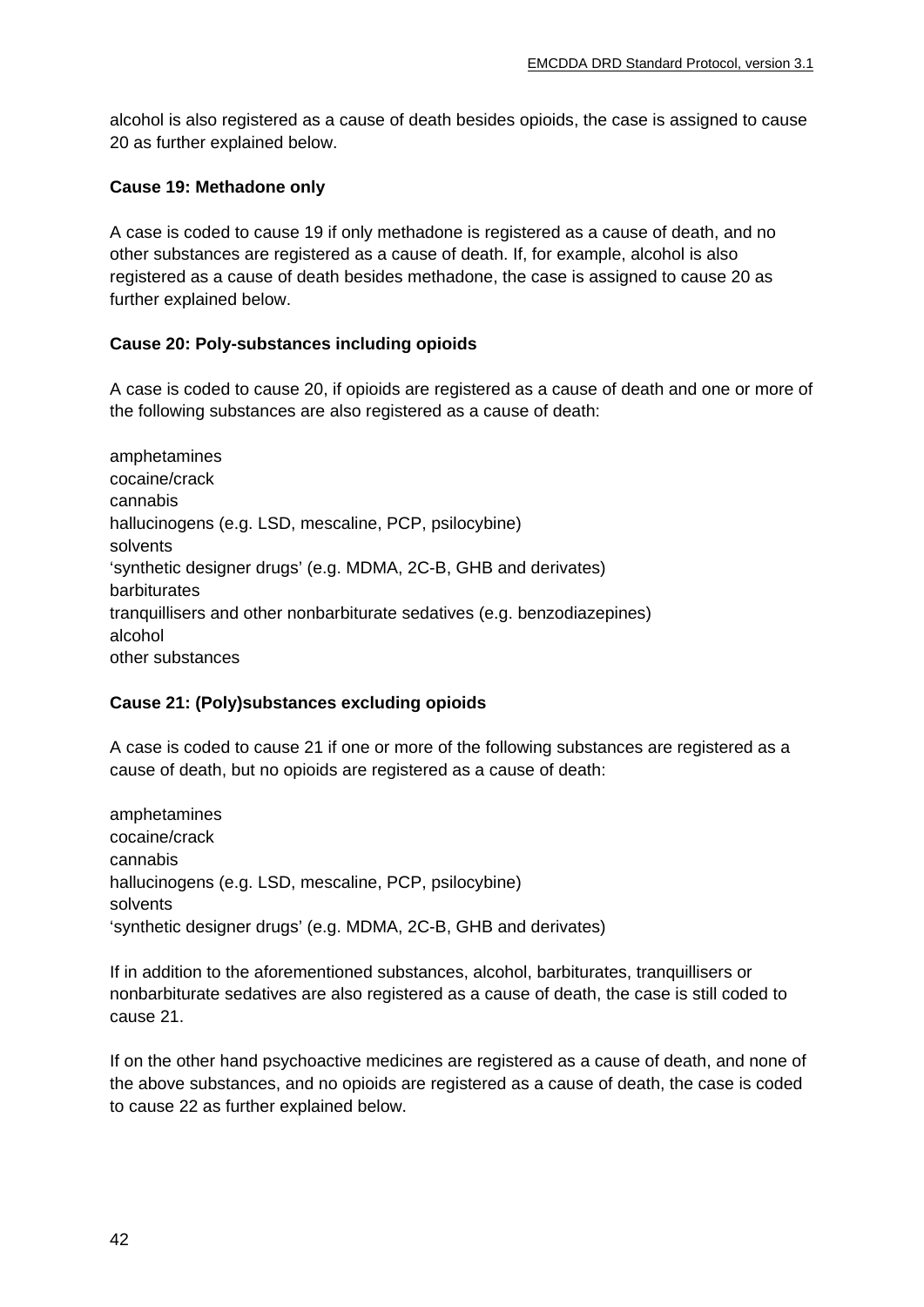alcohol is also registered as a cause of death besides opioids, the case is assigned to cause 20 as further explained below.

**Cause 19: Methadone only**

A case is coded to cause 19 if only methadone is registered as a cause of death, and no other substances are registered as a cause of death. If, for example, alcohol is also registered as a cause of death besides methadone, the case is assigned to cause 20 as further explained below.

**Cause 20: Poly-substances including opioids**

A case is coded to cause 20, if opioids are registered as a cause of death and one or more of the following substances are also registered as a cause of death:

amphetamines
cocaine/crack
cannabis
hallucinogens (e.g. LSD, mescaline, PCP, psilocybine)
solvents
'synthetic designer drugs' (e.g. MDMA, 2C-B, GHB and derivates)
barbiturates
tranquillisers and other nonbarbiturate sedatives (e.g. benzodiazepines)
alcohol
other substances

**Cause 21: (Poly)substances excluding opioids**

A case is coded to cause 21 if one or more of the following substances are registered as a cause of death, but no opioids are registered as a cause of death:

amphetamines
cocaine/crack
cannabis
hallucinogens (e.g. LSD, mescaline, PCP, psilocybine)
solvents
'synthetic designer drugs' (e.g. MDMA, 2C-B, GHB and derivates)

If in addition to the aforementioned substances, alcohol, barbiturates, tranquillisers or nonbarbiturate sedatives are also registered as a cause of death, the case is still coded to cause 21.

If on the other hand psychoactive medicines are registered as a cause of death, and none of the above substances, and no opioids are registered as a cause of death, the case is coded to cause 22 as further explained below.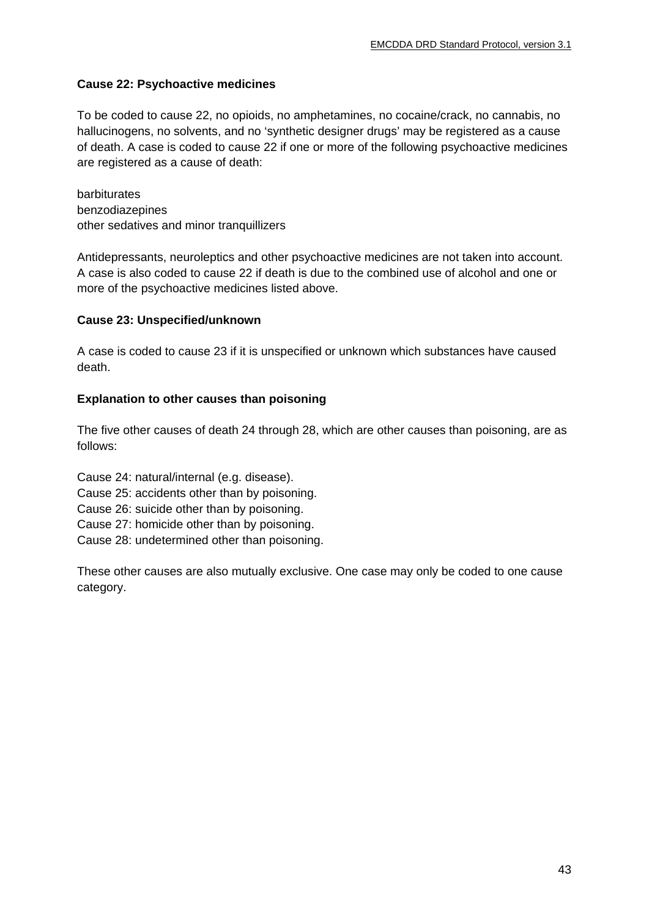**Cause 22: Psychoactive medicines**

To be coded to cause 22, no opioids, no amphetamines, no cocaine/crack, no cannabis, no hallucinogens, no solvents, and no 'synthetic designer drugs' may be registered as a cause of death. A case is coded to cause 22 if one or more of the following psychoactive medicines are registered as a cause of death:

barbiturates
benzodiazepines
other sedatives and minor tranquillizers

Antidepressants, neuroleptics and other psychoactive medicines are not taken into account. A case is also coded to cause 22 if death is due to the combined use of alcohol and one or more of the psychoactive medicines listed above.

**Cause 23: Unspecified/unknown**

A case is coded to cause 23 if it is unspecified or unknown which substances have caused death.

**Explanation to other causes than poisoning**

The five other causes of death 24 through 28, which are other causes than poisoning, are as follows:

Cause 24: natural/internal (e.g. disease).
Cause 25: accidents other than by poisoning.
Cause 26: suicide other than by poisoning.
Cause 27: homicide other than by poisoning.
Cause 28: undetermined other than poisoning.

These other causes are also mutually exclusive. One case may only be coded to one cause category.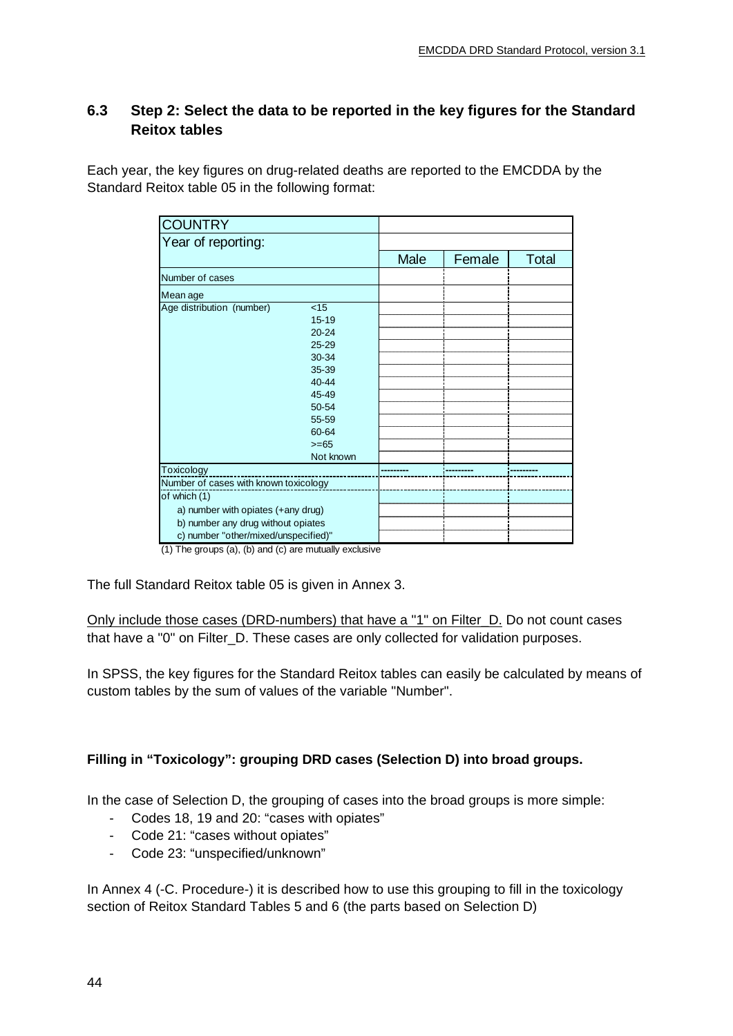## 6.3 Step 2: Select the data to be reported in the key figures for the Standard Reitox tables

Each year, the key figures on drug-related deaths are reported to the EMCDDA by the Standard Reitox table 05 in the following format:

| COUNTRY | | | | |
|---|---|---|---|---|
| Year of reporting: | | | | |
| | | Male | Female | Total |
| Number of cases | | | | |
| Mean age | | | | |
| Age distribution (number) | <15 | | | |
| | 15-19 | | | |
| | 20-24 | | | |
| | 25-29 | | | |
| | 30-34 | | | |
| | 35-39 | | | |
| | 40-44 | | | |
| | 45-49 | | | |
| | 50-54 | | | |
| | 55-59 | | | |
| | 60-64 | | | |
| | >=65 | | | |
| | Not known | | | |
| Toxicology | | --------- | --------- | --------- |
| Number of cases with known toxicology | | | | |
| of which (1) | | | | |
| a) number with opiates (+any drug) | | | | |
| b) number any drug without opiates | | | | |
| c) number "other/mixed/unspecified)" | | | | |

(1) The groups (a), (b) and (c) are mutually exclusive

The full Standard Reitox table 05 is given in Annex 3.

Only include those cases (DRD-numbers) that have a "1" on Filter_D. Do not count cases that have a "0" on Filter_D. These cases are only collected for validation purposes.

In SPSS, the key figures for the Standard Reitox tables can easily be calculated by means of custom tables by the sum of values of the variable "Number".

**Filling in "Toxicology": grouping DRD cases (Selection D) into broad groups.**

In the case of Selection D, the grouping of cases into the broad groups is more simple:

- Codes 18, 19 and 20: "cases with opiates"
- Code 21: "cases without opiates"
- Code 23: "unspecified/unknown"

In Annex 4 (-C. Procedure-) it is described how to use this grouping to fill in the toxicology section of Reitox Standard Tables 5 and 6 (the parts based on Selection D)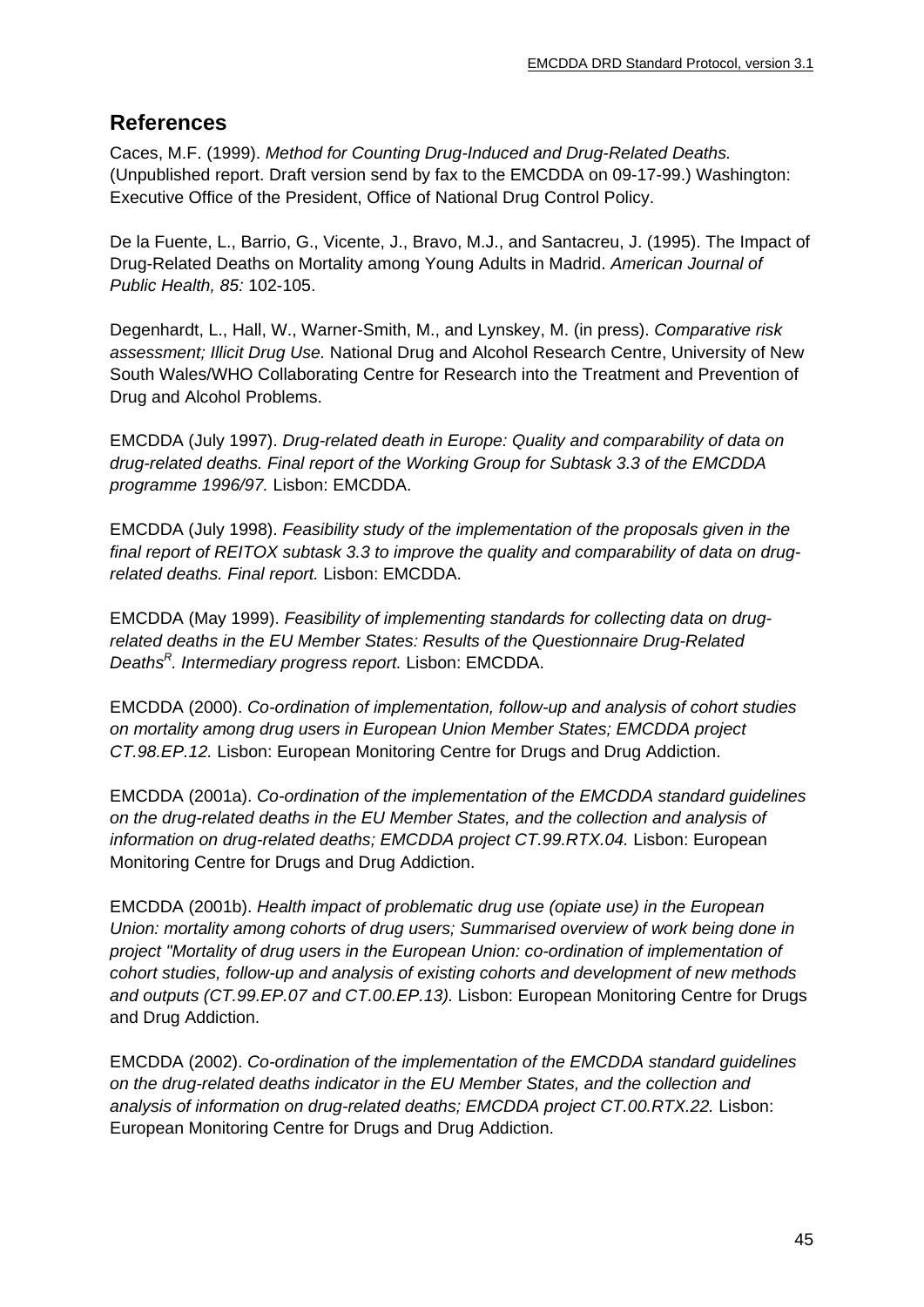## References

Caces, M.F. (1999). *Method for Counting Drug-Induced and Drug-Related Deaths.* (Unpublished report. Draft version send by fax to the EMCDDA on 09-17-99.) Washington: Executive Office of the President, Office of National Drug Control Policy.

De la Fuente, L., Barrio, G., Vicente, J., Bravo, M.J., and Santacreu, J. (1995). The Impact of Drug-Related Deaths on Mortality among Young Adults in Madrid. *American Journal of Public Health, 85:* 102-105.

Degenhardt, L., Hall, W., Warner-Smith, M., and Lynskey, M. (in press). *Comparative risk assessment; Illicit Drug Use.* National Drug and Alcohol Research Centre, University of New South Wales/WHO Collaborating Centre for Research into the Treatment and Prevention of Drug and Alcohol Problems.

EMCDDA (July 1997). *Drug-related death in Europe: Quality and comparability of data on drug-related deaths. Final report of the Working Group for Subtask 3.3 of the EMCDDA programme 1996/97.* Lisbon: EMCDDA.

EMCDDA (July 1998). *Feasibility study of the implementation of the proposals given in the final report of REITOX subtask 3.3 to improve the quality and comparability of data on drug-related deaths. Final report.* Lisbon: EMCDDA.

EMCDDA (May 1999). *Feasibility of implementing standards for collecting data on drug-related deaths in the EU Member States: Results of the Questionnaire Drug-Related Deaths[R]. Intermediary progress report.* Lisbon: EMCDDA.

EMCDDA (2000). *Co-ordination of implementation, follow-up and analysis of cohort studies on mortality among drug users in European Union Member States; EMCDDA project CT.98.EP.12.* Lisbon: European Monitoring Centre for Drugs and Drug Addiction.

EMCDDA (2001a). *Co-ordination of the implementation of the EMCDDA standard guidelines on the drug-related deaths in the EU Member States, and the collection and analysis of information on drug-related deaths; EMCDDA project CT.99.RTX.04.* Lisbon: European Monitoring Centre for Drugs and Drug Addiction.

EMCDDA (2001b). *Health impact of problematic drug use (opiate use) in the European Union: mortality among cohorts of drug users; Summarised overview of work being done in project "Mortality of drug users in the European Union: co-ordination of implementation of cohort studies, follow-up and analysis of existing cohorts and development of new methods and outputs (CT.99.EP.07 and CT.00.EP.13).* Lisbon: European Monitoring Centre for Drugs and Drug Addiction.

EMCDDA (2002). *Co-ordination of the implementation of the EMCDDA standard guidelines on the drug-related deaths indicator in the EU Member States, and the collection and analysis of information on drug-related deaths; EMCDDA project CT.00.RTX.22.* Lisbon: European Monitoring Centre for Drugs and Drug Addiction.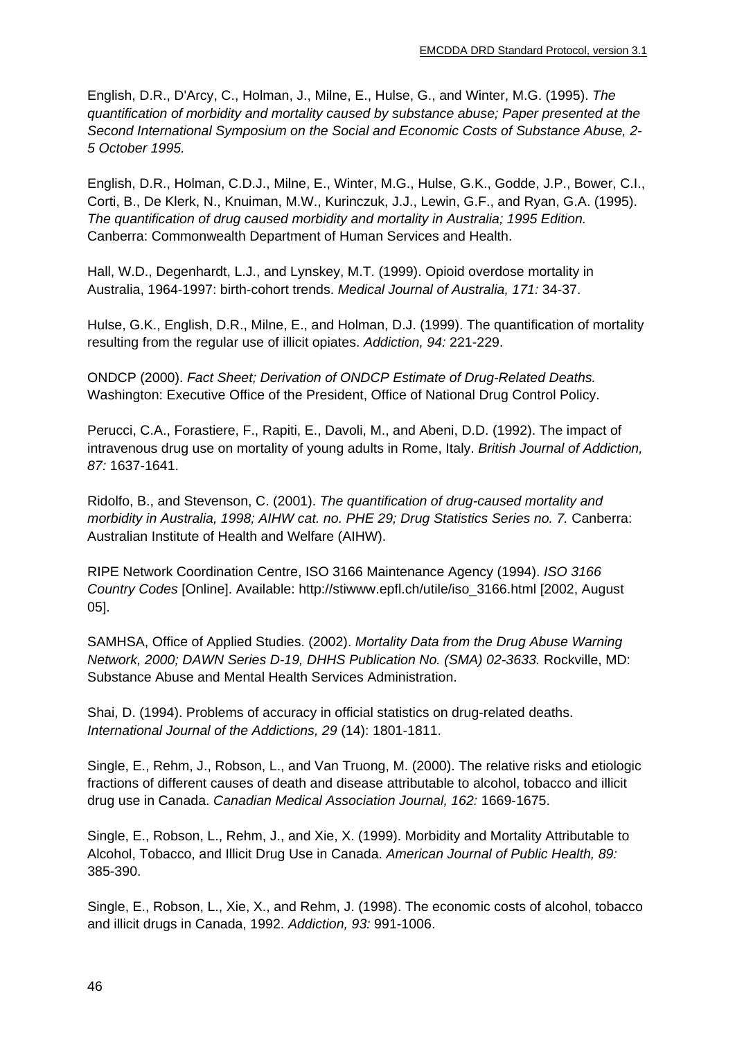English, D.R., D'Arcy, C., Holman, J., Milne, E., Hulse, G., and Winter, M.G. (1995). *The quantification of morbidity and mortality caused by substance abuse; Paper presented at the Second International Symposium on the Social and Economic Costs of Substance Abuse, 2-5 October 1995.*

English, D.R., Holman, C.D.J., Milne, E., Winter, M.G., Hulse, G.K., Godde, J.P., Bower, C.I., Corti, B., De Klerk, N., Knuiman, M.W., Kurinczuk, J.J., Lewin, G.F., and Ryan, G.A. (1995). *The quantification of drug caused morbidity and mortality in Australia; 1995 Edition.* Canberra: Commonwealth Department of Human Services and Health.

Hall, W.D., Degenhardt, L.J., and Lynskey, M.T. (1999). Opioid overdose mortality in Australia, 1964-1997: birth-cohort trends. *Medical Journal of Australia, 171:* 34-37.

Hulse, G.K., English, D.R., Milne, E., and Holman, D.J. (1999). The quantification of mortality resulting from the regular use of illicit opiates. *Addiction, 94:* 221-229.

ONDCP (2000). *Fact Sheet; Derivation of ONDCP Estimate of Drug-Related Deaths.* Washington: Executive Office of the President, Office of National Drug Control Policy.

Perucci, C.A., Forastiere, F., Rapiti, E., Davoli, M., and Abeni, D.D. (1992). The impact of intravenous drug use on mortality of young adults in Rome, Italy. *British Journal of Addiction, 87:* 1637-1641.

Ridolfo, B., and Stevenson, C. (2001). *The quantification of drug-caused mortality and morbidity in Australia, 1998; AIHW cat. no. PHE 29; Drug Statistics Series no. 7.* Canberra: Australian Institute of Health and Welfare (AIHW).

RIPE Network Coordination Centre, ISO 3166 Maintenance Agency (1994). *ISO 3166 Country Codes* [Online]. Available: http://stiwww.epfl.ch/utile/iso_3166.html [2002, August 05].

SAMHSA, Office of Applied Studies. (2002). *Mortality Data from the Drug Abuse Warning Network, 2000; DAWN Series D-19, DHHS Publication No. (SMA) 02-3633.* Rockville, MD: Substance Abuse and Mental Health Services Administration.

Shai, D. (1994). Problems of accuracy in official statistics on drug-related deaths. *International Journal of the Addictions, 29* (14): 1801-1811.

Single, E., Rehm, J., Robson, L., and Van Truong, M. (2000). The relative risks and etiologic fractions of different causes of death and disease attributable to alcohol, tobacco and illicit drug use in Canada. *Canadian Medical Association Journal, 162:* 1669-1675.

Single, E., Robson, L., Rehm, J., and Xie, X. (1999). Morbidity and Mortality Attributable to Alcohol, Tobacco, and Illicit Drug Use in Canada. *American Journal of Public Health, 89:* 385-390.

Single, E., Robson, L., Xie, X., and Rehm, J. (1998). The economic costs of alcohol, tobacco and illicit drugs in Canada, 1992. *Addiction, 93:* 991-1006.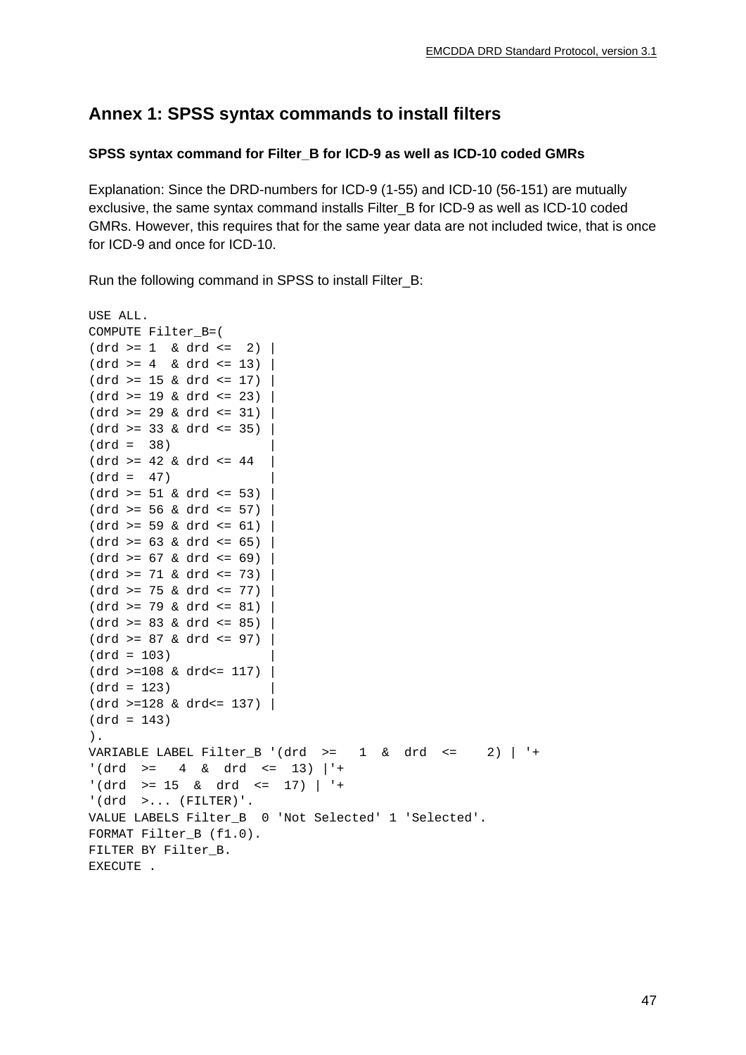## Annex 1: SPSS syntax commands to install filters

### SPSS syntax command for Filter_B for ICD-9 as well as ICD-10 coded GMRs

Explanation: Since the DRD-numbers for ICD-9 (1-55) and ICD-10 (56-151) are mutually exclusive, the same syntax command installs Filter_B for ICD-9 as well as ICD-10 coded GMRs. However, this requires that for the same year data are not included twice, that is once for ICD-9 and once for ICD-10.

Run the following command in SPSS to install Filter_B:

```
USE ALL.
COMPUTE Filter_B=(
(drd >= 1  & drd <=  2) |
(drd >= 4  & drd <= 13) |
(drd >= 15 & drd <= 17) |
(drd >= 19 & drd <= 23) |
(drd >= 29 & drd <= 31) |
(drd >= 33 & drd <= 35) |
(drd =  38)             |
(drd >= 42 & drd <= 44  |
(drd =  47)             |
(drd >= 51 & drd <= 53) |
(drd >= 56 & drd <= 57) |
(drd >= 59 & drd <= 61) |
(drd >= 63 & drd <= 65) |
(drd >= 67 & drd <= 69) |
(drd >= 71 & drd <= 73) |
(drd >= 75 & drd <= 77) |
(drd >= 79 & drd <= 81) |
(drd >= 83 & drd <= 85) |
(drd >= 87 & drd <= 97) |
(drd = 103)             |
(drd >=108 & drd<= 117) |
(drd = 123)             |
(drd >=128 & drd<= 137) |
(drd = 143)
).
VARIABLE LABEL Filter_B '(drd  >=   1  &  drd  <=    2) | '+
'(drd  >=   4  &  drd  <=  13) |'+
'(drd  >= 15  &  drd  <=  17) | '+
'(drd  >... (FILTER)'.
VALUE LABELS Filter_B  0 'Not Selected' 1 'Selected'.
FORMAT Filter_B (f1.0).
FILTER BY Filter_B.
EXECUTE .
```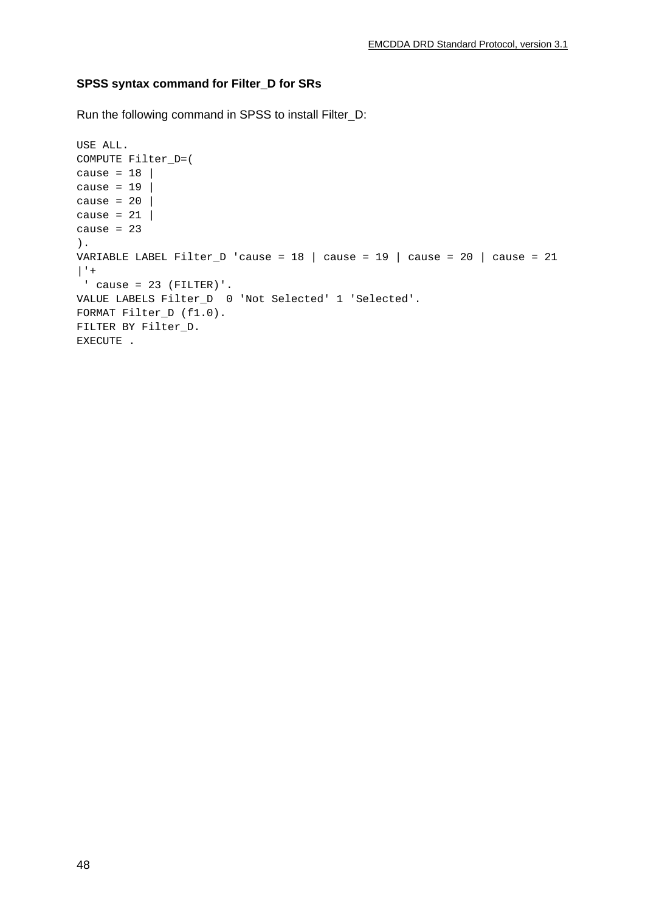**SPSS syntax command for Filter_D for SRs**

Run the following command in SPSS to install Filter_D:

```
USE ALL.
COMPUTE Filter_D=(
cause = 18 |
cause = 19 |
cause = 20 |
cause = 21 |
cause = 23
).
VARIABLE LABEL Filter_D 'cause = 18 | cause = 19 | cause = 20 | cause = 21
|'+
 ' cause = 23 (FILTER)'.
VALUE LABELS Filter_D  0 'Not Selected' 1 'Selected'.
FORMAT Filter_D (f1.0).
FILTER BY Filter_D.
EXECUTE .
```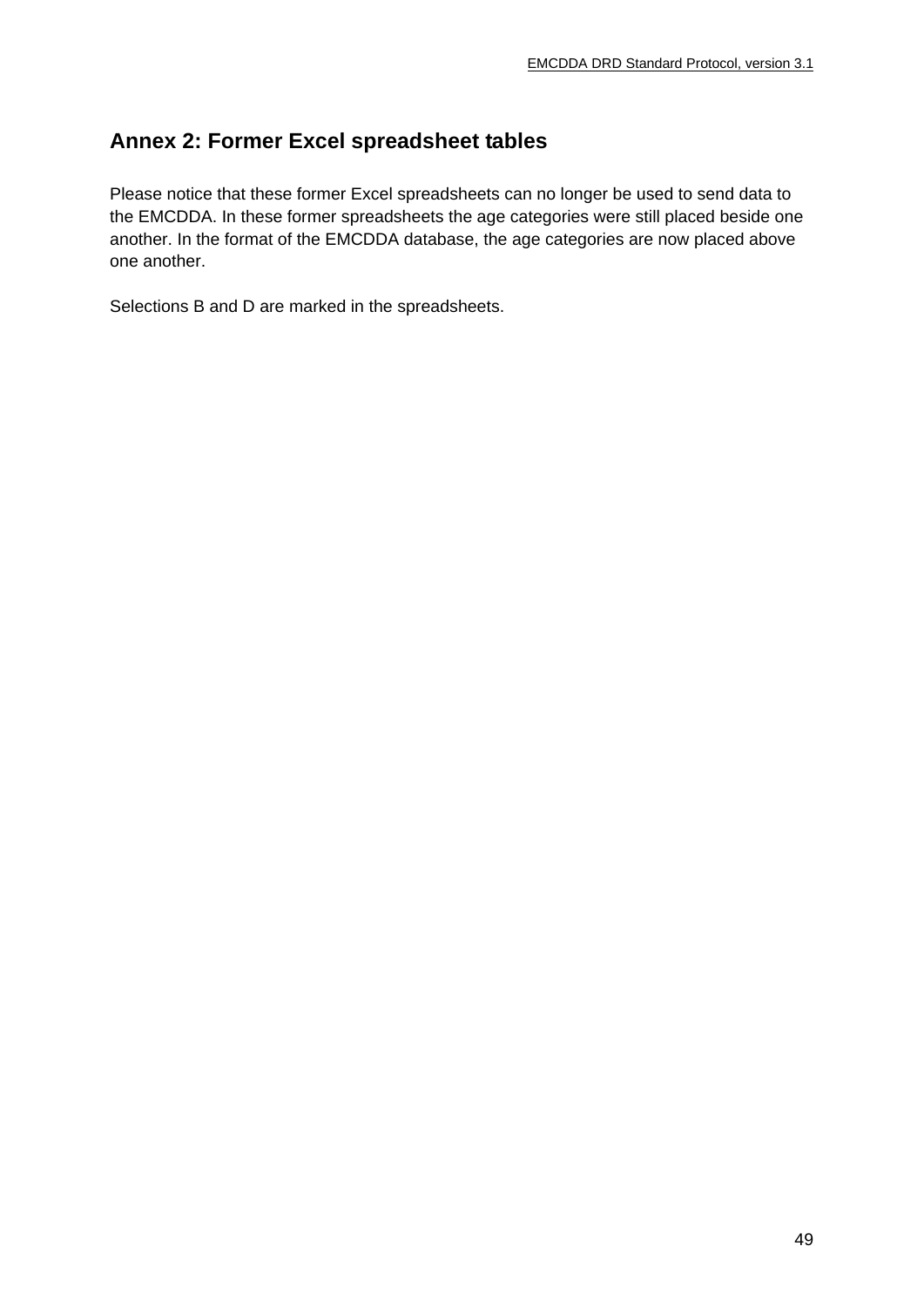## Annex 2: Former Excel spreadsheet tables

Please notice that these former Excel spreadsheets can no longer be used to send data to the EMCDDA. In these former spreadsheets the age categories were still placed beside one another. In the format of the EMCDDA database, the age categories are now placed above one another.

Selections B and D are marked in the spreadsheets.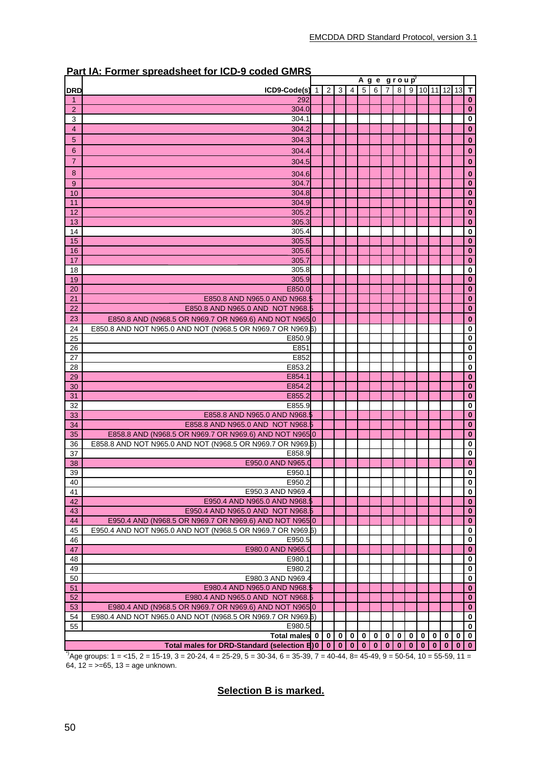## Part IA: Former spreadsheet for ICD-9 coded GMRS

| DRD | ICD9-Code(s) | Age group[*] | | | | | | | | | | | | | T |
|---|---|---|---|---|---|---|---|---|---|---|---|---|---|---|---|
| | | 1 | 2 | 3 | 4 | 5 | 6 | 7 | 8 | 9 | 10 | 11 | 12 | 13 | T |
| 1 | 292 | | | | | | | | | | | | | | 0 |
| 2 | 304.0 | | | | | | | | | | | | | | 0 |
| 3 | 304.1 | | | | | | | | | | | | | | 0 |
| 4 | 304.2 | | | | | | | | | | | | | | 0 |
| 5 | 304.3 | | | | | | | | | | | | | | 0 |
| 6 | 304.4 | | | | | | | | | | | | | | 0 |
| 7 | 304.5 | | | | | | | | | | | | | | 0 |
| 8 | 304.6 | | | | | | | | | | | | | | 0 |
| 9 | 304.7 | | | | | | | | | | | | | | 0 |
| 10 | 304.8 | | | | | | | | | | | | | | 0 |
| 11 | 304.9 | | | | | | | | | | | | | | 0 |
| 12 | 305.2 | | | | | | | | | | | | | | 0 |
| 13 | 305.3 | | | | | | | | | | | | | | 0 |
| 14 | 305.4 | | | | | | | | | | | | | | 0 |
| 15 | 305.5 | | | | | | | | | | | | | | 0 |
| 16 | 305.6 | | | | | | | | | | | | | | 0 |
| 17 | 305.7 | | | | | | | | | | | | | | 0 |
| 18 | 305.8 | | | | | | | | | | | | | | 0 |
| 19 | 305.9 | | | | | | | | | | | | | | 0 |
| 20 | E850.0 | | | | | | | | | | | | | | 0 |
| 21 | E850.8 AND N965.0 AND N968.5 | | | | | | | | | | | | | | 0 |
| 22 | E850.8 AND N965.0 AND NOT N968.5 | | | | | | | | | | | | | | 0 |
| 23 | E850.8 AND (N968.5 OR N969.7 OR N969.6) AND NOT N965.0 | | | | | | | | | | | | | | 0 |
| 24 | E850.8 AND NOT N965.0 AND NOT (N968.5 OR N969.7 OR N969.6) | | | | | | | | | | | | | | 0 |
| 25 | E850.9 | | | | | | | | | | | | | | 0 |
| 26 | E851 | | | | | | | | | | | | | | 0 |
| 27 | E852 | | | | | | | | | | | | | | 0 |
| 28 | E853.2 | | | | | | | | | | | | | | 0 |
| 29 | E854.1 | | | | | | | | | | | | | | 0 |
| 30 | E854.2 | | | | | | | | | | | | | | 0 |
| 31 | E855.2 | | | | | | | | | | | | | | 0 |
| 32 | E855.9 | | | | | | | | | | | | | | 0 |
| 33 | E858.8 AND N965.0 AND N968.5 | | | | | | | | | | | | | | 0 |
| 34 | E858.8 AND N965.0 AND NOT N968.5 | | | | | | | | | | | | | | 0 |
| 35 | E858.8 AND (N968.5 OR N969.7 OR N969.6) AND NOT N965.0 | | | | | | | | | | | | | | 0 |
| 36 | E858.8 AND NOT N965.0 AND NOT (N968.5 OR N969.7 OR N969.6) | | | | | | | | | | | | | | 0 |
| 37 | E858.9 | | | | | | | | | | | | | | 0 |
| 38 | E950.0 AND N965.0 | | | | | | | | | | | | | | 0 |
| 39 | E950.1 | | | | | | | | | | | | | | 0 |
| 40 | E950.2 | | | | | | | | | | | | | | 0 |
| 41 | E950.3 AND N969.4 | | | | | | | | | | | | | | 0 |
| 42 | E950.4 AND N965.0 AND N968.5 | | | | | | | | | | | | | | 0 |
| 43 | E950.4 AND N965.0 AND NOT N968.5 | | | | | | | | | | | | | | 0 |
| 44 | E950.4 AND (N968.5 OR N969.7 OR N969.6) AND NOT N965.0 | | | | | | | | | | | | | | 0 |
| 45 | E950.4 AND NOT N965.0 AND NOT (N968.5 OR N969.7 OR N969.6) | | | | | | | | | | | | | | 0 |
| 46 | E950.5 | | | | | | | | | | | | | | 0 |
| 47 | E980.0 AND N965.0 | | | | | | | | | | | | | | 0 |
| 48 | E980.1 | | | | | | | | | | | | | | 0 |
| 49 | E980.2 | | | | | | | | | | | | | | 0 |
| 50 | E980.3 AND N969.4 | | | | | | | | | | | | | | 0 |
| 51 | E980.4 AND N965.0 AND N968.5 | | | | | | | | | | | | | | 0 |
| 52 | E980.4 AND N965.0 AND NOT N968.5 | | | | | | | | | | | | | | 0 |
| 53 | E980.4 AND (N968.5 OR N969.7 OR N969.6) AND NOT N965.0 | | | | | | | | | | | | | | 0 |
| 54 | E980.4 AND NOT N965.0 AND NOT (N968.5 OR N969.7 OR N969.6) | | | | | | | | | | | | | | 0 |
| 55 | E980.5 | | | | | | | | | | | | | | 0 |
| | Total males | 0 | 0 | 0 | 0 | 0 | 0 | 0 | 0 | 0 | 0 | 0 | 0 | 0 | 0 |
| | Total males for DRD-Standard (selection B) | 0 | 0 | 0 | 0 | 0 | 0 | 0 | 0 | 0 | 0 | 0 | 0 | 0 | 0 |

[*] Age groups: 1 = <15, 2 = 15-19, 3 = 20-24, 4 = 25-29, 5 = 30-34, 6 = 35-39, 7 = 40-44, 8= 45-49, 9 = 50-54, 10 = 55-59, 11 = 64, 12 = >=65, 13 = age unknown.

**Selection B is marked.**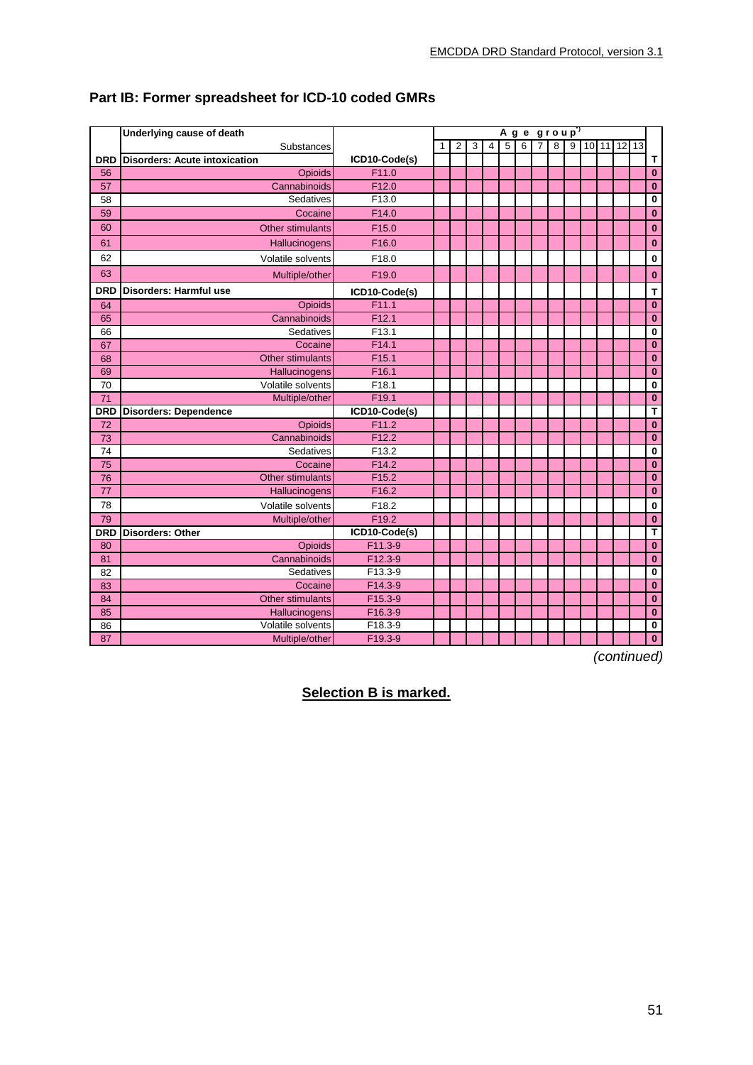## Part IB: Former spreadsheet for ICD-10 coded GMRs

| | Underlying cause of death | | Age group*) | | | | | | | | | | | | | |
|---|---|---|---|---|---|---|---|---|---|---|---|---|---|---|---|---|
| | Substances | | 1 | 2 | 3 | 4 | 5 | 6 | 7 | 8 | 9 | 10 | 11 | 12 | 13 | |
| **DRD** | **Disorders: Acute intoxication** | **ICD10-Code(s)** | | | | | | | | | | | | | | **T** |
| 56 | Opioids | F11.0 | | | | | | | | | | | | | | **0** |
| 57 | Cannabinoids | F12.0 | | | | | | | | | | | | | | **0** |
| 58 | Sedatives | F13.0 | | | | | | | | | | | | | | **0** |
| 59 | Cocaine | F14.0 | | | | | | | | | | | | | | **0** |
| 60 | Other stimulants | F15.0 | | | | | | | | | | | | | | **0** |
| 61 | Hallucinogens | F16.0 | | | | | | | | | | | | | | **0** |
| 62 | Volatile solvents | F18.0 | | | | | | | | | | | | | | **0** |
| 63 | Multiple/other | F19.0 | | | | | | | | | | | | | | **0** |
| **DRD** | **Disorders: Harmful use** | **ICD10-Code(s)** | | | | | | | | | | | | | | **T** |
| 64 | Opioids | F11.1 | | | | | | | | | | | | | | **0** |
| 65 | Cannabinoids | F12.1 | | | | | | | | | | | | | | **0** |
| 66 | Sedatives | F13.1 | | | | | | | | | | | | | | **0** |
| 67 | Cocaine | F14.1 | | | | | | | | | | | | | | **0** |
| 68 | Other stimulants | F15.1 | | | | | | | | | | | | | | **0** |
| 69 | Hallucinogens | F16.1 | | | | | | | | | | | | | | **0** |
| 70 | Volatile solvents | F18.1 | | | | | | | | | | | | | | **0** |
| 71 | Multiple/other | F19.1 | | | | | | | | | | | | | | **0** |
| **DRD** | **Disorders: Dependence** | **ICD10-Code(s)** | | | | | | | | | | | | | | **T** |
| 72 | Opioids | F11.2 | | | | | | | | | | | | | | **0** |
| 73 | Cannabinoids | F12.2 | | | | | | | | | | | | | | **0** |
| 74 | Sedatives | F13.2 | | | | | | | | | | | | | | **0** |
| 75 | Cocaine | F14.2 | | | | | | | | | | | | | | **0** |
| 76 | Other stimulants | F15.2 | | | | | | | | | | | | | | **0** |
| 77 | Hallucinogens | F16.2 | | | | | | | | | | | | | | **0** |
| 78 | Volatile solvents | F18.2 | | | | | | | | | | | | | | **0** |
| 79 | Multiple/other | F19.2 | | | | | | | | | | | | | | **0** |
| **DRD** | **Disorders: Other** | **ICD10-Code(s)** | | | | | | | | | | | | | | **T** |
| 80 | Opioids | F11.3-9 | | | | | | | | | | | | | | **0** |
| 81 | Cannabinoids | F12.3-9 | | | | | | | | | | | | | | **0** |
| 82 | Sedatives | F13.3-9 | | | | | | | | | | | | | | **0** |
| 83 | Cocaine | F14.3-9 | | | | | | | | | | | | | | **0** |
| 84 | Other stimulants | F15.3-9 | | | | | | | | | | | | | | **0** |
| 85 | Hallucinogens | F16.3-9 | | | | | | | | | | | | | | **0** |
| 86 | Volatile solvents | F18.3-9 | | | | | | | | | | | | | | **0** |
| 87 | Multiple/other | F19.3-9 | | | | | | | | | | | | | | **0** |

*(continued)*

**Selection B is marked.**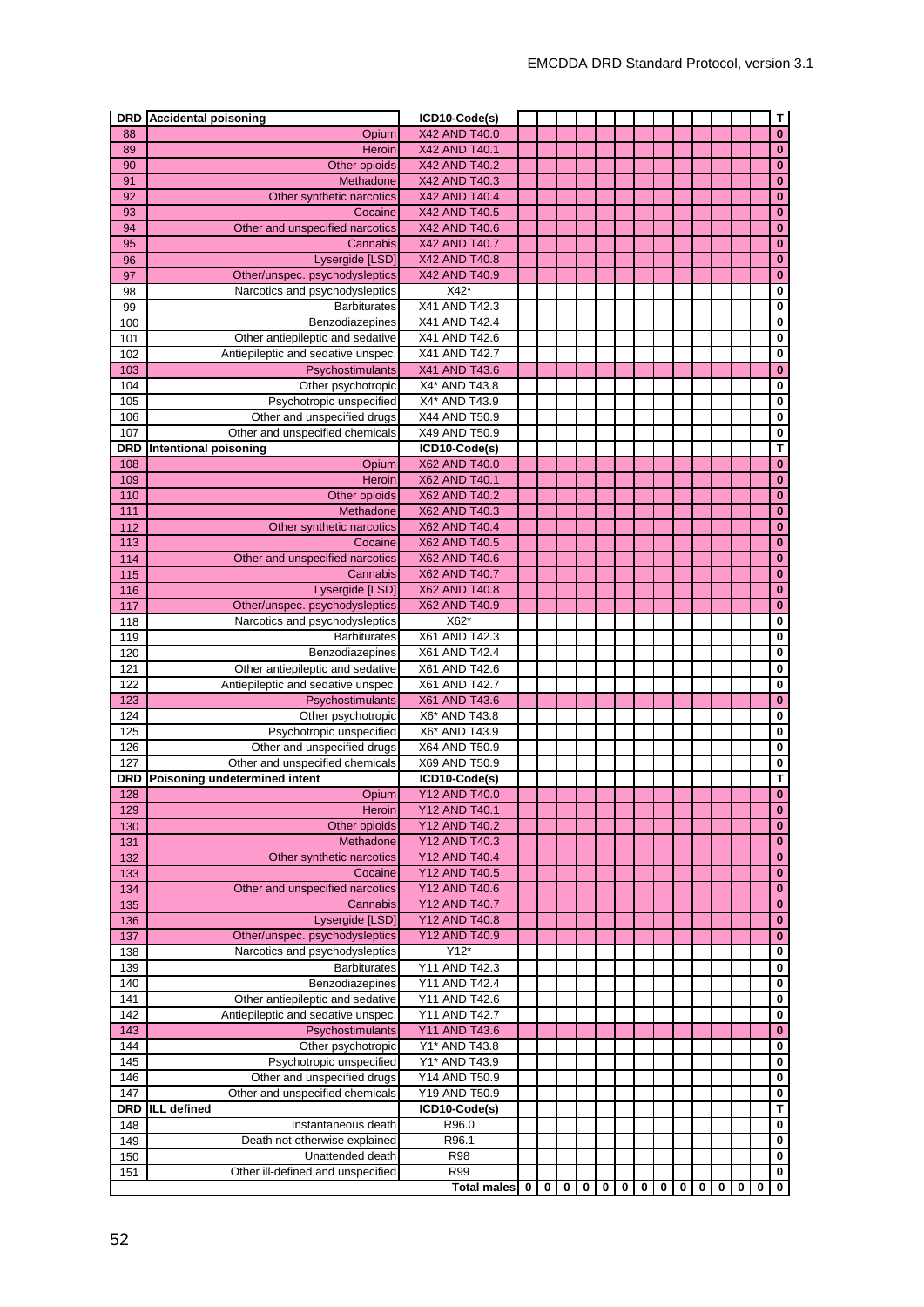| DRD | Accidental poisoning | ICD10-Code(s) | | | | | | | | | | | | | | T |
|---|---|---|---|---|---|---|---|---|---|---|---|---|---|---|---|---|
| 88 | Opium | X42 AND T40.0 | | | | | | | | | | | | | | 0 |
| 89 | Heroin | X42 AND T40.1 | | | | | | | | | | | | | | 0 |
| 90 | Other opioids | X42 AND T40.2 | | | | | | | | | | | | | | 0 |
| 91 | Methadone | X42 AND T40.3 | | | | | | | | | | | | | | 0 |
| 92 | Other synthetic narcotics | X42 AND T40.4 | | | | | | | | | | | | | | 0 |
| 93 | Cocaine | X42 AND T40.5 | | | | | | | | | | | | | | 0 |
| 94 | Other and unspecified narcotics | X42 AND T40.6 | | | | | | | | | | | | | | 0 |
| 95 | Cannabis | X42 AND T40.7 | | | | | | | | | | | | | | 0 |
| 96 | Lysergide [LSD] | X42 AND T40.8 | | | | | | | | | | | | | | 0 |
| 97 | Other/unspec. psychodysleptics | X42 AND T40.9 | | | | | | | | | | | | | | 0 |
| 98 | Narcotics and psychodysleptics | X42* | | | | | | | | | | | | | | 0 |
| 99 | Barbiturates | X41 AND T42.3 | | | | | | | | | | | | | | 0 |
| 100 | Benzodiazepines | X41 AND T42.4 | | | | | | | | | | | | | | 0 |
| 101 | Other antiepileptic and sedative | X41 AND T42.6 | | | | | | | | | | | | | | 0 |
| 102 | Antiepileptic and sedative unspec. | X41 AND T42.7 | | | | | | | | | | | | | | 0 |
| 103 | Psychostimulants | X41 AND T43.6 | | | | | | | | | | | | | | 0 |
| 104 | Other psychotropic | X4* AND T43.8 | | | | | | | | | | | | | | 0 |
| 105 | Psychotropic unspecified | X4* AND T43.9 | | | | | | | | | | | | | | 0 |
| 106 | Other and unspecified drugs | X44 AND T50.9 | | | | | | | | | | | | | | 0 |
| 107 | Other and unspecified chemicals | X49 AND T50.9 | | | | | | | | | | | | | | 0 |
| **DRD** | **Intentional poisoning** | **ICD10-Code(s)** | | | | | | | | | | | | | | **T** |
| 108 | Opium | X62 AND T40.0 | | | | | | | | | | | | | | 0 |
| 109 | Heroin | X62 AND T40.1 | | | | | | | | | | | | | | 0 |
| 110 | Other opioids | X62 AND T40.2 | | | | | | | | | | | | | | 0 |
| 111 | Methadone | X62 AND T40.3 | | | | | | | | | | | | | | 0 |
| 112 | Other synthetic narcotics | X62 AND T40.4 | | | | | | | | | | | | | | 0 |
| 113 | Cocaine | X62 AND T40.5 | | | | | | | | | | | | | | 0 |
| 114 | Other and unspecified narcotics | X62 AND T40.6 | | | | | | | | | | | | | | 0 |
| 115 | Cannabis | X62 AND T40.7 | | | | | | | | | | | | | | 0 |
| 116 | Lysergide [LSD] | X62 AND T40.8 | | | | | | | | | | | | | | 0 |
| 117 | Other/unspec. psychodysleptics | X62 AND T40.9 | | | | | | | | | | | | | | 0 |
| 118 | Narcotics and psychodysleptics | X62* | | | | | | | | | | | | | | 0 |
| 119 | Barbiturates | X61 AND T42.3 | | | | | | | | | | | | | | 0 |
| 120 | Benzodiazepines | X61 AND T42.4 | | | | | | | | | | | | | | 0 |
| 121 | Other antiepileptic and sedative | X61 AND T42.6 | | | | | | | | | | | | | | 0 |
| 122 | Antiepileptic and sedative unspec. | X61 AND T42.7 | | | | | | | | | | | | | | 0 |
| 123 | Psychostimulants | X61 AND T43.6 | | | | | | | | | | | | | | 0 |
| 124 | Other psychotropic | X6* AND T43.8 | | | | | | | | | | | | | | 0 |
| 125 | Psychotropic unspecified | X6* AND T43.9 | | | | | | | | | | | | | | 0 |
| 126 | Other and unspecified drugs | X64 AND T50.9 | | | | | | | | | | | | | | 0 |
| 127 | Other and unspecified chemicals | X69 AND T50.9 | | | | | | | | | | | | | | 0 |
| **DRD** | **Poisoning undetermined intent** | **ICD10-Code(s)** | | | | | | | | | | | | | | **T** |
| 128 | Opium | Y12 AND T40.0 | | | | | | | | | | | | | | 0 |
| 129 | Heroin | Y12 AND T40.1 | | | | | | | | | | | | | | 0 |
| 130 | Other opioids | Y12 AND T40.2 | | | | | | | | | | | | | | 0 |
| 131 | Methadone | Y12 AND T40.3 | | | | | | | | | | | | | | 0 |
| 132 | Other synthetic narcotics | Y12 AND T40.4 | | | | | | | | | | | | | | 0 |
| 133 | Cocaine | Y12 AND T40.5 | | | | | | | | | | | | | | 0 |
| 134 | Other and unspecified narcotics | Y12 AND T40.6 | | | | | | | | | | | | | | 0 |
| 135 | Cannabis | Y12 AND T40.7 | | | | | | | | | | | | | | 0 |
| 136 | Lysergide [LSD] | Y12 AND T40.8 | | | | | | | | | | | | | | 0 |
| 137 | Other/unspec. psychodysleptics | Y12 AND T40.9 | | | | | | | | | | | | | | 0 |
| 138 | Narcotics and psychodysleptics | Y12* | | | | | | | | | | | | | | 0 |
| 139 | Barbiturates | Y11 AND T42.3 | | | | | | | | | | | | | | 0 |
| 140 | Benzodiazepines | Y11 AND T42.4 | | | | | | | | | | | | | | 0 |
| 141 | Other antiepileptic and sedative | Y11 AND T42.6 | | | | | | | | | | | | | | 0 |
| 142 | Antiepileptic and sedative unspec. | Y11 AND T42.7 | | | | | | | | | | | | | | 0 |
| 143 | Psychostimulants | Y11 AND T43.6 | | | | | | | | | | | | | | 0 |
| 144 | Other psychotropic | Y1* AND T43.8 | | | | | | | | | | | | | | 0 |
| 145 | Psychotropic unspecified | Y1* AND T43.9 | | | | | | | | | | | | | | 0 |
| 146 | Other and unspecified drugs | Y14 AND T50.9 | | | | | | | | | | | | | | 0 |
| 147 | Other and unspecified chemicals | Y19 AND T50.9 | | | | | | | | | | | | | | 0 |
| **DRD** | **ILL defined** | **ICD10-Code(s)** | | | | | | | | | | | | | | **T** |
| 148 | Instantaneous death | R96.0 | | | | | | | | | | | | | | 0 |
| 149 | Death not otherwise explained | R96.1 | | | | | | | | | | | | | | 0 |
| 150 | Unattended death | R98 | | | | | | | | | | | | | | 0 |
| 151 | Other ill-defined and unspecified | R99 | | | | | | | | | | | | | | 0 |
| | | **Total males** | **0** | **0** | **0** | **0** | **0** | **0** | **0** | **0** | **0** | **0** | **0** | **0** | **0** | **0** |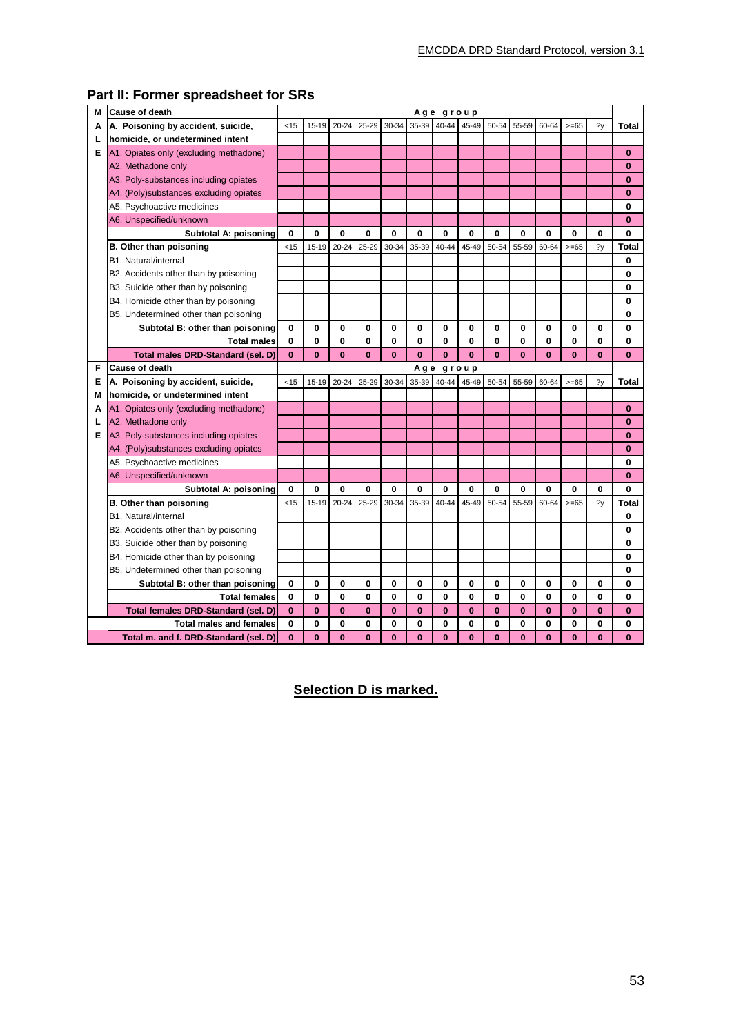## Part II: Former spreadsheet for SRs

| | Cause of death | Age group | | | | | | | | | | | | | |
|---|---|---|---|---|---|---|---|---|---|---|---|---|---|---|---|
| M | A. Poisoning by accident, suicide, | <15 | 15-19 | 20-24 | 25-29 | 30-34 | 35-39 | 40-44 | 45-49 | 50-54 | 55-59 | 60-64 | >=65 | ?y | Total |
| A | homicide, or undetermined intent | | | | | | | | | | | | | | |
| L | A1. Opiates only (excluding methadone) | | | | | | | | | | | | | | 0 |
| E | A2. Methadone only | | | | | | | | | | | | | | 0 |
| | A3. Poly-substances including opiates | | | | | | | | | | | | | | 0 |
| | A4. (Poly)substances excluding opiates | | | | | | | | | | | | | | 0 |
| | A5. Psychoactive medicines | | | | | | | | | | | | | | 0 |
| | A6. Unspecified/unknown | | | | | | | | | | | | | | 0 |
| | Subtotal A: poisoning | 0 | 0 | 0 | 0 | 0 | 0 | 0 | 0 | 0 | 0 | 0 | 0 | 0 | 0 |
| | B. Other than poisoning | <15 | 15-19 | 20-24 | 25-29 | 30-34 | 35-39 | 40-44 | 45-49 | 50-54 | 55-59 | 60-64 | >=65 | ?y | Total |
| | B1. Natural/internal | | | | | | | | | | | | | | 0 |
| | B2. Accidents other than by poisoning | | | | | | | | | | | | | | 0 |
| | B3. Suicide other than by poisoning | | | | | | | | | | | | | | 0 |
| | B4. Homicide other than by poisoning | | | | | | | | | | | | | | 0 |
| | B5. Undetermined other than poisoning | | | | | | | | | | | | | | 0 |
| | Subtotal B: other than poisoning | 0 | 0 | 0 | 0 | 0 | 0 | 0 | 0 | 0 | 0 | 0 | 0 | 0 | 0 |
| | Total males | 0 | 0 | 0 | 0 | 0 | 0 | 0 | 0 | 0 | 0 | 0 | 0 | 0 | 0 |
| | Total males DRD-Standard (sel. D) | 0 | 0 | 0 | 0 | 0 | 0 | 0 | 0 | 0 | 0 | 0 | 0 | 0 | 0 |
| F | Cause of death | Age group | | | | | | | | | | | | | |
| E | A. Poisoning by accident, suicide, | <15 | 15-19 | 20-24 | 25-29 | 30-34 | 35-39 | 40-44 | 45-49 | 50-54 | 55-59 | 60-64 | >=65 | ?y | Total |
| M | homicide, or undetermined intent | | | | | | | | | | | | | | |
| A | A1. Opiates only (excluding methadone) | | | | | | | | | | | | | | 0 |
| L | A2. Methadone only | | | | | | | | | | | | | | 0 |
| E | A3. Poly-substances including opiates | | | | | | | | | | | | | | 0 |
| | A4. (Poly)substances excluding opiates | | | | | | | | | | | | | | 0 |
| | A5. Psychoactive medicines | | | | | | | | | | | | | | 0 |
| | A6. Unspecified/unknown | | | | | | | | | | | | | | 0 |
| | Subtotal A: poisoning | 0 | 0 | 0 | 0 | 0 | 0 | 0 | 0 | 0 | 0 | 0 | 0 | 0 | 0 |
| | B. Other than poisoning | <15 | 15-19 | 20-24 | 25-29 | 30-34 | 35-39 | 40-44 | 45-49 | 50-54 | 55-59 | 60-64 | >=65 | ?y | Total |
| | B1. Natural/internal | | | | | | | | | | | | | | 0 |
| | B2. Accidents other than by poisoning | | | | | | | | | | | | | | 0 |
| | B3. Suicide other than by poisoning | | | | | | | | | | | | | | 0 |
| | B4. Homicide other than by poisoning | | | | | | | | | | | | | | 0 |
| | B5. Undetermined other than poisoning | | | | | | | | | | | | | | 0 |
| | Subtotal B: other than poisoning | 0 | 0 | 0 | 0 | 0 | 0 | 0 | 0 | 0 | 0 | 0 | 0 | 0 | 0 |
| | Total females | 0 | 0 | 0 | 0 | 0 | 0 | 0 | 0 | 0 | 0 | 0 | 0 | 0 | 0 |
| | Total females DRD-Standard (sel. D) | 0 | 0 | 0 | 0 | 0 | 0 | 0 | 0 | 0 | 0 | 0 | 0 | 0 | 0 |
| | Total males and females | 0 | 0 | 0 | 0 | 0 | 0 | 0 | 0 | 0 | 0 | 0 | 0 | 0 | 0 |
| | Total m. and f. DRD-Standard (sel. D) | 0 | 0 | 0 | 0 | 0 | 0 | 0 | 0 | 0 | 0 | 0 | 0 | 0 | 0 |

**Selection D is marked.**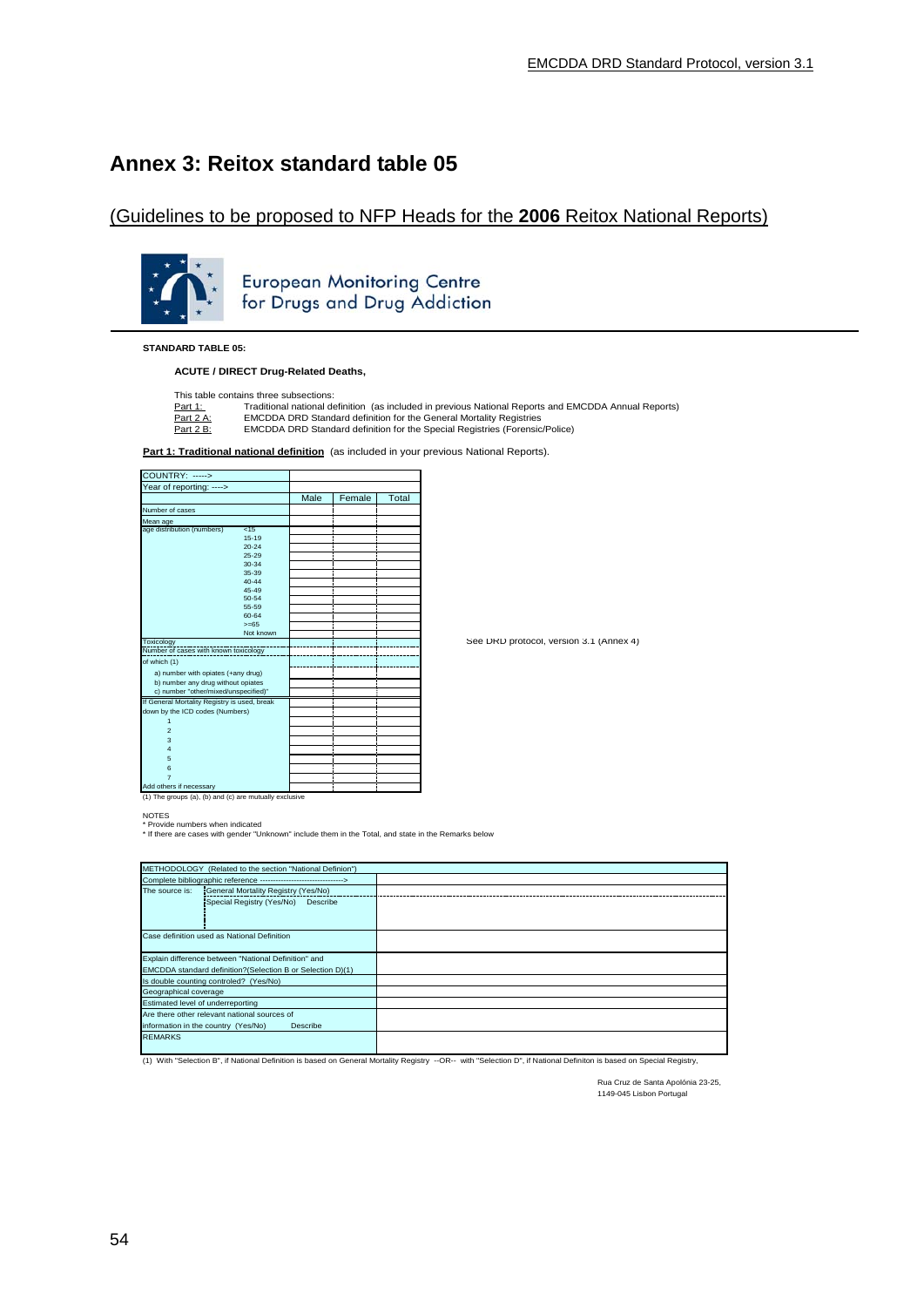# Annex 3: Reitox standard table 05

(Guidelines to be proposed to NFP Heads for the **2006** Reitox National Reports)

European Monitoring Centre for Drugs and Drug Addiction

**STANDARD TABLE 05:**

**ACUTE / DIRECT Drug-Related Deaths,**

This table contains three subsections:

- Part 1: Traditional national definition (as included in previous National Reports and EMCDDA Annual Reports)
- Part 2 A: EMCDDA DRD Standard definition for the General Mortality Registries
- Part 2 B: EMCDDA DRD Standard definition for the Special Registries (Forensic/Police)

**Part 1: Traditional national definition** (as included in your previous National Reports).

| COUNTRY: -----> | | | | |
|---|---|---|---|---|
| Year of reporting: ----> | | | | |
| | | Male | Female | Total |
| Number of cases | | | | |
| Mean age | | | | |
| age distribution (numbers) | <15 | | | |
| | 15-19 | | | |
| | 20-24 | | | |
| | 25-29 | | | |
| | 30-34 | | | |
| | 35-39 | | | |
| | 40-44 | | | |
| | 45-49 | | | |
| | 50-54 | | | |
| | 55-59 | | | |
| | 60-64 | | | |
| | >=65 | | | |
| | Not known | | | |
| Toxicology | | | | |
| Number of cases with known toxicology | | | | |
| of which (1) | | | | |
| a) number with opiates (+any drug) | | | | |
| b) number any drug without opiates | | | | |
| c) number "other/mixed/unspecified)" | | | | |
| If General Mortality Registry is used, break down by the ICD codes (Numbers) | | | | |
| 1 | | | | |
| 2 | | | | |
| 3 | | | | |
| 4 | | | | |
| 5 | | | | |
| 6 | | | | |
| 7 | | | | |
| Add others if necessary | | | | |

See DRD protocol, version 3.1 (Annex 4)

(1) The groups (a), (b) and (c) are mutually exclusive

NOTES
* Provide numbers when indicated
* If there are cases with gender "Unknown" include them in the Total, and state in the Remarks below

| METHODOLOGY (Related to the section "National Definion") | | |
|---|---|---|
| Complete bibliographic reference ---------------------------------> | | |
| The source is: | General Mortality Registry (Yes/No) | |
| | Special Registry (Yes/No) Describe | |
| Case definition used as National Definition | | |
| Explain difference between "National Definition" and EMCDDA standard definition?(Selection B or Selection D)(1) | | |
| Is double counting controled? (Yes/No) | | |
| Geographical coverage | | |
| Estimated level of underreporting | | |
| Are there other relevant national sources of information in the country (Yes/No) Describe | | |
| REMARKS | | |

(1) With "Selection B", if National Definition is based on General Mortality Registry --OR-- with "Selection D", if National Definiton is based on Special Registry,

Rua Cruz de Santa Apolónia 23-25,
1149-045 Lisbon Portugal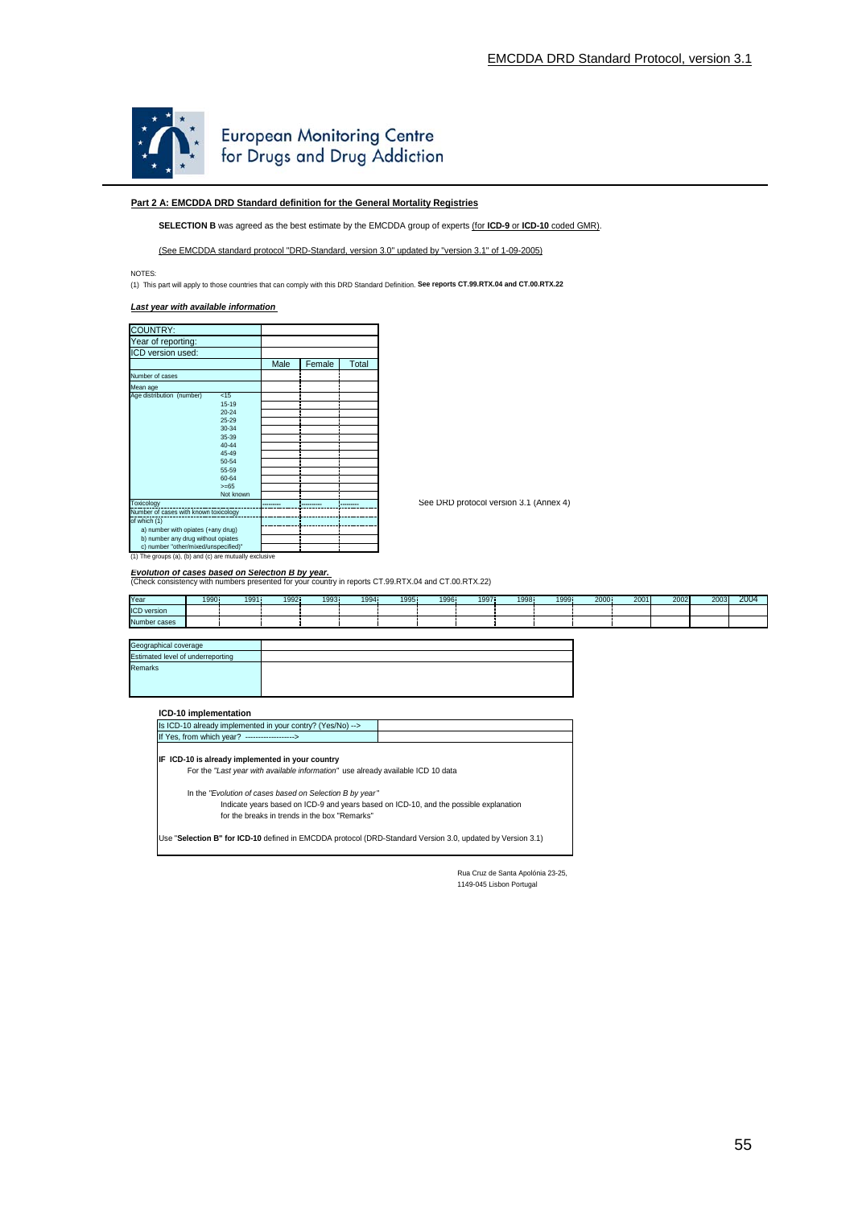European Monitoring Centre for Drugs and Drug Addiction

## Part 2 A: EMCDDA DRD Standard definition for the General Mortality Registries

**SELECTION B** was agreed as the best estimate by the EMCDDA group of experts (for **ICD-9** or **ICD-10** coded GMR).

(See EMCDDA standard protocol "DRD-Standard, version 3.0" updated by "version 3.1" of 1-09-2005)

NOTES:

(1) This part will apply to those countries that can comply with this DRD Standard Definition. **See reports CT.99.RTX.04 and CT.00.RTX.22**

***Last year with available information***

| COUNTRY: | | | | |
|---|---|---|---|---|
| Year of reporting: | | | | |
| ICD version used: | | | | |
| | | Male | Female | Total |
| Number of cases | | | | |
| Mean age | | | | |
| Age distribution (number) | <15 | | | |
| | 15-19 | | | |
| | 20-24 | | | |
| | 25-29 | | | |
| | 30-34 | | | |
| | 35-39 | | | |
| | 40-44 | | | |
| | 45-49 | | | |
| | 50-54 | | | |
| | 55-59 | | | |
| | 60-64 | | | |
| | >=65 | | | |
| | Not known | | | |
| Toxicology | | -------- | -------- | -------- |
| Number of cases with known toxicology | | | | |
| of which (1) | | | | |
| a) number with opiates (+any drug) | | | | |
| b) number any drug without opiates | | | | |
| c) number "other/mixed/unspecified)" | | | | |

(1) The groups (a), (b) and (c) are mutually exclusive

See DRD protocol version 3.1 (Annex 4)

***Evolution of cases based on Selection B by year.***

(Check consistency with numbers presented for your country in reports CT.99.RTX.04 and CT.00.RTX.22)

| Year | 1990 | 1991 | 1992 | 1993 | 1994 | 1995 | 1996 | 1997 | 1998 | 1999 | 2000 | 2001 | 2002 | 2003 | 2004 |
|---|---|---|---|---|---|---|---|---|---|---|---|---|---|---|---|
| ICD version | | | | | | | | | | | | | | | |
| Number cases | | | | | | | | | | | | | | | |

| Geographical coverage | |
|---|---|
| Estimated level of underreporting | |
| Remarks | |

### ICD-10 implementation

| Is ICD-10 already implemented in your contry? (Yes/No) --> | |
|---|---|
| If Yes, from which year? -------------------> | |

**IF ICD-10 is already implemented in your country**

For the *"Last year with available information"* use already available ICD 10 data

In the *"Evolution of cases based on Selection B by year"*

Indicate years based on ICD-9 and years based on ICD-10, and the possible explanation for the breaks in trends in the box "Remarks"

Use "**Selection B" for ICD-10** defined in EMCDDA protocol (DRD-Standard Version 3.0, updated by Version 3.1)

Rua Cruz de Santa Apolónia 23-25,
1149-045 Lisbon Portugal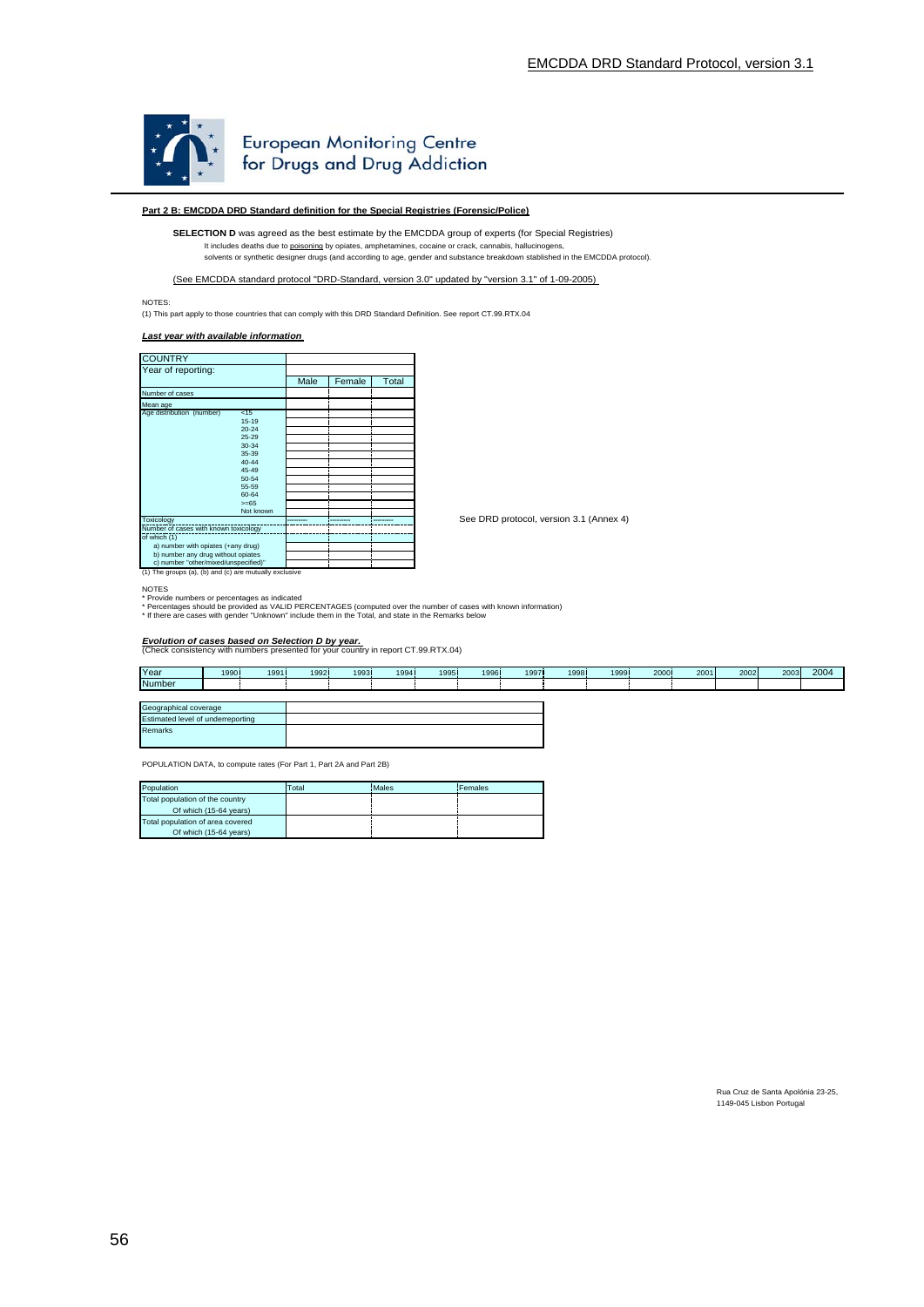European Monitoring Centre for Drugs and Drug Addiction

**Part 2 B: EMCDDA DRD Standard definition for the Special Registries (Forensic/Police)**

**SELECTION D** was agreed as the best estimate by the EMCDDA group of experts (for Special Registries)
It includes deaths due to poisoning by opiates, amphetamines, cocaine or crack, cannabis, hallucinogens,
solvents or synthetic designer drugs (and according to age, gender and substance breakdown stablished in the EMCDDA protocol).

(See EMCDDA standard protocol "DRD-Standard, version 3.0" updated by "version 3.1" of 1-09-2005)

NOTES:
(1) This part apply to those countries that can comply with this DRD Standard Definition. See report CT.99.RTX.04

***Last year with available information***

| COUNTRY | | | | |
|---|---|---|---|---|
| Year of reporting: | | Male | Female | Total |
| Number of cases | | | | |
| Mean age | | | | |
| Age distribution (number) | <15 | | | |
| | 15-19 | | | |
| | 20-24 | | | |
| | 25-29 | | | |
| | 30-34 | | | |
| | 35-39 | | | |
| | 40-44 | | | |
| | 45-49 | | | |
| | 50-54 | | | |
| | 55-59 | | | |
| | 60-64 | | | |
| | >=65 | | | |
| | Not known | | | |
| Toxicology | | ---------- | ---------- | ---------- |
| Number of cases with known toxicology | | | | |
| of which (1) | | | | |
| a) number with opiates (+any drug) | | | | |
| b) number any drug without opiates | | | | |
| c) number "other/mixed/unspecified)" | | | | |

(1) The groups (a), (b) and (c) are mutually exclusive

See DRD protocol, version 3.1 (Annex 4)

NOTES
* Provide numbers or percentages as indicated
* Percentages should be provided as VALID PERCENTAGES (computed over the number of cases with known information)
* If there are cases with gender "Unknown" include them in the Total, and state in the Remarks below

***Evolution of cases based on Selection D by year.***
(Check consistency with numbers presented for your country in report CT.99.RTX.04)

| Year | 1990 | 1991 | 1992 | 1993 | 1994 | 1995 | 1996 | 1997 | 1998 | 1999 | 2000 | 2001 | 2002 | 2003 | 2004 |
|---|---|---|---|---|---|---|---|---|---|---|---|---|---|---|---|
| Number | | | | | | | | | | | | | | | |

| Geographical coverage | |
|---|---|
| Estimated level of underreporting | |
| Remarks | |

POPULATION DATA, to compute rates (For Part 1, Part 2A and Part 2B)

| Population | Total | Males | Females |
|---|---|---|---|
| Total population of the country | | | |
| Of which (15-64 years) | | | |
| Total population of area covered | | | |
| Of which (15-64 years) | | | |

Rua Cruz de Santa Apolónia 23-25,
1149-045 Lisbon Portugal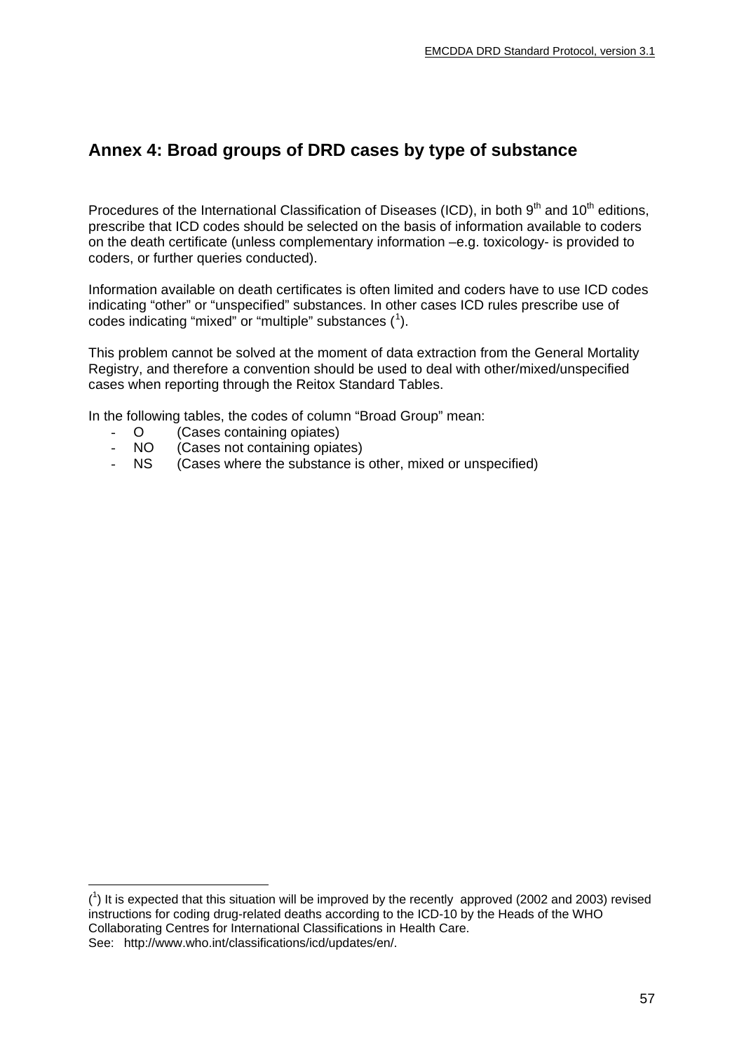## Annex 4: Broad groups of DRD cases by type of substance

Procedures of the International Classification of Diseases (ICD), in both 9th and 10th editions, prescribe that ICD codes should be selected on the basis of information available to coders on the death certificate (unless complementary information –e.g. toxicology- is provided to coders, or further queries conducted).

Information available on death certificates is often limited and coders have to use ICD codes indicating "other" or "unspecified" substances. In other cases ICD rules prescribe use of codes indicating "mixed" or "multiple" substances ([1]).

This problem cannot be solved at the moment of data extraction from the General Mortality Registry, and therefore a convention should be used to deal with other/mixed/unspecified cases when reporting through the Reitox Standard Tables.

In the following tables, the codes of column "Broad Group" mean:

- O (Cases containing opiates)
- NO (Cases not containing opiates)
- NS (Cases where the substance is other, mixed or unspecified)

---

([1]) It is expected that this situation will be improved by the recently approved (2002 and 2003) revised instructions for coding drug-related deaths according to the ICD-10 by the Heads of the WHO Collaborating Centres for International Classifications in Health Care.
See: http://www.who.int/classifications/icd/updates/en/.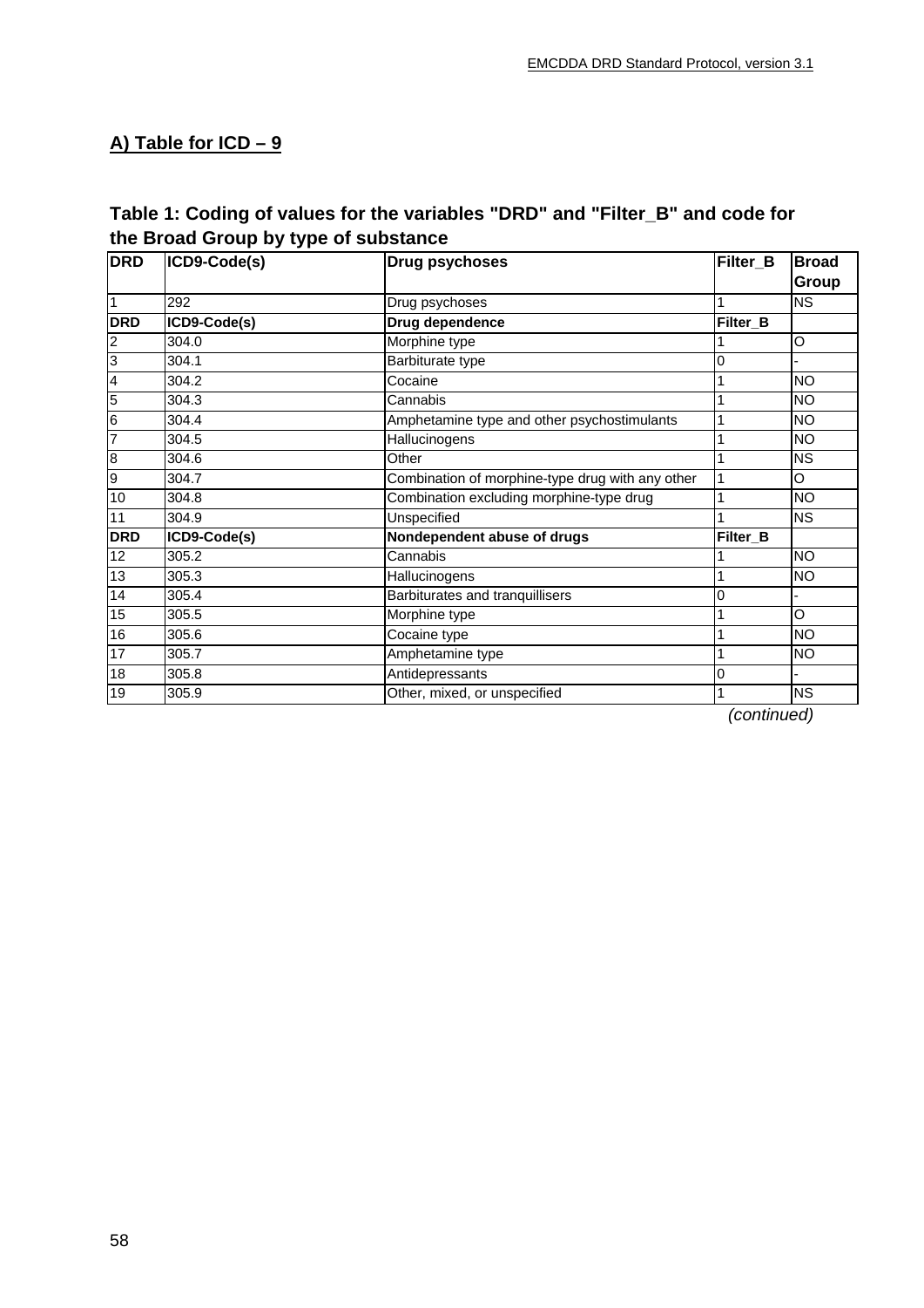## A) Table for ICD – 9

**Table 1: Coding of values for the variables "DRD" and "Filter_B" and code for the Broad Group by type of substance**

| DRD | ICD9-Code(s) | Drug psychoses | Filter_B | Broad Group |
|---|---|---|---|---|
| 1 | 292 | Drug psychoses | 1 | NS |
| **DRD** | **ICD9-Code(s)** | **Drug dependence** | **Filter_B** | |
| 2 | 304.0 | Morphine type | 1 | O |
| 3 | 304.1 | Barbiturate type | 0 | - |
| 4 | 304.2 | Cocaine | 1 | NO |
| 5 | 304.3 | Cannabis | 1 | NO |
| 6 | 304.4 | Amphetamine type and other psychostimulants | 1 | NO |
| 7 | 304.5 | Hallucinogens | 1 | NO |
| 8 | 304.6 | Other | 1 | NS |
| 9 | 304.7 | Combination of morphine-type drug with any other | 1 | O |
| 10 | 304.8 | Combination excluding morphine-type drug | 1 | NO |
| 11 | 304.9 | Unspecified | 1 | NS |
| **DRD** | **ICD9-Code(s)** | **Nondependent abuse of drugs** | **Filter_B** | |
| 12 | 305.2 | Cannabis | 1 | NO |
| 13 | 305.3 | Hallucinogens | 1 | NO |
| 14 | 305.4 | Barbiturates and tranquillisers | 0 | - |
| 15 | 305.5 | Morphine type | 1 | O |
| 16 | 305.6 | Cocaine type | 1 | NO |
| 17 | 305.7 | Amphetamine type | 1 | NO |
| 18 | 305.8 | Antidepressants | 0 | - |
| 19 | 305.9 | Other, mixed, or unspecified | 1 | NS |

*(continued)*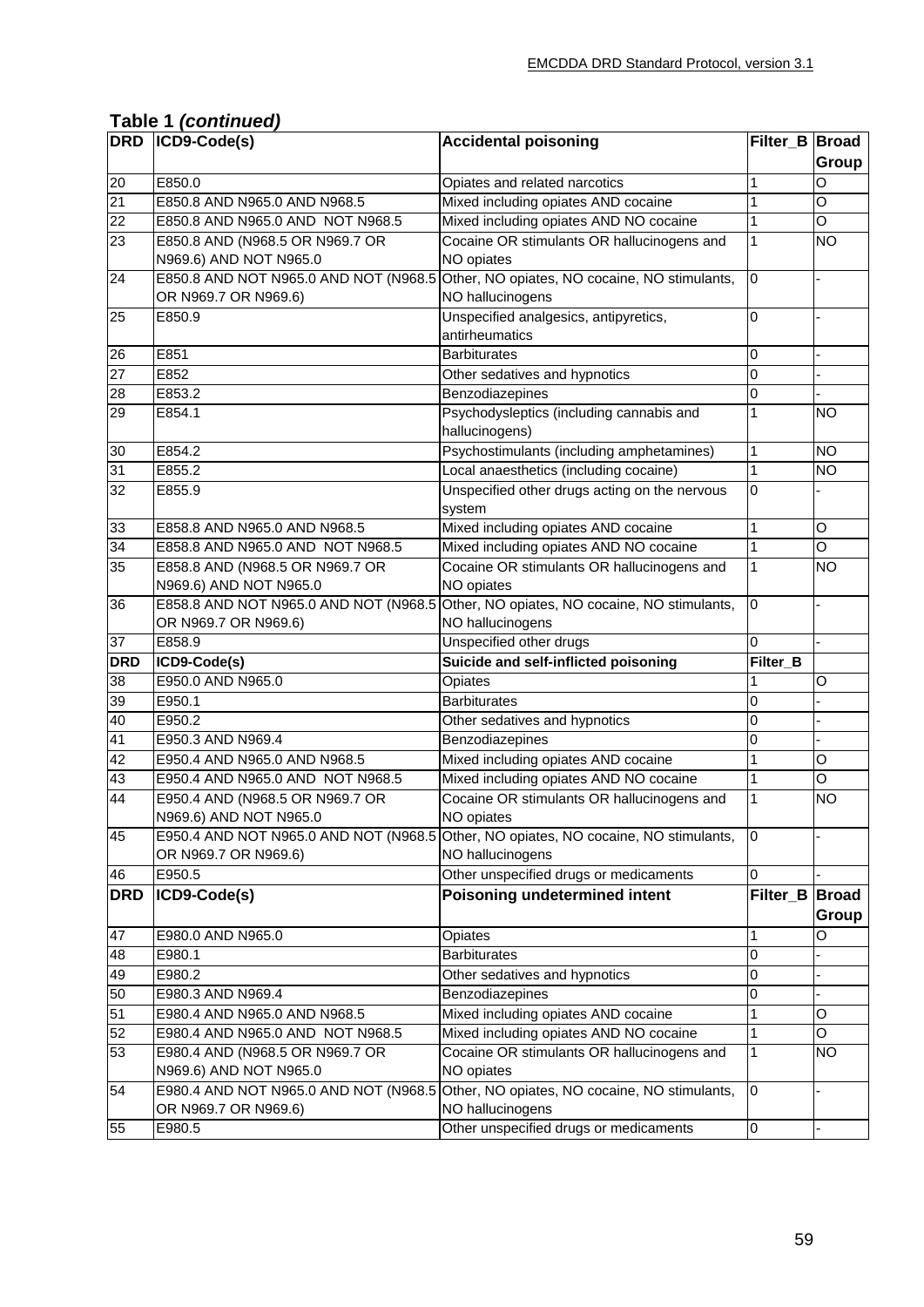**Table 1 *(continued)***

| DRD | ICD9-Code(s) | Accidental poisoning | Filter_B | Broad Group |
|---|---|---|---|---|
| 20 | E850.0 | Opiates and related narcotics | 1 | O |
| 21 | E850.8 AND N965.0 AND N968.5 | Mixed including opiates AND cocaine | 1 | O |
| 22 | E850.8 AND N965.0 AND NOT N968.5 | Mixed including opiates AND NO cocaine | 1 | O |
| 23 | E850.8 AND (N968.5 OR N969.7 OR N969.6) AND NOT N965.0 | Cocaine OR stimulants OR hallucinogens and NO opiates | 1 | NO |
| 24 | E850.8 AND NOT N965.0 AND NOT (N968.5 OR N969.7 OR N969.6) | Other, NO opiates, NO cocaine, NO stimulants, NO hallucinogens | 0 | - |
| 25 | E850.9 | Unspecified analgesics, antipyretics, antirheumatics | 0 | - |
| 26 | E851 | Barbiturates | 0 | - |
| 27 | E852 | Other sedatives and hypnotics | 0 | - |
| 28 | E853.2 | Benzodiazepines | 0 | - |
| 29 | E854.1 | Psychodysleptics (including cannabis and hallucinogens) | 1 | NO |
| 30 | E854.2 | Psychostimulants (including amphetamines) | 1 | NO |
| 31 | E855.2 | Local anaesthetics (including cocaine) | 1 | NO |
| 32 | E855.9 | Unspecified other drugs acting on the nervous system | 0 | - |
| 33 | E858.8 AND N965.0 AND N968.5 | Mixed including opiates AND cocaine | 1 | O |
| 34 | E858.8 AND N965.0 AND NOT N968.5 | Mixed including opiates AND NO cocaine | 1 | O |
| 35 | E858.8 AND (N968.5 OR N969.7 OR N969.6) AND NOT N965.0 | Cocaine OR stimulants OR hallucinogens and NO opiates | 1 | NO |
| 36 | E858.8 AND NOT N965.0 AND NOT (N968.5 OR N969.7 OR N969.6) | Other, NO opiates, NO cocaine, NO stimulants, NO hallucinogens | 0 | - |
| 37 | E858.9 | Unspecified other drugs | 0 | - |
| **DRD** | **ICD9-Code(s)** | **Suicide and self-inflicted poisoning** | **Filter_B** | |
| 38 | E950.0 AND N965.0 | Opiates | 1 | O |
| 39 | E950.1 | Barbiturates | 0 | - |
| 40 | E950.2 | Other sedatives and hypnotics | 0 | - |
| 41 | E950.3 AND N969.4 | Benzodiazepines | 0 | - |
| 42 | E950.4 AND N965.0 AND N968.5 | Mixed including opiates AND cocaine | 1 | O |
| 43 | E950.4 AND N965.0 AND NOT N968.5 | Mixed including opiates AND NO cocaine | 1 | O |
| 44 | E950.4 AND (N968.5 OR N969.7 OR N969.6) AND NOT N965.0 | Cocaine OR stimulants OR hallucinogens and NO opiates | 1 | NO |
| 45 | E950.4 AND NOT N965.0 AND NOT (N968.5 OR N969.7 OR N969.6) | Other, NO opiates, NO cocaine, NO stimulants, NO hallucinogens | 0 | - |
| 46 | E950.5 | Other unspecified drugs or medicaments | 0 | - |
| **DRD** | **ICD9-Code(s)** | **Poisoning undetermined intent** | **Filter_B** | **Broad Group** |
| 47 | E980.0 AND N965.0 | Opiates | 1 | O |
| 48 | E980.1 | Barbiturates | 0 | - |
| 49 | E980.2 | Other sedatives and hypnotics | 0 | - |
| 50 | E980.3 AND N969.4 | Benzodiazepines | 0 | - |
| 51 | E980.4 AND N965.0 AND N968.5 | Mixed including opiates AND cocaine | 1 | O |
| 52 | E980.4 AND N965.0 AND NOT N968.5 | Mixed including opiates AND NO cocaine | 1 | O |
| 53 | E980.4 AND (N968.5 OR N969.7 OR N969.6) AND NOT N965.0 | Cocaine OR stimulants OR hallucinogens and NO opiates | 1 | NO |
| 54 | E980.4 AND NOT N965.0 AND NOT (N968.5 OR N969.7 OR N969.6) | Other, NO opiates, NO cocaine, NO stimulants, NO hallucinogens | 0 | - |
| 55 | E980.5 | Other unspecified drugs or medicaments | 0 | - |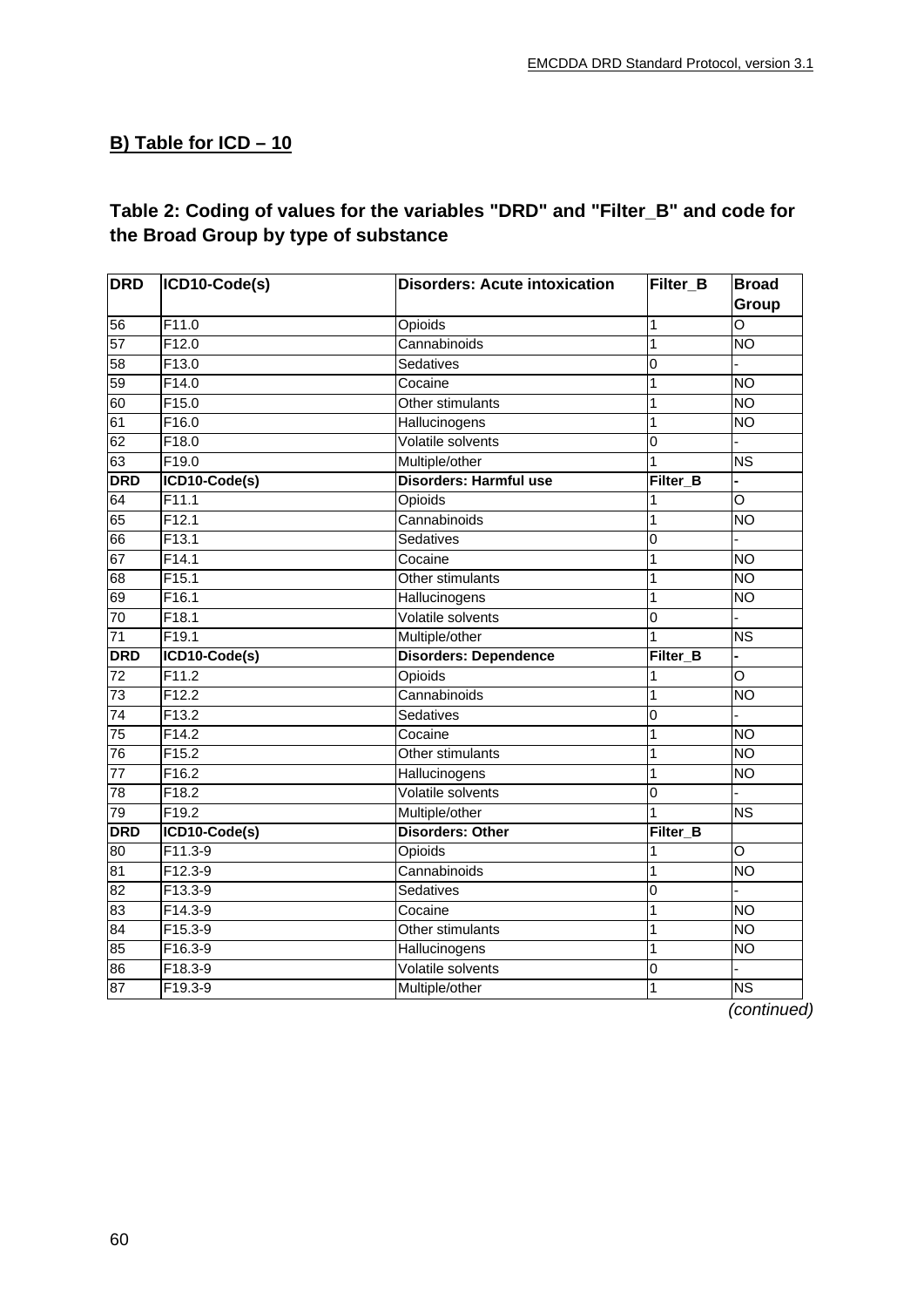## B) Table for ICD – 10

### Table 2: Coding of values for the variables "DRD" and "Filter_B" and code for the Broad Group by type of substance

| DRD | ICD10-Code(s) | Disorders: Acute intoxication | Filter_B | Broad Group |
|---|---|---|---|---|
| 56 | F11.0 | Opioids | 1 | O |
| 57 | F12.0 | Cannabinoids | 1 | NO |
| 58 | F13.0 | Sedatives | 0 | - |
| 59 | F14.0 | Cocaine | 1 | NO |
| 60 | F15.0 | Other stimulants | 1 | NO |
| 61 | F16.0 | Hallucinogens | 1 | NO |
| 62 | F18.0 | Volatile solvents | 0 | - |
| 63 | F19.0 | Multiple/other | 1 | NS |
| **DRD** | **ICD10-Code(s)** | **Disorders: Harmful use** | **Filter_B** | **-** |
| 64 | F11.1 | Opioids | 1 | O |
| 65 | F12.1 | Cannabinoids | 1 | NO |
| 66 | F13.1 | Sedatives | 0 | - |
| 67 | F14.1 | Cocaine | 1 | NO |
| 68 | F15.1 | Other stimulants | 1 | NO |
| 69 | F16.1 | Hallucinogens | 1 | NO |
| 70 | F18.1 | Volatile solvents | 0 | - |
| 71 | F19.1 | Multiple/other | 1 | NS |
| **DRD** | **ICD10-Code(s)** | **Disorders: Dependence** | **Filter_B** | **-** |
| 72 | F11.2 | Opioids | 1 | O |
| 73 | F12.2 | Cannabinoids | 1 | NO |
| 74 | F13.2 | Sedatives | 0 | - |
| 75 | F14.2 | Cocaine | 1 | NO |
| 76 | F15.2 | Other stimulants | 1 | NO |
| 77 | F16.2 | Hallucinogens | 1 | NO |
| 78 | F18.2 | Volatile solvents | 0 | - |
| 79 | F19.2 | Multiple/other | 1 | NS |
| **DRD** | **ICD10-Code(s)** | **Disorders: Other** | **Filter_B** | |
| 80 | F11.3-9 | Opioids | 1 | O |
| 81 | F12.3-9 | Cannabinoids | 1 | NO |
| 82 | F13.3-9 | Sedatives | 0 | - |
| 83 | F14.3-9 | Cocaine | 1 | NO |
| 84 | F15.3-9 | Other stimulants | 1 | NO |
| 85 | F16.3-9 | Hallucinogens | 1 | NO |
| 86 | F18.3-9 | Volatile solvents | 0 | - |
| 87 | F19.3-9 | Multiple/other | 1 | NS |

*(continued)*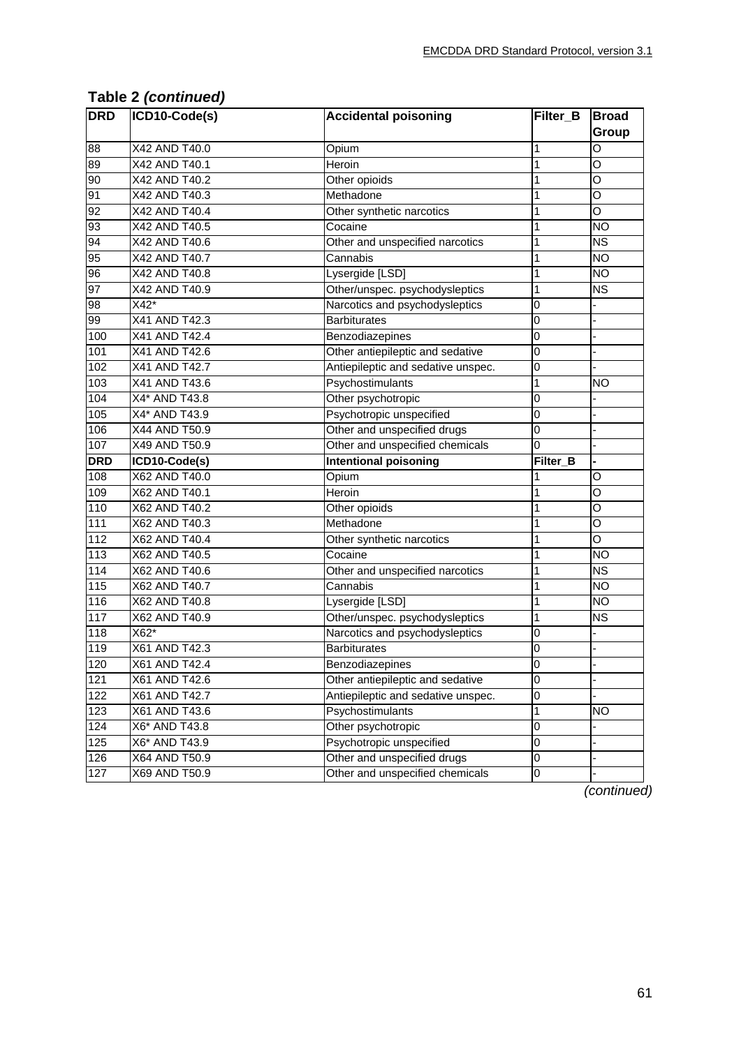**Table 2** ***(continued)***

| DRD | ICD10-Code(s) | Accidental poisoning | Filter_B | Broad Group |
|---|---|---|---|---|
| 88 | X42 AND T40.0 | Opium | 1 | O |
| 89 | X42 AND T40.1 | Heroin | 1 | O |
| 90 | X42 AND T40.2 | Other opioids | 1 | O |
| 91 | X42 AND T40.3 | Methadone | 1 | O |
| 92 | X42 AND T40.4 | Other synthetic narcotics | 1 | O |
| 93 | X42 AND T40.5 | Cocaine | 1 | NO |
| 94 | X42 AND T40.6 | Other and unspecified narcotics | 1 | NS |
| 95 | X42 AND T40.7 | Cannabis | 1 | NO |
| 96 | X42 AND T40.8 | Lysergide [LSD] | 1 | NO |
| 97 | X42 AND T40.9 | Other/unspec. psychodysleptics | 1 | NS |
| 98 | X42* | Narcotics and psychodysleptics | 0 | - |
| 99 | X41 AND T42.3 | Barbiturates | 0 | - |
| 100 | X41 AND T42.4 | Benzodiazepines | 0 | - |
| 101 | X41 AND T42.6 | Other antiepileptic and sedative | 0 | - |
| 102 | X41 AND T42.7 | Antiepileptic and sedative unspec. | 0 | - |
| 103 | X41 AND T43.6 | Psychostimulants | 1 | NO |
| 104 | X4* AND T43.8 | Other psychotropic | 0 | - |
| 105 | X4* AND T43.9 | Psychotropic unspecified | 0 | - |
| 106 | X44 AND T50.9 | Other and unspecified drugs | 0 | - |
| 107 | X49 AND T50.9 | Other and unspecified chemicals | 0 | - |
| **DRD** | **ICD10-Code(s)** | **Intentional poisoning** | **Filter_B** | **-** |
| 108 | X62 AND T40.0 | Opium | 1 | O |
| 109 | X62 AND T40.1 | Heroin | 1 | O |
| 110 | X62 AND T40.2 | Other opioids | 1 | O |
| 111 | X62 AND T40.3 | Methadone | 1 | O |
| 112 | X62 AND T40.4 | Other synthetic narcotics | 1 | O |
| 113 | X62 AND T40.5 | Cocaine | 1 | NO |
| 114 | X62 AND T40.6 | Other and unspecified narcotics | 1 | NS |
| 115 | X62 AND T40.7 | Cannabis | 1 | NO |
| 116 | X62 AND T40.8 | Lysergide [LSD] | 1 | NO |
| 117 | X62 AND T40.9 | Other/unspec. psychodysleptics | 1 | NS |
| 118 | X62* | Narcotics and psychodysleptics | 0 | - |
| 119 | X61 AND T42.3 | Barbiturates | 0 | - |
| 120 | X61 AND T42.4 | Benzodiazepines | 0 | - |
| 121 | X61 AND T42.6 | Other antiepileptic and sedative | 0 | - |
| 122 | X61 AND T42.7 | Antiepileptic and sedative unspec. | 0 | - |
| 123 | X61 AND T43.6 | Psychostimulants | 1 | NO |
| 124 | X6* AND T43.8 | Other psychotropic | 0 | - |
| 125 | X6* AND T43.9 | Psychotropic unspecified | 0 | - |
| 126 | X64 AND T50.9 | Other and unspecified drugs | 0 | - |
| 127 | X69 AND T50.9 | Other and unspecified chemicals | 0 | - |

*(continued)*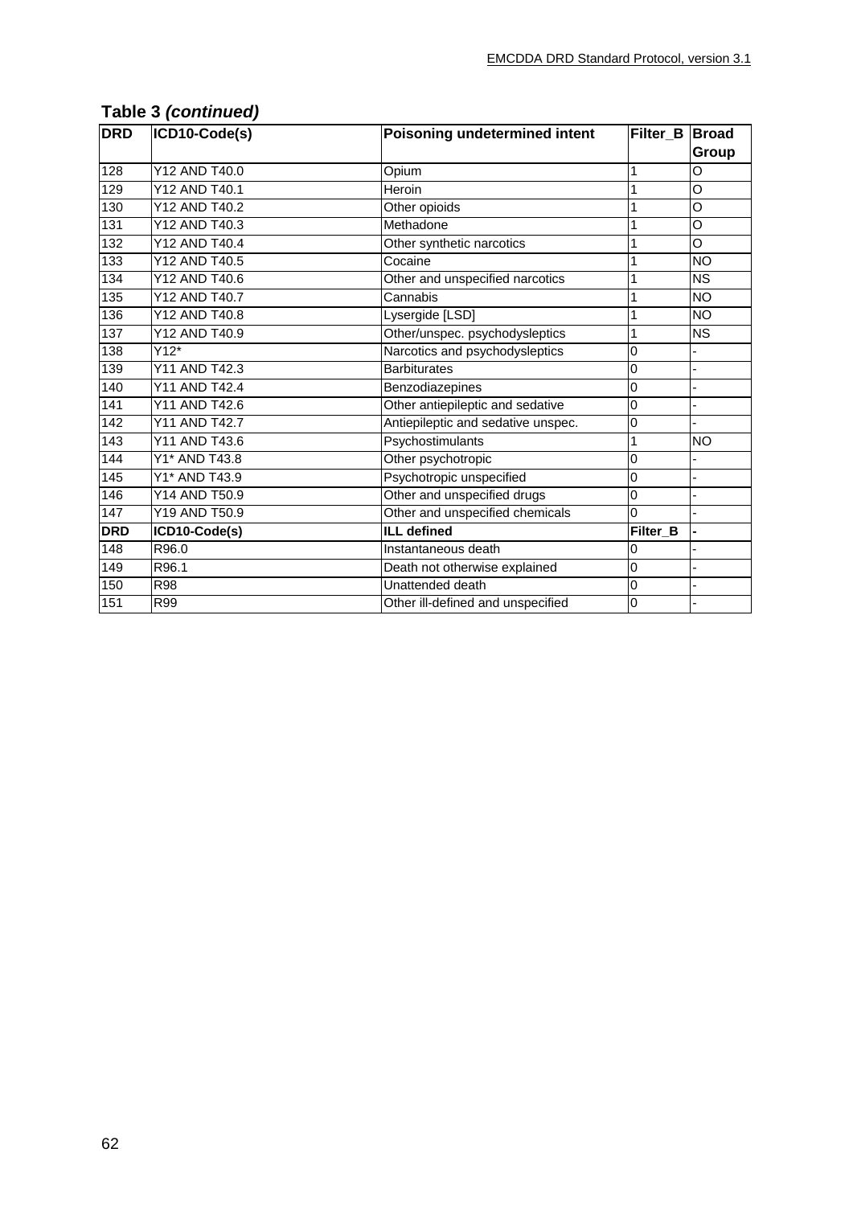**Table 3 *(continued)***

| DRD | ICD10-Code(s) | Poisoning undetermined intent | Filter_B | Broad Group |
|---|---|---|---|---|
| 128 | Y12 AND T40.0 | Opium | 1 | O |
| 129 | Y12 AND T40.1 | Heroin | 1 | O |
| 130 | Y12 AND T40.2 | Other opioids | 1 | O |
| 131 | Y12 AND T40.3 | Methadone | 1 | O |
| 132 | Y12 AND T40.4 | Other synthetic narcotics | 1 | O |
| 133 | Y12 AND T40.5 | Cocaine | 1 | NO |
| 134 | Y12 AND T40.6 | Other and unspecified narcotics | 1 | NS |
| 135 | Y12 AND T40.7 | Cannabis | 1 | NO |
| 136 | Y12 AND T40.8 | Lysergide [LSD] | 1 | NO |
| 137 | Y12 AND T40.9 | Other/unspec. psychodysleptics | 1 | NS |
| 138 | Y12* | Narcotics and psychodysleptics | 0 | - |
| 139 | Y11 AND T42.3 | Barbiturates | 0 | - |
| 140 | Y11 AND T42.4 | Benzodiazepines | 0 | - |
| 141 | Y11 AND T42.6 | Other antiepileptic and sedative | 0 | - |
| 142 | Y11 AND T42.7 | Antiepileptic and sedative unspec. | 0 | - |
| 143 | Y11 AND T43.6 | Psychostimulants | 1 | NO |
| 144 | Y1* AND T43.8 | Other psychotropic | 0 | - |
| 145 | Y1* AND T43.9 | Psychotropic unspecified | 0 | - |
| 146 | Y14 AND T50.9 | Other and unspecified drugs | 0 | - |
| 147 | Y19 AND T50.9 | Other and unspecified chemicals | 0 | - |
| **DRD** | **ICD10-Code(s)** | **ILL defined** | **Filter_B** | **-** |
| 148 | R96.0 | Instantaneous death | 0 | - |
| 149 | R96.1 | Death not otherwise explained | 0 | - |
| 150 | R98 | Unattended death | 0 | - |
| 151 | R99 | Other ill-defined and unspecified | 0 | - |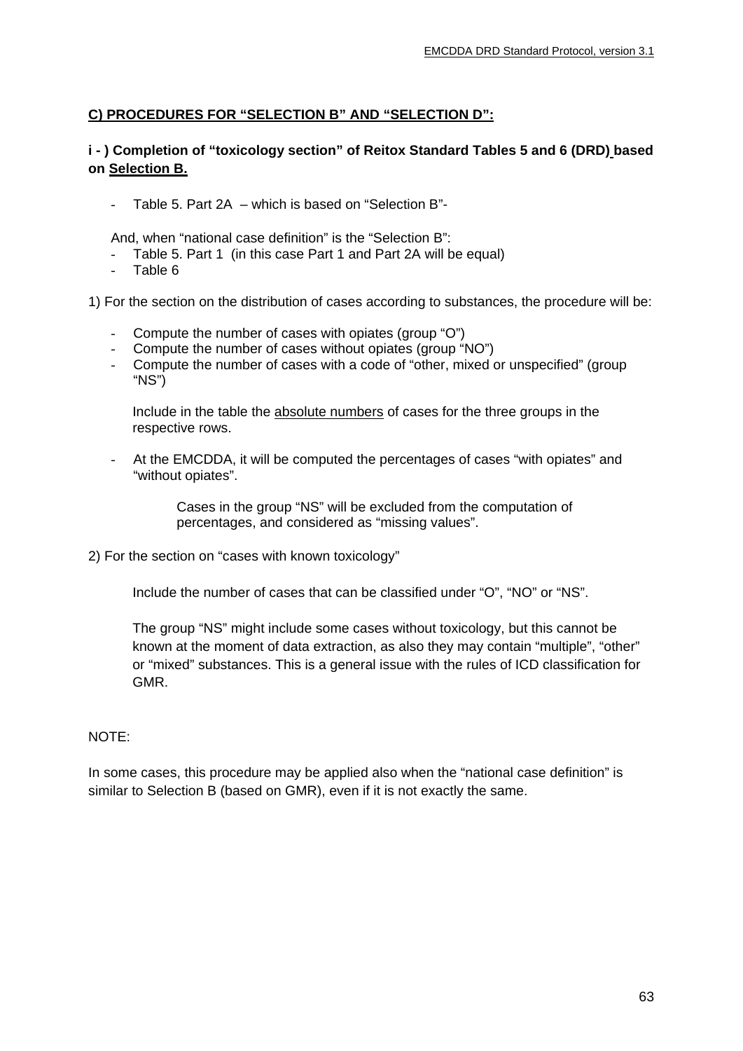## <u>C) PROCEDURES FOR "SELECTION B" AND "SELECTION D":</u>

### i - ) Completion of "toxicology section" of Reitox Standard Tables 5 and 6 (DRD) based on <u>Selection B.</u>

- Table 5. Part 2A – which is based on "Selection B"-

And, when "national case definition" is the "Selection B":

- Table 5. Part 1 (in this case Part 1 and Part 2A will be equal)
- Table 6

1) For the section on the distribution of cases according to substances, the procedure will be:

- Compute the number of cases with opiates (group "O")
- Compute the number of cases without opiates (group "NO")
- Compute the number of cases with a code of "other, mixed or unspecified" (group "NS")

  Include in the table the <u>absolute numbers</u> of cases for the three groups in the respective rows.

- At the EMCDDA, it will be computed the percentages of cases "with opiates" and "without opiates".

  Cases in the group "NS" will be excluded from the computation of percentages, and considered as "missing values".

2) For the section on "cases with known toxicology"

Include the number of cases that can be classified under "O", "NO" or "NS".

The group "NS" might include some cases without toxicology, but this cannot be known at the moment of data extraction, as also they may contain "multiple", "other" or "mixed" substances. This is a general issue with the rules of ICD classification for GMR.

NOTE:

In some cases, this procedure may be applied also when the "national case definition" is similar to Selection B (based on GMR), even if it is not exactly the same.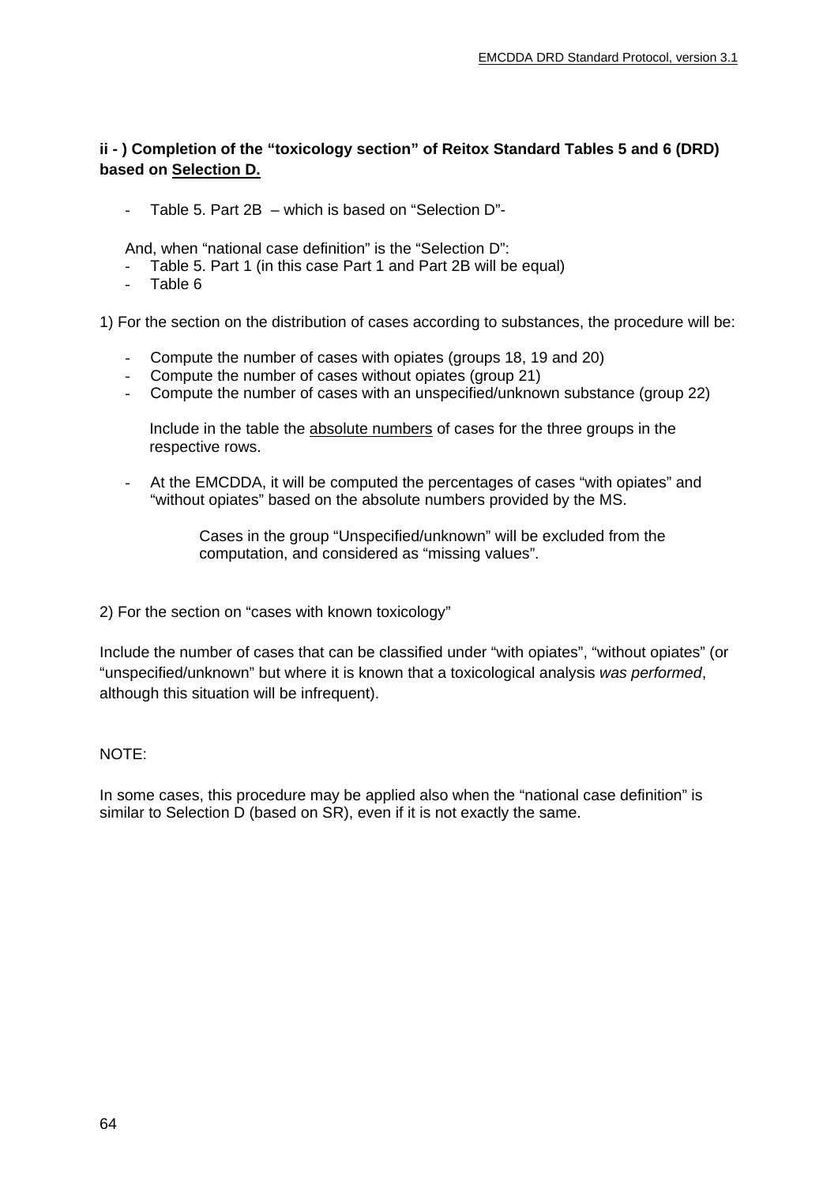**ii - ) Completion of the "toxicology section" of Reitox Standard Tables 5 and 6 (DRD) based on <u>Selection D.</u>**

- Table 5. Part 2B – which is based on "Selection D"-

And, when "national case definition" is the "Selection D":

- Table 5. Part 1 (in this case Part 1 and Part 2B will be equal)
- Table 6

1) For the section on the distribution of cases according to substances, the procedure will be:

- Compute the number of cases with opiates (groups 18, 19 and 20)
- Compute the number of cases without opiates (group 21)
- Compute the number of cases with an unspecified/unknown substance (group 22)

  Include in the table the <u>absolute numbers</u> of cases for the three groups in the respective rows.

- At the EMCDDA, it will be computed the percentages of cases "with opiates" and "without opiates" based on the absolute numbers provided by the MS.

  Cases in the group "Unspecified/unknown" will be excluded from the computation, and considered as "missing values".

2) For the section on "cases with known toxicology"

Include the number of cases that can be classified under "with opiates", "without opiates" (or "unspecified/unknown" but where it is known that a toxicological analysis *was performed*, although this situation will be infrequent).

NOTE:

In some cases, this procedure may be applied also when the "national case definition" is similar to Selection D (based on SR), even if it is not exactly the same.